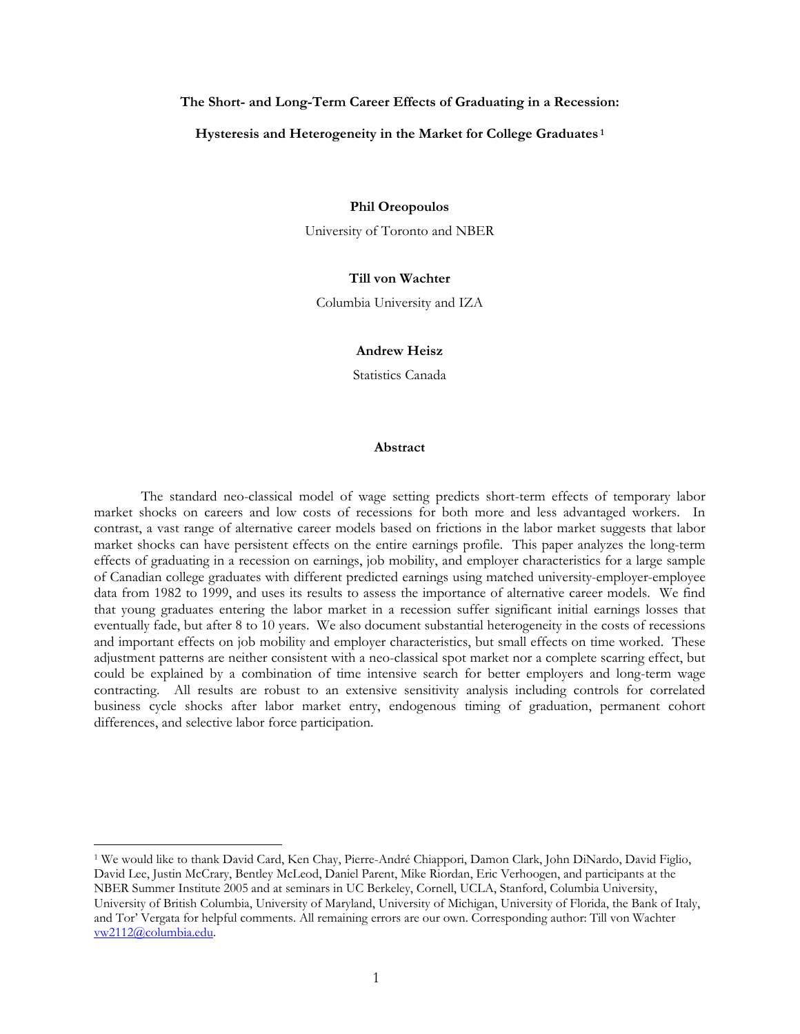# The Short- and Long-Term Career Effects of Graduating in a Recession:

## Hysteresis and Heterogeneity in the Market for College Graduates[1]

**Phil Oreopoulos**

University of Toronto and NBER

**Till von Wachter**

Columbia University and IZA

**Andrew Heisz**

Statistics Canada

### Abstract

The standard neo-classical model of wage setting predicts short-term effects of temporary labor market shocks on careers and low costs of recessions for both more and less advantaged workers. In contrast, a vast range of alternative career models based on frictions in the labor market suggests that labor market shocks can have persistent effects on the entire earnings profile. This paper analyzes the long-term effects of graduating in a recession on earnings, job mobility, and employer characteristics for a large sample of Canadian college graduates with different predicted earnings using matched university-employer-employee data from 1982 to 1999, and uses its results to assess the importance of alternative career models. We find that young graduates entering the labor market in a recession suffer significant initial earnings losses that eventually fade, but after 8 to 10 years. We also document substantial heterogeneity in the costs of recessions and important effects on job mobility and employer characteristics, but small effects on time worked. These adjustment patterns are neither consistent with a neo-classical spot market nor a complete scarring effect, but could be explained by a combination of time intensive search for better employers and long-term wage contracting. All results are robust to an extensive sensitivity analysis including controls for correlated business cycle shocks after labor market entry, endogenous timing of graduation, permanent cohort differences, and selective labor force participation.

---

[1] We would like to thank David Card, Ken Chay, Pierre-André Chiappori, Damon Clark, John DiNardo, David Figlio, David Lee, Justin McCrary, Bentley McLeod, Daniel Parent, Mike Riordan, Eric Verhoogen, and participants at the NBER Summer Institute 2005 and at seminars in UC Berkeley, Cornell, UCLA, Stanford, Columbia University, University of British Columbia, University of Maryland, University of Michigan, University of Florida, the Bank of Italy, and Tor' Vergata for helpful comments. All remaining errors are our own. Corresponding author: Till von Wachter vw2112@columbia.edu.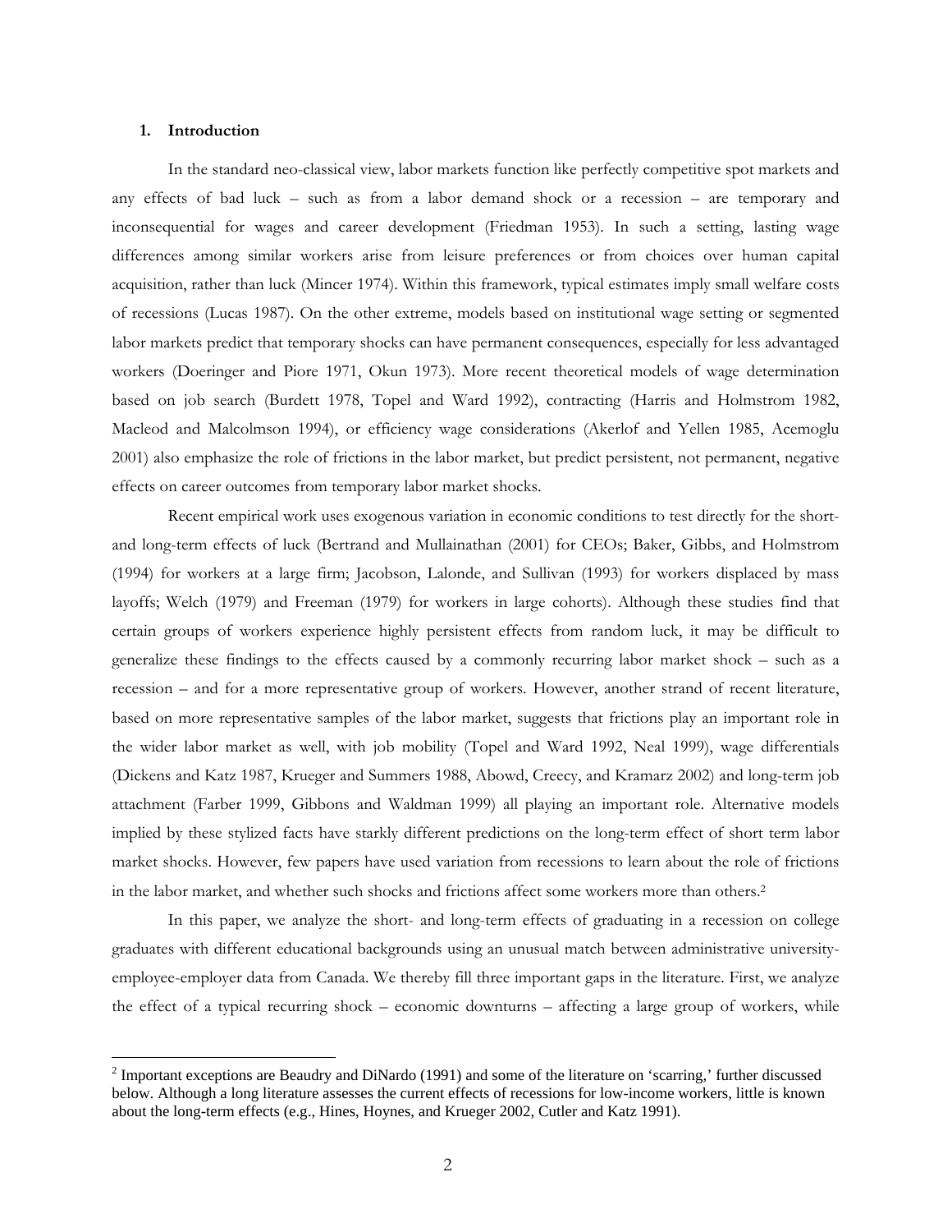## 1. Introduction

In the standard neo-classical view, labor markets function like perfectly competitive spot markets and any effects of bad luck – such as from a labor demand shock or a recession – are temporary and inconsequential for wages and career development (Friedman 1953). In such a setting, lasting wage differences among similar workers arise from leisure preferences or from choices over human capital acquisition, rather than luck (Mincer 1974). Within this framework, typical estimates imply small welfare costs of recessions (Lucas 1987). On the other extreme, models based on institutional wage setting or segmented labor markets predict that temporary shocks can have permanent consequences, especially for less advantaged workers (Doeringer and Piore 1971, Okun 1973). More recent theoretical models of wage determination based on job search (Burdett 1978, Topel and Ward 1992), contracting (Harris and Holmstrom 1982, Macleod and Malcolmson 1994), or efficiency wage considerations (Akerlof and Yellen 1985, Acemoglu 2001) also emphasize the role of frictions in the labor market, but predict persistent, not permanent, negative effects on career outcomes from temporary labor market shocks.

Recent empirical work uses exogenous variation in economic conditions to test directly for the short- and long-term effects of luck (Bertrand and Mullainathan (2001) for CEOs; Baker, Gibbs, and Holmstrom (1994) for workers at a large firm; Jacobson, Lalonde, and Sullivan (1993) for workers displaced by mass layoffs; Welch (1979) and Freeman (1979) for workers in large cohorts). Although these studies find that certain groups of workers experience highly persistent effects from random luck, it may be difficult to generalize these findings to the effects caused by a commonly recurring labor market shock – such as a recession – and for a more representative group of workers. However, another strand of recent literature, based on more representative samples of the labor market, suggests that frictions play an important role in the wider labor market as well, with job mobility (Topel and Ward 1992, Neal 1999), wage differentials (Dickens and Katz 1987, Krueger and Summers 1988, Abowd, Creecy, and Kramarz 2002) and long-term job attachment (Farber 1999, Gibbons and Waldman 1999) all playing an important role. Alternative models implied by these stylized facts have starkly different predictions on the long-term effect of short term labor market shocks. However, few papers have used variation from recessions to learn about the role of frictions in the labor market, and whether such shocks and frictions affect some workers more than others.[2]

In this paper, we analyze the short- and long-term effects of graduating in a recession on college graduates with different educational backgrounds using an unusual match between administrative university-employee-employer data from Canada. We thereby fill three important gaps in the literature. First, we analyze the effect of a typical recurring shock – economic downturns – affecting a large group of workers, while

[2] Important exceptions are Beaudry and DiNardo (1991) and some of the literature on 'scarring,' further discussed below. Although a long literature assesses the current effects of recessions for low-income workers, little is known about the long-term effects (e.g., Hines, Hoynes, and Krueger 2002, Cutler and Katz 1991).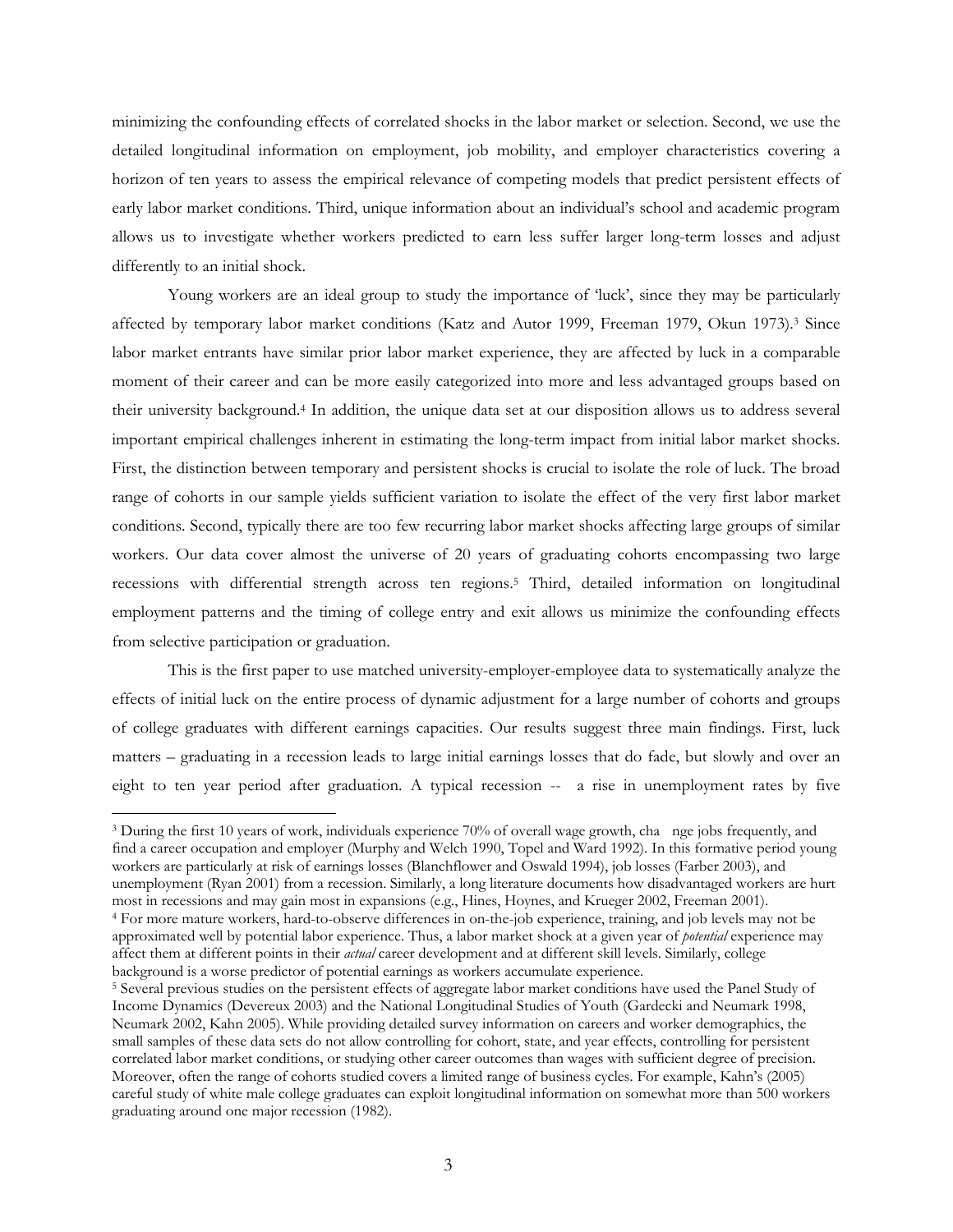minimizing the confounding effects of correlated shocks in the labor market or selection. Second, we use the detailed longitudinal information on employment, job mobility, and employer characteristics covering a horizon of ten years to assess the empirical relevance of competing models that predict persistent effects of early labor market conditions. Third, unique information about an individual's school and academic program allows us to investigate whether workers predicted to earn less suffer larger long-term losses and adjust differently to an initial shock.

Young workers are an ideal group to study the importance of 'luck', since they may be particularly affected by temporary labor market conditions (Katz and Autor 1999, Freeman 1979, Okun 1973).[3] Since labor market entrants have similar prior labor market experience, they are affected by luck in a comparable moment of their career and can be more easily categorized into more and less advantaged groups based on their university background.[4] In addition, the unique data set at our disposition allows us to address several important empirical challenges inherent in estimating the long-term impact from initial labor market shocks. First, the distinction between temporary and persistent shocks is crucial to isolate the role of luck. The broad range of cohorts in our sample yields sufficient variation to isolate the effect of the very first labor market conditions. Second, typically there are too few recurring labor market shocks affecting large groups of similar workers. Our data cover almost the universe of 20 years of graduating cohorts encompassing two large recessions with differential strength across ten regions.[5] Third, detailed information on longitudinal employment patterns and the timing of college entry and exit allows us minimize the confounding effects from selective participation or graduation.

This is the first paper to use matched university-employer-employee data to systematically analyze the effects of initial luck on the entire process of dynamic adjustment for a large number of cohorts and groups of college graduates with different earnings capacities. Our results suggest three main findings. First, luck matters – graduating in a recession leads to large initial earnings losses that do fade, but slowly and over an eight to ten year period after graduation. A typical recession -- a rise in unemployment rates by five

[3] During the first 10 years of work, individuals experience 70% of overall wage growth, change jobs frequently, and find a career occupation and employer (Murphy and Welch 1990, Topel and Ward 1992). In this formative period young workers are particularly at risk of earnings losses (Blanchflower and Oswald 1994), job losses (Farber 2003), and unemployment (Ryan 2001) from a recession. Similarly, a long literature documents how disadvantaged workers are hurt most in recessions and may gain most in expansions (e.g., Hines, Hoynes, and Krueger 2002, Freeman 2001).

[4] For more mature workers, hard-to-observe differences in on-the-job experience, training, and job levels may not be approximated well by potential labor experience. Thus, a labor market shock at a given year of *potential* experience may affect them at different points in their *actual* career development and at different skill levels. Similarly, college background is a worse predictor of potential earnings as workers accumulate experience.

[5] Several previous studies on the persistent effects of aggregate labor market conditions have used the Panel Study of Income Dynamics (Devereux 2003) and the National Longitudinal Studies of Youth (Gardecki and Neumark 1998, Neumark 2002, Kahn 2005). While providing detailed survey information on careers and worker demographics, the small samples of these data sets do not allow controlling for cohort, state, and year effects, controlling for persistent correlated labor market conditions, or studying other career outcomes than wages with sufficient degree of precision. Moreover, often the range of cohorts studied covers a limited range of business cycles. For example, Kahn's (2005) careful study of white male college graduates can exploit longitudinal information on somewhat more than 500 workers graduating around one major recession (1982).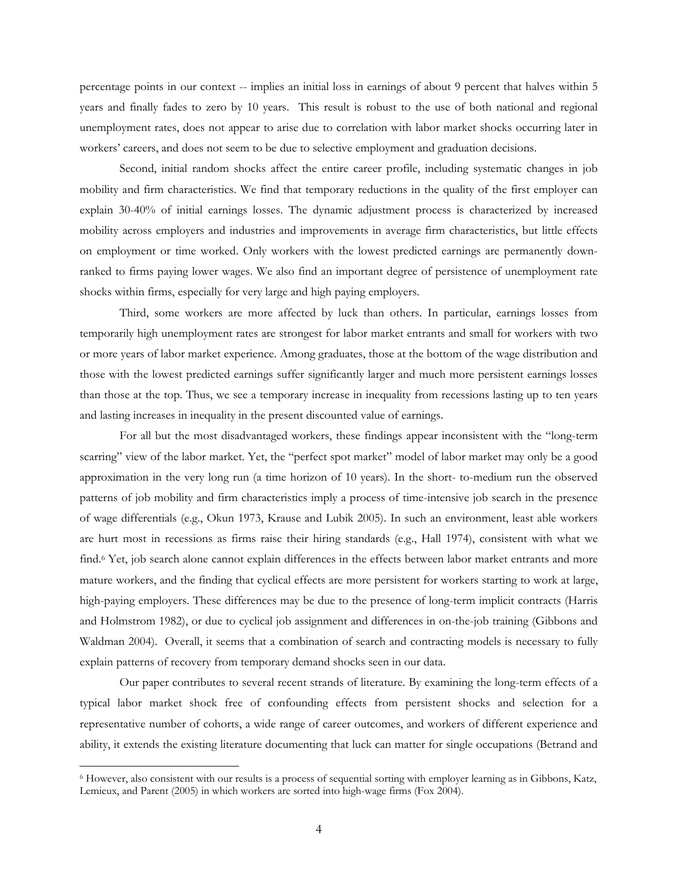percentage points in our context -- implies an initial loss in earnings of about 9 percent that halves within 5 years and finally fades to zero by 10 years. This result is robust to the use of both national and regional unemployment rates, does not appear to arise due to correlation with labor market shocks occurring later in workers' careers, and does not seem to be due to selective employment and graduation decisions.

Second, initial random shocks affect the entire career profile, including systematic changes in job mobility and firm characteristics. We find that temporary reductions in the quality of the first employer can explain 30-40% of initial earnings losses. The dynamic adjustment process is characterized by increased mobility across employers and industries and improvements in average firm characteristics, but little effects on employment or time worked. Only workers with the lowest predicted earnings are permanently down-ranked to firms paying lower wages. We also find an important degree of persistence of unemployment rate shocks within firms, especially for very large and high paying employers.

Third, some workers are more affected by luck than others. In particular, earnings losses from temporarily high unemployment rates are strongest for labor market entrants and small for workers with two or more years of labor market experience. Among graduates, those at the bottom of the wage distribution and those with the lowest predicted earnings suffer significantly larger and much more persistent earnings losses than those at the top. Thus, we see a temporary increase in inequality from recessions lasting up to ten years and lasting increases in inequality in the present discounted value of earnings.

For all but the most disadvantaged workers, these findings appear inconsistent with the "long-term scarring" view of the labor market. Yet, the "perfect spot market" model of labor market may only be a good approximation in the very long run (a time horizon of 10 years). In the short- to-medium run the observed patterns of job mobility and firm characteristics imply a process of time-intensive job search in the presence of wage differentials (e.g., Okun 1973, Krause and Lubik 2005). In such an environment, least able workers are hurt most in recessions as firms raise their hiring standards (e.g., Hall 1974), consistent with what we find.[6] Yet, job search alone cannot explain differences in the effects between labor market entrants and more mature workers, and the finding that cyclical effects are more persistent for workers starting to work at large, high-paying employers. These differences may be due to the presence of long-term implicit contracts (Harris and Holmstrom 1982), or due to cyclical job assignment and differences in on-the-job training (Gibbons and Waldman 2004). Overall, it seems that a combination of search and contracting models is necessary to fully explain patterns of recovery from temporary demand shocks seen in our data.

Our paper contributes to several recent strands of literature. By examining the long-term effects of a typical labor market shock free of confounding effects from persistent shocks and selection for a representative number of cohorts, a wide range of career outcomes, and workers of different experience and ability, it extends the existing literature documenting that luck can matter for single occupations (Betrand and

[6] However, also consistent with our results is a process of sequential sorting with employer learning as in Gibbons, Katz, Lemieux, and Parent (2005) in which workers are sorted into high-wage firms (Fox 2004).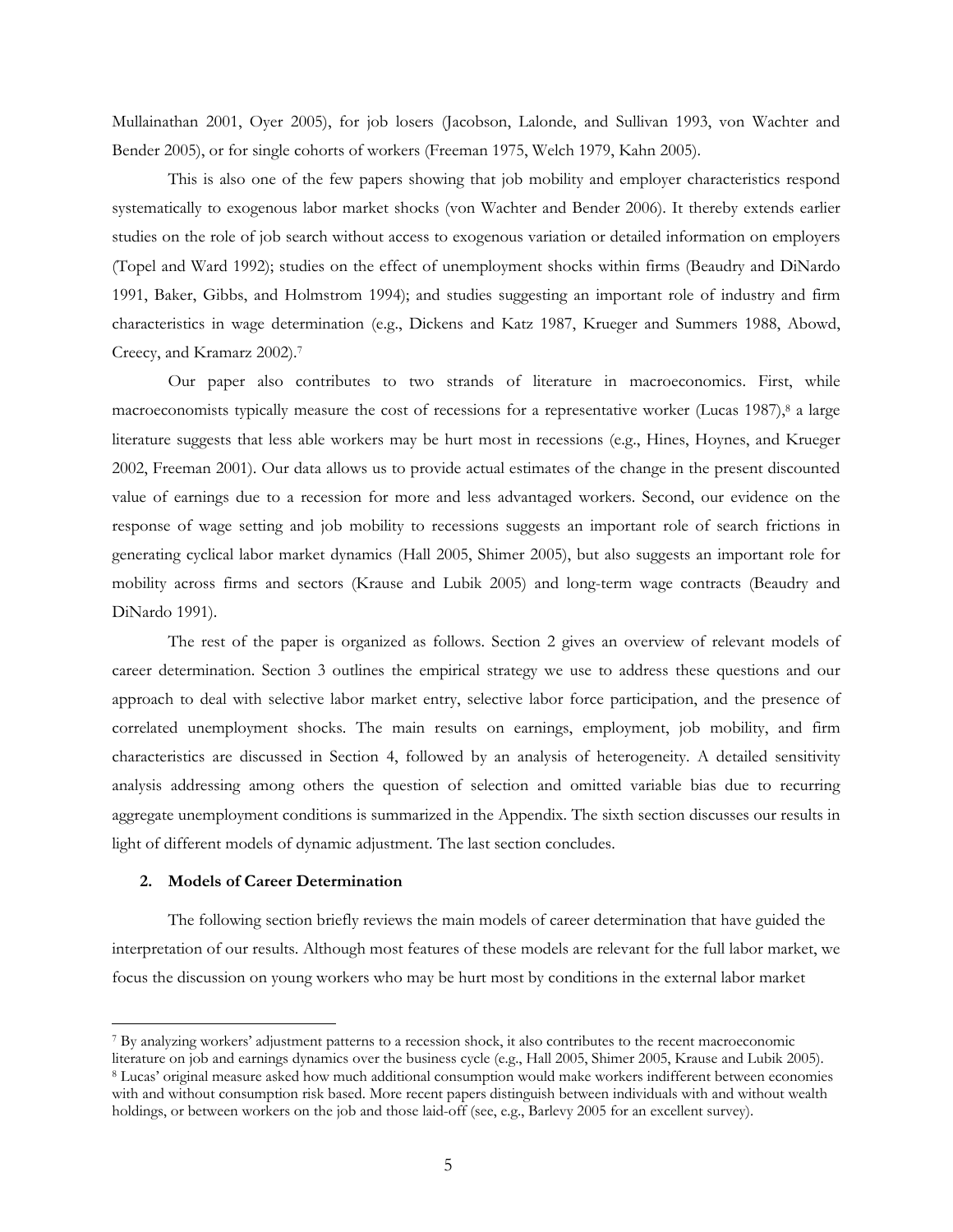Mullainathan 2001, Oyer 2005), for job losers (Jacobson, Lalonde, and Sullivan 1993, von Wachter and Bender 2005), or for single cohorts of workers (Freeman 1975, Welch 1979, Kahn 2005).

This is also one of the few papers showing that job mobility and employer characteristics respond systematically to exogenous labor market shocks (von Wachter and Bender 2006). It thereby extends earlier studies on the role of job search without access to exogenous variation or detailed information on employers (Topel and Ward 1992); studies on the effect of unemployment shocks within firms (Beaudry and DiNardo 1991, Baker, Gibbs, and Holmstrom 1994); and studies suggesting an important role of industry and firm characteristics in wage determination (e.g., Dickens and Katz 1987, Krueger and Summers 1988, Abowd, Creecy, and Kramarz 2002).[7]

Our paper also contributes to two strands of literature in macroeconomics. First, while macroeconomists typically measure the cost of recessions for a representative worker (Lucas 1987),[8] a large literature suggests that less able workers may be hurt most in recessions (e.g., Hines, Hoynes, and Krueger 2002, Freeman 2001). Our data allows us to provide actual estimates of the change in the present discounted value of earnings due to a recession for more and less advantaged workers. Second, our evidence on the response of wage setting and job mobility to recessions suggests an important role of search frictions in generating cyclical labor market dynamics (Hall 2005, Shimer 2005), but also suggests an important role for mobility across firms and sectors (Krause and Lubik 2005) and long-term wage contracts (Beaudry and DiNardo 1991).

The rest of the paper is organized as follows. Section 2 gives an overview of relevant models of career determination. Section 3 outlines the empirical strategy we use to address these questions and our approach to deal with selective labor market entry, selective labor force participation, and the presence of correlated unemployment shocks. The main results on earnings, employment, job mobility, and firm characteristics are discussed in Section 4, followed by an analysis of heterogeneity. A detailed sensitivity analysis addressing among others the question of selection and omitted variable bias due to recurring aggregate unemployment conditions is summarized in the Appendix. The sixth section discusses our results in light of different models of dynamic adjustment. The last section concludes.

## 2. Models of Career Determination

The following section briefly reviews the main models of career determination that have guided the interpretation of our results. Although most features of these models are relevant for the full labor market, we focus the discussion on young workers who may be hurt most by conditions in the external labor market

---

[7] By analyzing workers' adjustment patterns to a recession shock, it also contributes to the recent macroeconomic literature on job and earnings dynamics over the business cycle (e.g., Hall 2005, Shimer 2005, Krause and Lubik 2005).

[8] Lucas' original measure asked how much additional consumption would make workers indifferent between economies with and without consumption risk based. More recent papers distinguish between individuals with and without wealth holdings, or between workers on the job and those laid-off (see, e.g., Barlevy 2005 for an excellent survey).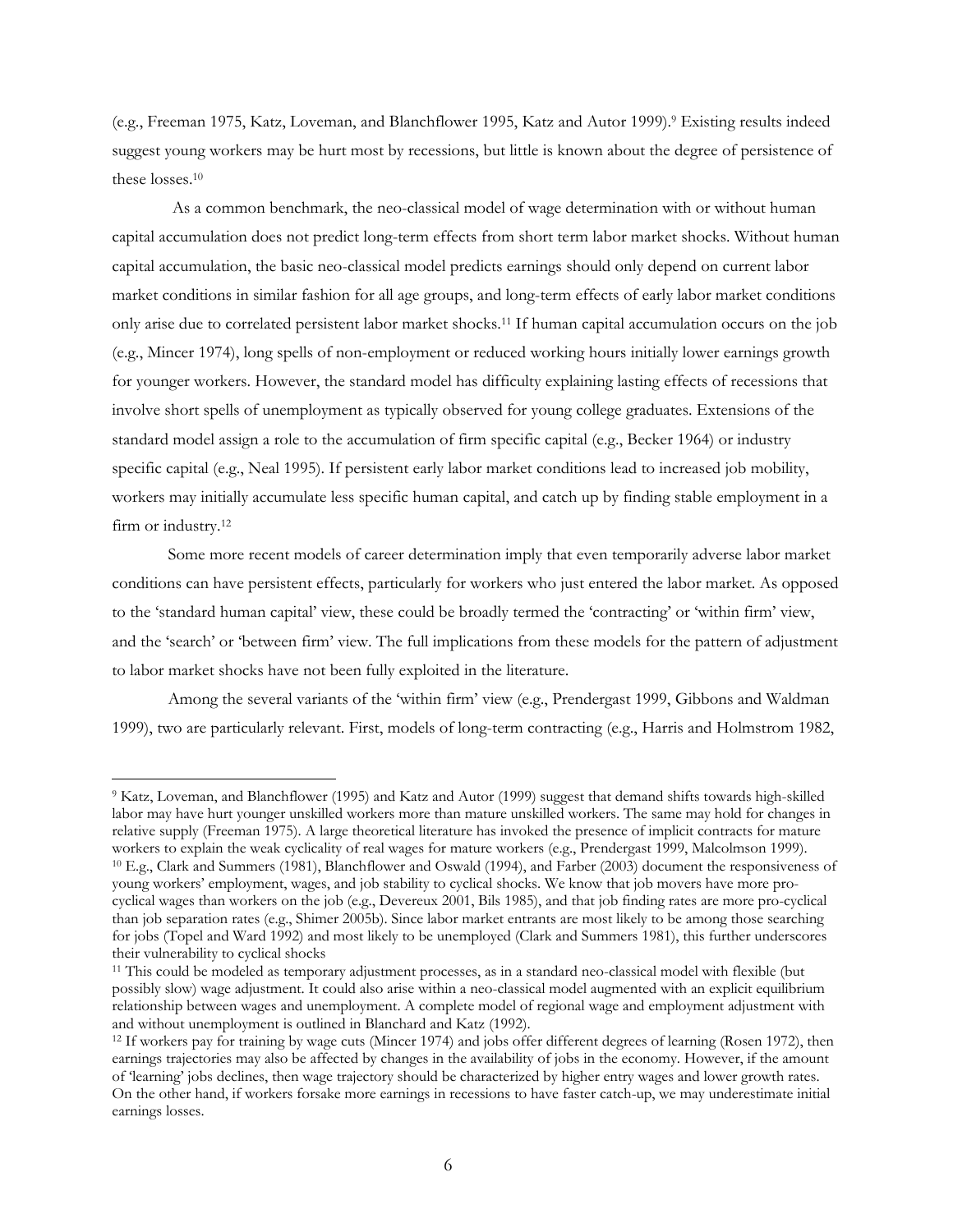(e.g., Freeman 1975, Katz, Loveman, and Blanchflower 1995, Katz and Autor 1999).[9] Existing results indeed suggest young workers may be hurt most by recessions, but little is known about the degree of persistence of these losses.[10]

As a common benchmark, the neo-classical model of wage determination with or without human capital accumulation does not predict long-term effects from short term labor market shocks. Without human capital accumulation, the basic neo-classical model predicts earnings should only depend on current labor market conditions in similar fashion for all age groups, and long-term effects of early labor market conditions only arise due to correlated persistent labor market shocks.[11] If human capital accumulation occurs on the job (e.g., Mincer 1974), long spells of non-employment or reduced working hours initially lower earnings growth for younger workers. However, the standard model has difficulty explaining lasting effects of recessions that involve short spells of unemployment as typically observed for young college graduates. Extensions of the standard model assign a role to the accumulation of firm specific capital (e.g., Becker 1964) or industry specific capital (e.g., Neal 1995). If persistent early labor market conditions lead to increased job mobility, workers may initially accumulate less specific human capital, and catch up by finding stable employment in a firm or industry.[12]

Some more recent models of career determination imply that even temporarily adverse labor market conditions can have persistent effects, particularly for workers who just entered the labor market. As opposed to the 'standard human capital' view, these could be broadly termed the 'contracting' or 'within firm' view, and the 'search' or 'between firm' view. The full implications from these models for the pattern of adjustment to labor market shocks have not been fully exploited in the literature.

Among the several variants of the 'within firm' view (e.g., Prendergast 1999, Gibbons and Waldman 1999), two are particularly relevant. First, models of long-term contracting (e.g., Harris and Holmstrom 1982,

---

[9] Katz, Loveman, and Blanchflower (1995) and Katz and Autor (1999) suggest that demand shifts towards high-skilled labor may have hurt younger unskilled workers more than mature unskilled workers. The same may hold for changes in relative supply (Freeman 1975). A large theoretical literature has invoked the presence of implicit contracts for mature workers to explain the weak cyclicality of real wages for mature workers (e.g., Prendergast 1999, Malcolmson 1999).

[10] E.g., Clark and Summers (1981), Blanchflower and Oswald (1994), and Farber (2003) document the responsiveness of young workers' employment, wages, and job stability to cyclical shocks. We know that job movers have more pro-cyclical wages than workers on the job (e.g., Devereux 2001, Bils 1985), and that job finding rates are more pro-cyclical than job separation rates (e.g., Shimer 2005b). Since labor market entrants are most likely to be among those searching for jobs (Topel and Ward 1992) and most likely to be unemployed (Clark and Summers 1981), this further underscores their vulnerability to cyclical shocks

[11] This could be modeled as temporary adjustment processes, as in a standard neo-classical model with flexible (but possibly slow) wage adjustment. It could also arise within a neo-classical model augmented with an explicit equilibrium relationship between wages and unemployment. A complete model of regional wage and employment adjustment with and without unemployment is outlined in Blanchard and Katz (1992).

[12] If workers pay for training by wage cuts (Mincer 1974) and jobs offer different degrees of learning (Rosen 1972), then earnings trajectories may also be affected by changes in the availability of jobs in the economy. However, if the amount of 'learning' jobs declines, then wage trajectory should be characterized by higher entry wages and lower growth rates. On the other hand, if workers forsake more earnings in recessions to have faster catch-up, we may underestimate initial earnings losses.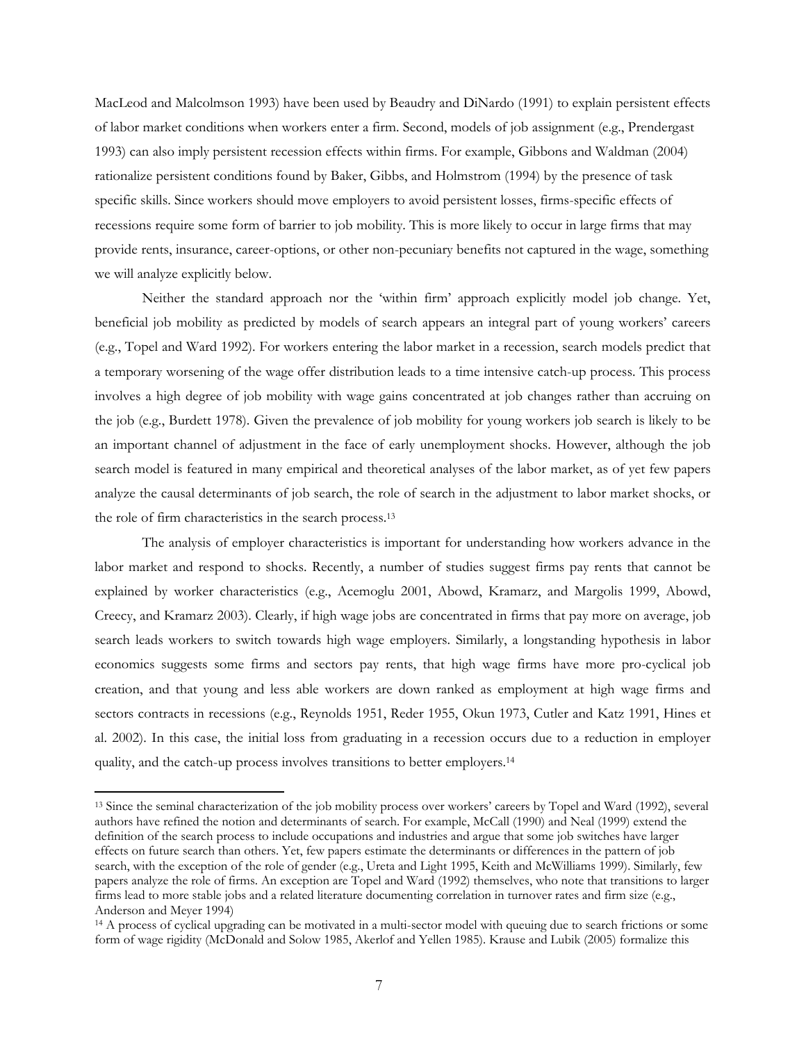MacLeod and Malcolmson 1993) have been used by Beaudry and DiNardo (1991) to explain persistent effects of labor market conditions when workers enter a firm. Second, models of job assignment (e.g., Prendergast 1993) can also imply persistent recession effects within firms. For example, Gibbons and Waldman (2004) rationalize persistent conditions found by Baker, Gibbs, and Holmstrom (1994) by the presence of task specific skills. Since workers should move employers to avoid persistent losses, firms-specific effects of recessions require some form of barrier to job mobility. This is more likely to occur in large firms that may provide rents, insurance, career-options, or other non-pecuniary benefits not captured in the wage, something we will analyze explicitly below.

Neither the standard approach nor the 'within firm' approach explicitly model job change. Yet, beneficial job mobility as predicted by models of search appears an integral part of young workers' careers (e.g., Topel and Ward 1992). For workers entering the labor market in a recession, search models predict that a temporary worsening of the wage offer distribution leads to a time intensive catch-up process. This process involves a high degree of job mobility with wage gains concentrated at job changes rather than accruing on the job (e.g., Burdett 1978). Given the prevalence of job mobility for young workers job search is likely to be an important channel of adjustment in the face of early unemployment shocks. However, although the job search model is featured in many empirical and theoretical analyses of the labor market, as of yet few papers analyze the causal determinants of job search, the role of search in the adjustment to labor market shocks, or the role of firm characteristics in the search process.[13]

The analysis of employer characteristics is important for understanding how workers advance in the labor market and respond to shocks. Recently, a number of studies suggest firms pay rents that cannot be explained by worker characteristics (e.g., Acemoglu 2001, Abowd, Kramarz, and Margolis 1999, Abowd, Creecy, and Kramarz 2003). Clearly, if high wage jobs are concentrated in firms that pay more on average, job search leads workers to switch towards high wage employers. Similarly, a longstanding hypothesis in labor economics suggests some firms and sectors pay rents, that high wage firms have more pro-cyclical job creation, and that young and less able workers are down ranked as employment at high wage firms and sectors contracts in recessions (e.g., Reynolds 1951, Reder 1955, Okun 1973, Cutler and Katz 1991, Hines et al. 2002). In this case, the initial loss from graduating in a recession occurs due to a reduction in employer quality, and the catch-up process involves transitions to better employers.[14]

[13] Since the seminal characterization of the job mobility process over workers' careers by Topel and Ward (1992), several authors have refined the notion and determinants of search. For example, McCall (1990) and Neal (1999) extend the definition of the search process to include occupations and industries and argue that some job switches have larger effects on future search than others. Yet, few papers estimate the determinants or differences in the pattern of job search, with the exception of the role of gender (e.g., Ureta and Light 1995, Keith and McWilliams 1999). Similarly, few papers analyze the role of firms. An exception are Topel and Ward (1992) themselves, who note that transitions to larger firms lead to more stable jobs and a related literature documenting correlation in turnover rates and firm size (e.g., Anderson and Meyer 1994)

[14] A process of cyclical upgrading can be motivated in a multi-sector model with queuing due to search frictions or some form of wage rigidity (McDonald and Solow 1985, Akerlof and Yellen 1985). Krause and Lubik (2005) formalize this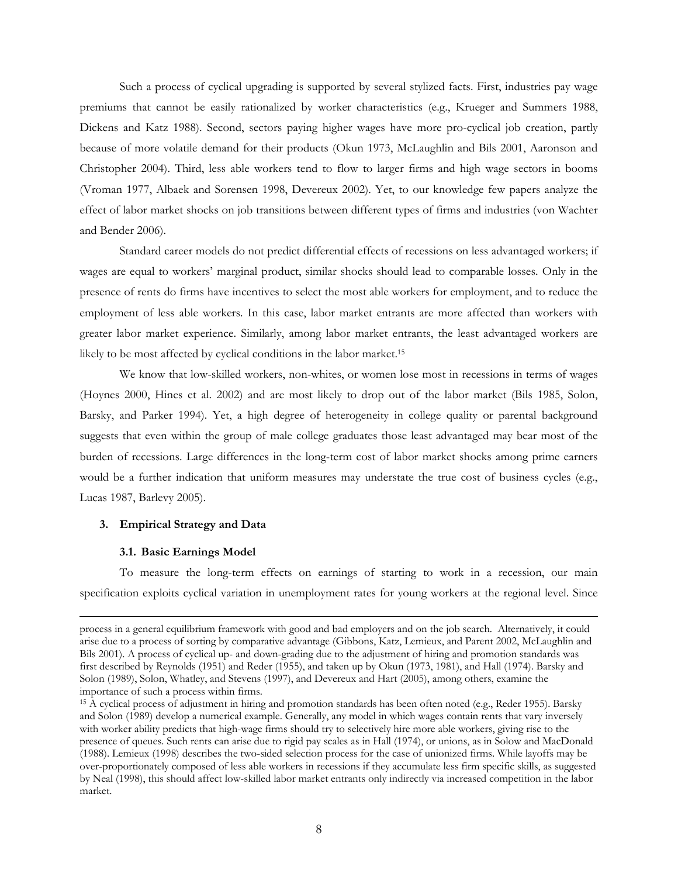Such a process of cyclical upgrading is supported by several stylized facts. First, industries pay wage premiums that cannot be easily rationalized by worker characteristics (e.g., Krueger and Summers 1988, Dickens and Katz 1988). Second, sectors paying higher wages have more pro-cyclical job creation, partly because of more volatile demand for their products (Okun 1973, McLaughlin and Bils 2001, Aaronson and Christopher 2004). Third, less able workers tend to flow to larger firms and high wage sectors in booms (Vroman 1977, Albaek and Sorensen 1998, Devereux 2002). Yet, to our knowledge few papers analyze the effect of labor market shocks on job transitions between different types of firms and industries (von Wachter and Bender 2006).

Standard career models do not predict differential effects of recessions on less advantaged workers; if wages are equal to workers' marginal product, similar shocks should lead to comparable losses. Only in the presence of rents do firms have incentives to select the most able workers for employment, and to reduce the employment of less able workers. In this case, labor market entrants are more affected than workers with greater labor market experience. Similarly, among labor market entrants, the least advantaged workers are likely to be most affected by cyclical conditions in the labor market.[15]

We know that low-skilled workers, non-whites, or women lose most in recessions in terms of wages (Hoynes 2000, Hines et al. 2002) and are most likely to drop out of the labor market (Bils 1985, Solon, Barsky, and Parker 1994). Yet, a high degree of heterogeneity in college quality or parental background suggests that even within the group of male college graduates those least advantaged may bear most of the burden of recessions. Large differences in the long-term cost of labor market shocks among prime earners would be a further indication that uniform measures may understate the true cost of business cycles (e.g., Lucas 1987, Barlevy 2005).

## 3. Empirical Strategy and Data

### 3.1. Basic Earnings Model

To measure the long-term effects on earnings of starting to work in a recession, our main specification exploits cyclical variation in unemployment rates for young workers at the regional level. Since

---

process in a general equilibrium framework with good and bad employers and on the job search. Alternatively, it could arise due to a process of sorting by comparative advantage (Gibbons, Katz, Lemieux, and Parent 2002, McLaughlin and Bils 2001). A process of cyclical up- and down-grading due to the adjustment of hiring and promotion standards was first described by Reynolds (1951) and Reder (1955), and taken up by Okun (1973, 1981), and Hall (1974). Barsky and Solon (1989), Solon, Whatley, and Stevens (1997), and Devereux and Hart (2005), among others, examine the importance of such a process within firms.

[15] A cyclical process of adjustment in hiring and promotion standards has been often noted (e.g., Reder 1955). Barsky and Solon (1989) develop a numerical example. Generally, any model in which wages contain rents that vary inversely with worker ability predicts that high-wage firms should try to selectively hire more able workers, giving rise to the presence of queues. Such rents can arise due to rigid pay scales as in Hall (1974), or unions, as in Solow and MacDonald (1988). Lemieux (1998) describes the two-sided selection process for the case of unionized firms. While layoffs may be over-proportionately composed of less able workers in recessions if they accumulate less firm specific skills, as suggested by Neal (1998), this should affect low-skilled labor market entrants only indirectly via increased competition in the labor market.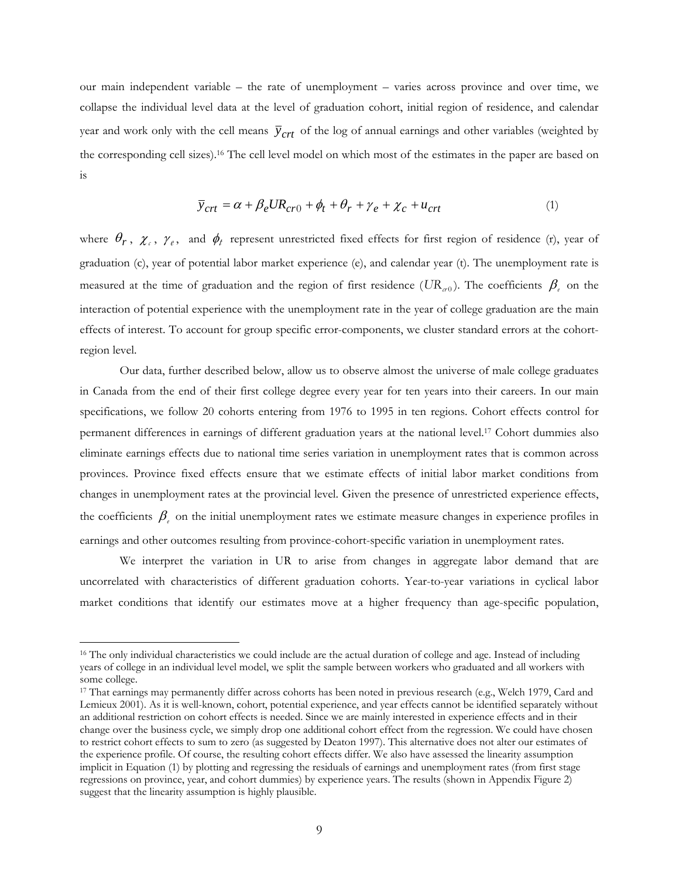our main independent variable – the rate of unemployment – varies across province and over time, we collapse the individual level data at the level of graduation cohort, initial region of residence, and calendar year and work only with the cell means $\bar{y}_{crt}$ of the log of annual earnings and other variables (weighted by the corresponding cell sizes).[16] The cell level model on which most of the estimates in the paper are based on is

$$\bar{y}_{crt} = \alpha + \beta_e UR_{cr0} + \phi_t + \theta_r + \gamma_e + \chi_c + u_{crt} \tag{1}$$

where $\theta_r$, $\chi_c$, $\gamma_e$, and $\phi_t$ represent unrestricted fixed effects for first region of residence (r), year of graduation (c), year of potential labor market experience (e), and calendar year (t). The unemployment rate is measured at the time of graduation and the region of first residence ($UR_{cr0}$). The coefficients $\beta_e$ on the interaction of potential experience with the unemployment rate in the year of college graduation are the main effects of interest. To account for group specific error-components, we cluster standard errors at the cohort-region level.

Our data, further described below, allow us to observe almost the universe of male college graduates in Canada from the end of their first college degree every year for ten years into their careers. In our main specifications, we follow 20 cohorts entering from 1976 to 1995 in ten regions. Cohort effects control for permanent differences in earnings of different graduation years at the national level.[17] Cohort dummies also eliminate earnings effects due to national time series variation in unemployment rates that is common across provinces. Province fixed effects ensure that we estimate effects of initial labor market conditions from changes in unemployment rates at the provincial level. Given the presence of unrestricted experience effects, the coefficients $\beta_e$ on the initial unemployment rates we estimate measure changes in experience profiles in earnings and other outcomes resulting from province-cohort-specific variation in unemployment rates.

We interpret the variation in UR to arise from changes in aggregate labor demand that are uncorrelated with characteristics of different graduation cohorts. Year-to-year variations in cyclical labor market conditions that identify our estimates move at a higher frequency than age-specific population,

---

[16] The only individual characteristics we could include are the actual duration of college and age. Instead of including years of college in an individual level model, we split the sample between workers who graduated and all workers with some college.

[17] That earnings may permanently differ across cohorts has been noted in previous research (e.g., Welch 1979, Card and Lemieux 2001). As it is well-known, cohort, potential experience, and year effects cannot be identified separately without an additional restriction on cohort effects is needed. Since we are mainly interested in experience effects and in their change over the business cycle, we simply drop one additional cohort effect from the regression. We could have chosen to restrict cohort effects to sum to zero (as suggested by Deaton 1997). This alternative does not alter our estimates of the experience profile. Of course, the resulting cohort effects differ. We also have assessed the linearity assumption implicit in Equation (1) by plotting and regressing the residuals of earnings and unemployment rates (from first stage regressions on province, year, and cohort dummies) by experience years. The results (shown in Appendix Figure 2) suggest that the linearity assumption is highly plausible.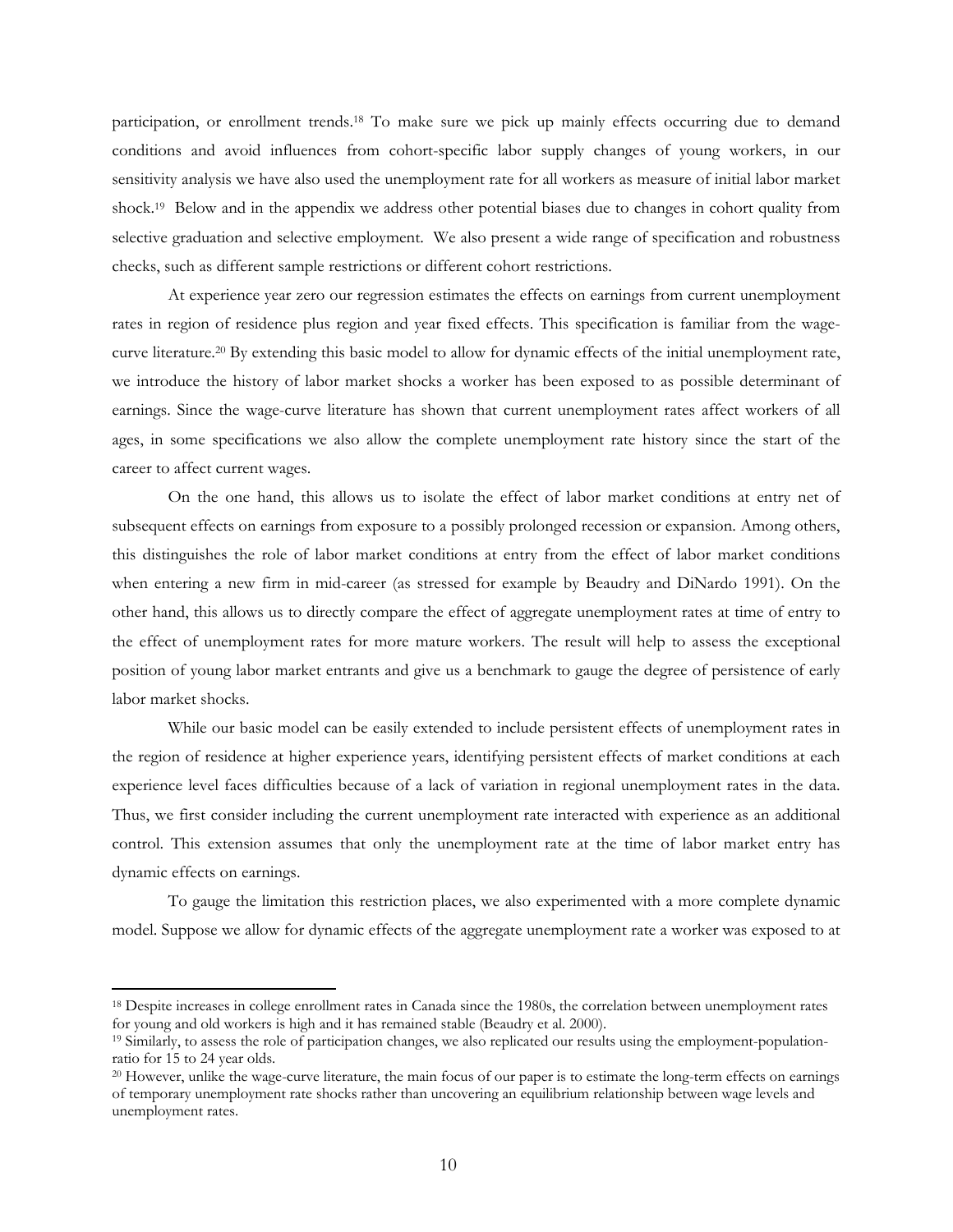participation, or enrollment trends.[18] To make sure we pick up mainly effects occurring due to demand conditions and avoid influences from cohort-specific labor supply changes of young workers, in our sensitivity analysis we have also used the unemployment rate for all workers as measure of initial labor market shock.[19] Below and in the appendix we address other potential biases due to changes in cohort quality from selective graduation and selective employment. We also present a wide range of specification and robustness checks, such as different sample restrictions or different cohort restrictions.

At experience year zero our regression estimates the effects on earnings from current unemployment rates in region of residence plus region and year fixed effects. This specification is familiar from the wage-curve literature.[20] By extending this basic model to allow for dynamic effects of the initial unemployment rate, we introduce the history of labor market shocks a worker has been exposed to as possible determinant of earnings. Since the wage-curve literature has shown that current unemployment rates affect workers of all ages, in some specifications we also allow the complete unemployment rate history since the start of the career to affect current wages.

On the one hand, this allows us to isolate the effect of labor market conditions at entry net of subsequent effects on earnings from exposure to a possibly prolonged recession or expansion. Among others, this distinguishes the role of labor market conditions at entry from the effect of labor market conditions when entering a new firm in mid-career (as stressed for example by Beaudry and DiNardo 1991). On the other hand, this allows us to directly compare the effect of aggregate unemployment rates at time of entry to the effect of unemployment rates for more mature workers. The result will help to assess the exceptional position of young labor market entrants and give us a benchmark to gauge the degree of persistence of early labor market shocks.

While our basic model can be easily extended to include persistent effects of unemployment rates in the region of residence at higher experience years, identifying persistent effects of market conditions at each experience level faces difficulties because of a lack of variation in regional unemployment rates in the data. Thus, we first consider including the current unemployment rate interacted with experience as an additional control. This extension assumes that only the unemployment rate at the time of labor market entry has dynamic effects on earnings.

To gauge the limitation this restriction places, we also experimented with a more complete dynamic model. Suppose we allow for dynamic effects of the aggregate unemployment rate a worker was exposed to at

---

[18] Despite increases in college enrollment rates in Canada since the 1980s, the correlation between unemployment rates for young and old workers is high and it has remained stable (Beaudry et al. 2000).

[19] Similarly, to assess the role of participation changes, we also replicated our results using the employment-population-ratio for 15 to 24 year olds.

[20] However, unlike the wage-curve literature, the main focus of our paper is to estimate the long-term effects on earnings of temporary unemployment rate shocks rather than uncovering an equilibrium relationship between wage levels and unemployment rates.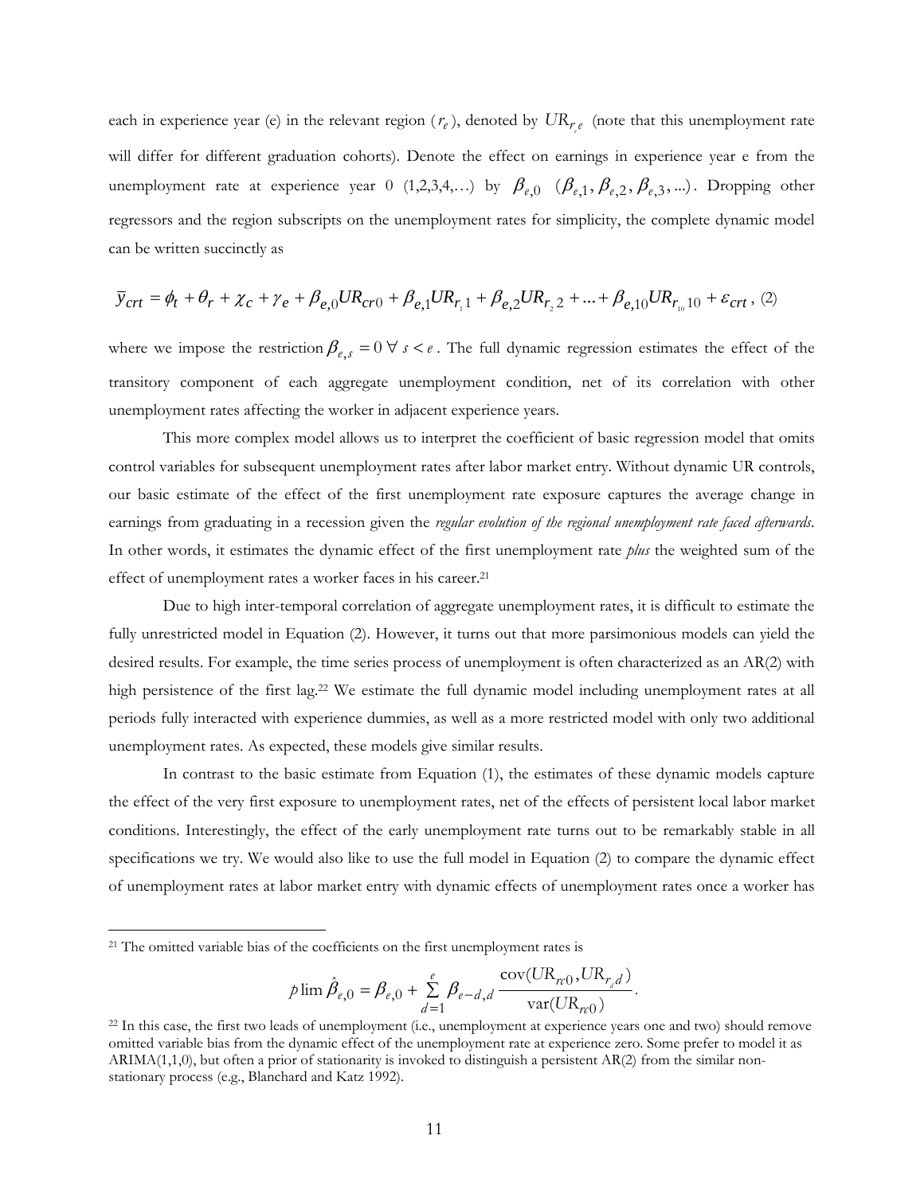each in experience year (e) in the relevant region ($r_e$), denoted by $UR_{r_e e}$ (note that this unemployment rate will differ for different graduation cohorts). Denote the effect on earnings in experience year e from the unemployment rate at experience year 0 (1,2,3,4,…) by $\beta_{e,0}$ $(\beta_{e,1}, \beta_{e,2}, \beta_{e,3}, ...)$. Dropping other regressors and the region subscripts on the unemployment rates for simplicity, the complete dynamic model can be written succinctly as

$$\bar{y}_{crt} = \phi_t + \theta_r + \chi_c + \gamma_e + \beta_{e,0} UR_{cr0} + \beta_{e,1} UR_{r_1 1} + \beta_{e,2} UR_{r_2 2} + ... + \beta_{e,10} UR_{r_{10} 10} + \varepsilon_{crt}, \quad (2)$$

where we impose the restriction $\beta_{e,s} = 0 \; \forall \; s < e$. The full dynamic regression estimates the effect of the transitory component of each aggregate unemployment condition, net of its correlation with other unemployment rates affecting the worker in adjacent experience years.

This more complex model allows us to interpret the coefficient of basic regression model that omits control variables for subsequent unemployment rates after labor market entry. Without dynamic UR controls, our basic estimate of the effect of the first unemployment rate exposure captures the average change in earnings from graduating in a recession given the *regular evolution of the regional unemployment rate faced afterwards*. In other words, it estimates the dynamic effect of the first unemployment rate *plus* the weighted sum of the effect of unemployment rates a worker faces in his career.[21]

Due to high inter-temporal correlation of aggregate unemployment rates, it is difficult to estimate the fully unrestricted model in Equation (2). However, it turns out that more parsimonious models can yield the desired results. For example, the time series process of unemployment is often characterized as an AR(2) with high persistence of the first lag.[22] We estimate the full dynamic model including unemployment rates at all periods fully interacted with experience dummies, as well as a more restricted model with only two additional unemployment rates. As expected, these models give similar results.

In contrast to the basic estimate from Equation (1), the estimates of these dynamic models capture the effect of the very first exposure to unemployment rates, net of the effects of persistent local labor market conditions. Interestingly, the effect of the early unemployment rate turns out to be remarkably stable in all specifications we try. We would also like to use the full model in Equation (2) to compare the dynamic effect of unemployment rates at labor market entry with dynamic effects of unemployment rates once a worker has

---

[21] The omitted variable bias of the coefficients on the first unemployment rates is

$$p\lim \hat{\beta}_{e,0} = \beta_{e,0} + \sum_{d=1}^{e} \beta_{e-d,d} \frac{\text{cov}(UR_{rc0}, UR_{r_d d})}{\text{var}(UR_{rc0})}.$$

[22] In this case, the first two leads of unemployment (i.e., unemployment at experience years one and two) should remove omitted variable bias from the dynamic effect of the unemployment rate at experience zero. Some prefer to model it as ARIMA(1,1,0), but often a prior of stationarity is invoked to distinguish a persistent AR(2) from the similar non-stationary process (e.g., Blanchard and Katz 1992).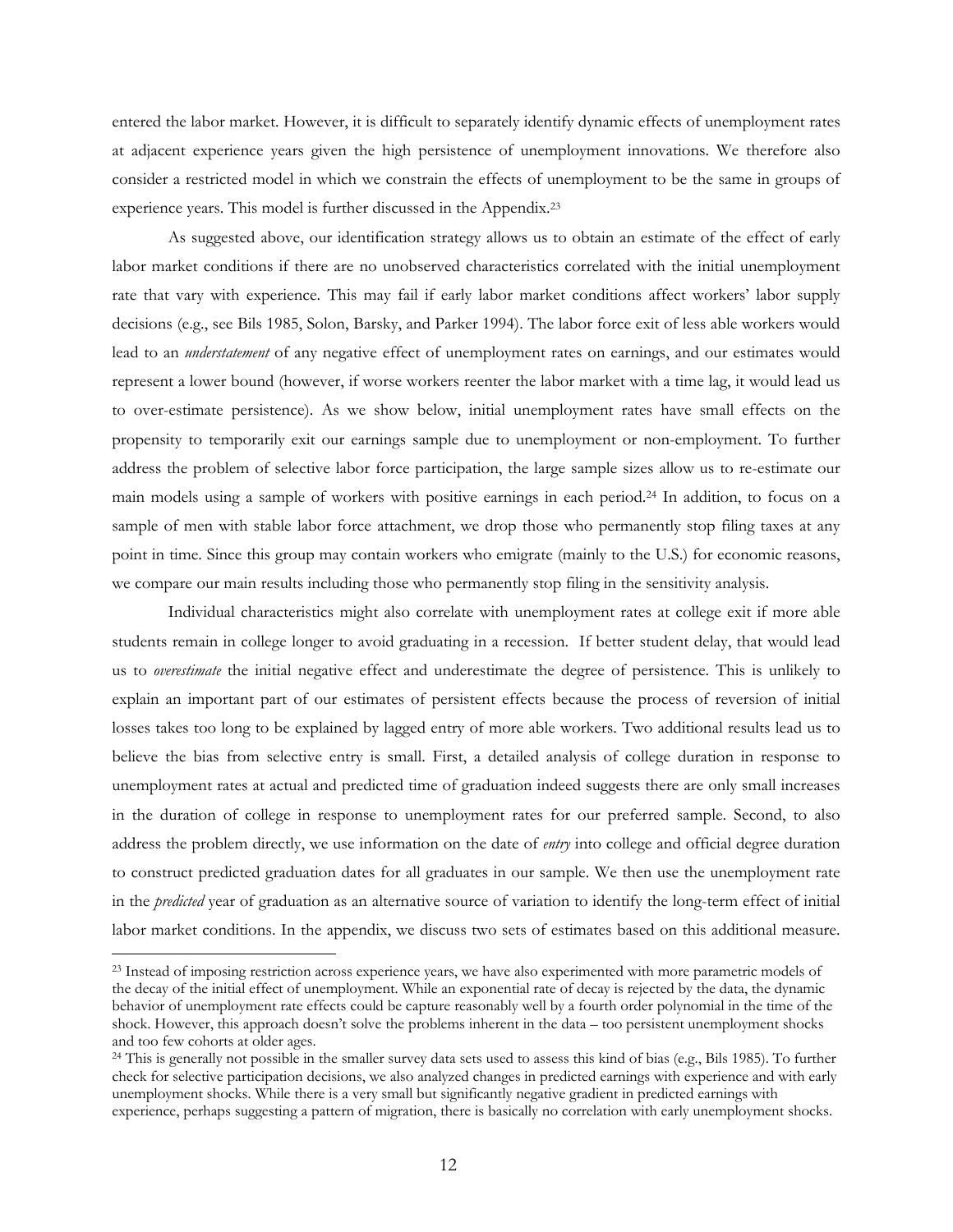entered the labor market. However, it is difficult to separately identify dynamic effects of unemployment rates at adjacent experience years given the high persistence of unemployment innovations. We therefore also consider a restricted model in which we constrain the effects of unemployment to be the same in groups of experience years. This model is further discussed in the Appendix.[23]

As suggested above, our identification strategy allows us to obtain an estimate of the effect of early labor market conditions if there are no unobserved characteristics correlated with the initial unemployment rate that vary with experience. This may fail if early labor market conditions affect workers' labor supply decisions (e.g., see Bils 1985, Solon, Barsky, and Parker 1994). The labor force exit of less able workers would lead to an *understatement* of any negative effect of unemployment rates on earnings, and our estimates would represent a lower bound (however, if worse workers reenter the labor market with a time lag, it would lead us to over-estimate persistence). As we show below, initial unemployment rates have small effects on the propensity to temporarily exit our earnings sample due to unemployment or non-employment. To further address the problem of selective labor force participation, the large sample sizes allow us to re-estimate our main models using a sample of workers with positive earnings in each period.[24] In addition, to focus on a sample of men with stable labor force attachment, we drop those who permanently stop filing taxes at any point in time. Since this group may contain workers who emigrate (mainly to the U.S.) for economic reasons, we compare our main results including those who permanently stop filing in the sensitivity analysis.

Individual characteristics might also correlate with unemployment rates at college exit if more able students remain in college longer to avoid graduating in a recession. If better student delay, that would lead us to *overestimate* the initial negative effect and underestimate the degree of persistence. This is unlikely to explain an important part of our estimates of persistent effects because the process of reversion of initial losses takes too long to be explained by lagged entry of more able workers. Two additional results lead us to believe the bias from selective entry is small. First, a detailed analysis of college duration in response to unemployment rates at actual and predicted time of graduation indeed suggests there are only small increases in the duration of college in response to unemployment rates for our preferred sample. Second, to also address the problem directly, we use information on the date of *entry* into college and official degree duration to construct predicted graduation dates for all graduates in our sample. We then use the unemployment rate in the *predicted* year of graduation as an alternative source of variation to identify the long-term effect of initial labor market conditions. In the appendix, we discuss two sets of estimates based on this additional measure.

[23] Instead of imposing restriction across experience years, we have also experimented with more parametric models of the decay of the initial effect of unemployment. While an exponential rate of decay is rejected by the data, the dynamic behavior of unemployment rate effects could be capture reasonably well by a fourth order polynomial in the time of the shock. However, this approach doesn't solve the problems inherent in the data – too persistent unemployment shocks and too few cohorts at older ages.

[24] This is generally not possible in the smaller survey data sets used to assess this kind of bias (e.g., Bils 1985). To further check for selective participation decisions, we also analyzed changes in predicted earnings with experience and with early unemployment shocks. While there is a very small but significantly negative gradient in predicted earnings with experience, perhaps suggesting a pattern of migration, there is basically no correlation with early unemployment shocks.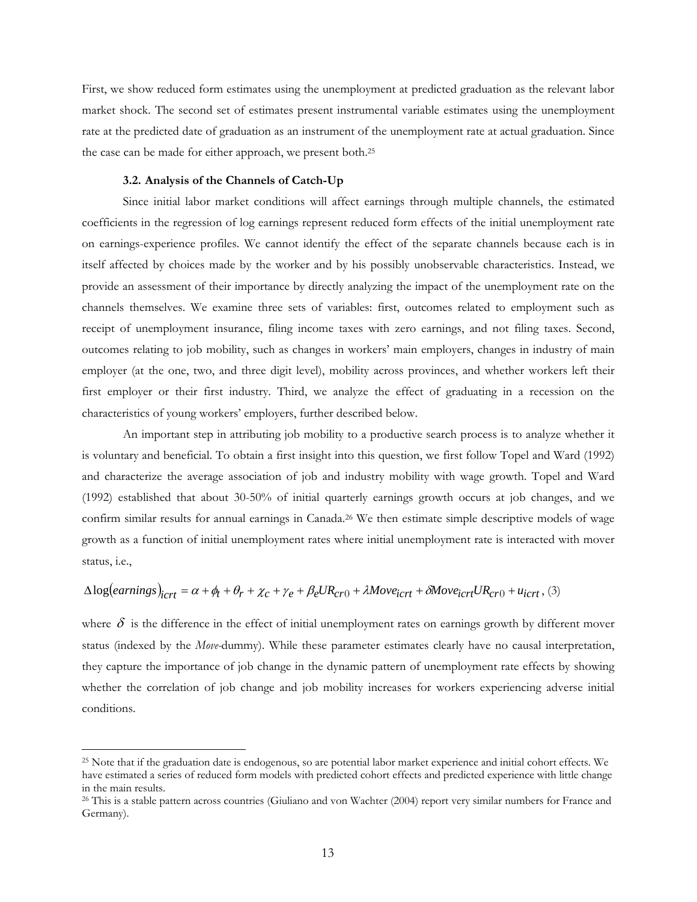First, we show reduced form estimates using the unemployment at predicted graduation as the relevant labor market shock. The second set of estimates present instrumental variable estimates using the unemployment rate at the predicted date of graduation as an instrument of the unemployment rate at actual graduation. Since the case can be made for either approach, we present both.[25]

### 3.2. Analysis of the Channels of Catch-Up

Since initial labor market conditions will affect earnings through multiple channels, the estimated coefficients in the regression of log earnings represent reduced form effects of the initial unemployment rate on earnings-experience profiles. We cannot identify the effect of the separate channels because each is in itself affected by choices made by the worker and by his possibly unobservable characteristics. Instead, we provide an assessment of their importance by directly analyzing the impact of the unemployment rate on the channels themselves. We examine three sets of variables: first, outcomes related to employment such as receipt of unemployment insurance, filing income taxes with zero earnings, and not filing taxes. Second, outcomes relating to job mobility, such as changes in workers' main employers, changes in industry of main employer (at the one, two, and three digit level), mobility across provinces, and whether workers left their first employer or their first industry. Third, we analyze the effect of graduating in a recession on the characteristics of young workers' employers, further described below.

An important step in attributing job mobility to a productive search process is to analyze whether it is voluntary and beneficial. To obtain a first insight into this question, we first follow Topel and Ward (1992) and characterize the average association of job and industry mobility with wage growth. Topel and Ward (1992) established that about 30-50% of initial quarterly earnings growth occurs at job changes, and we confirm similar results for annual earnings in Canada.[26] We then estimate simple descriptive models of wage growth as a function of initial unemployment rates where initial unemployment rate is interacted with mover status, i.e.,

$$\Delta \log(earnings)_{icrt} = \alpha + \phi_t + \theta_r + \chi_c + \gamma_e + \beta_e UR_{cr0} + \lambda Move_{icrt} + \delta Move_{icrt} UR_{cr0} + u_{icrt}, \quad (3)$$

where $\delta$ is the difference in the effect of initial unemployment rates on earnings growth by different mover status (indexed by the *Move*-dummy). While these parameter estimates clearly have no causal interpretation, they capture the importance of job change in the dynamic pattern of unemployment rate effects by showing whether the correlation of job change and job mobility increases for workers experiencing adverse initial conditions.

---

[25] Note that if the graduation date is endogenous, so are potential labor market experience and initial cohort effects. We have estimated a series of reduced form models with predicted cohort effects and predicted experience with little change in the main results.

[26] This is a stable pattern across countries (Giuliano and von Wachter (2004) report very similar numbers for France and Germany).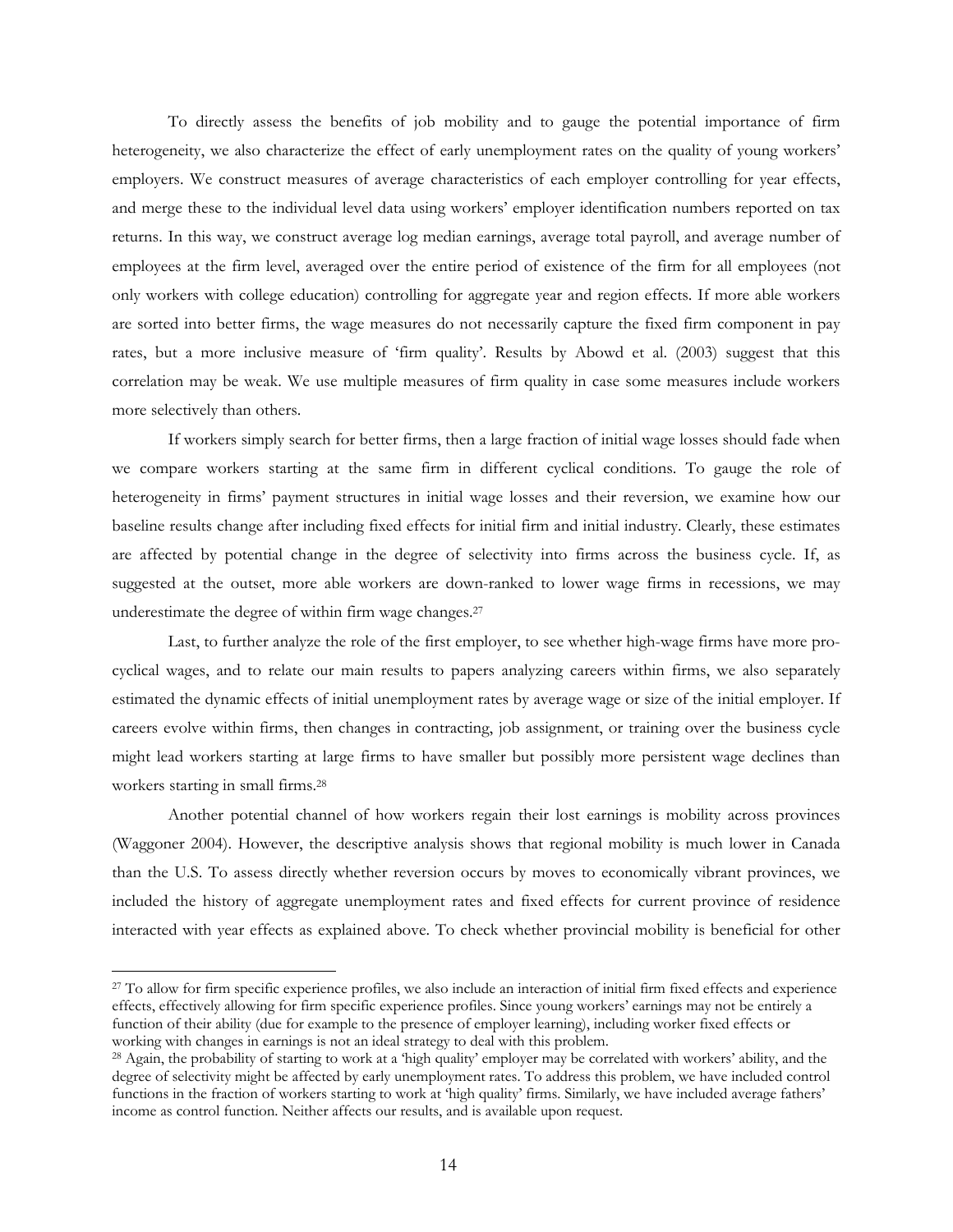To directly assess the benefits of job mobility and to gauge the potential importance of firm heterogeneity, we also characterize the effect of early unemployment rates on the quality of young workers' employers. We construct measures of average characteristics of each employer controlling for year effects, and merge these to the individual level data using workers' employer identification numbers reported on tax returns. In this way, we construct average log median earnings, average total payroll, and average number of employees at the firm level, averaged over the entire period of existence of the firm for all employees (not only workers with college education) controlling for aggregate year and region effects. If more able workers are sorted into better firms, the wage measures do not necessarily capture the fixed firm component in pay rates, but a more inclusive measure of 'firm quality'. Results by Abowd et al. (2003) suggest that this correlation may be weak. We use multiple measures of firm quality in case some measures include workers more selectively than others.

If workers simply search for better firms, then a large fraction of initial wage losses should fade when we compare workers starting at the same firm in different cyclical conditions. To gauge the role of heterogeneity in firms' payment structures in initial wage losses and their reversion, we examine how our baseline results change after including fixed effects for initial firm and initial industry. Clearly, these estimates are affected by potential change in the degree of selectivity into firms across the business cycle. If, as suggested at the outset, more able workers are down-ranked to lower wage firms in recessions, we may underestimate the degree of within firm wage changes.[27]

Last, to further analyze the role of the first employer, to see whether high-wage firms have more pro-cyclical wages, and to relate our main results to papers analyzing careers within firms, we also separately estimated the dynamic effects of initial unemployment rates by average wage or size of the initial employer. If careers evolve within firms, then changes in contracting, job assignment, or training over the business cycle might lead workers starting at large firms to have smaller but possibly more persistent wage declines than workers starting in small firms.[28]

Another potential channel of how workers regain their lost earnings is mobility across provinces (Waggoner 2004). However, the descriptive analysis shows that regional mobility is much lower in Canada than the U.S. To assess directly whether reversion occurs by moves to economically vibrant provinces, we included the history of aggregate unemployment rates and fixed effects for current province of residence interacted with year effects as explained above. To check whether provincial mobility is beneficial for other

---

[27] To allow for firm specific experience profiles, we also include an interaction of initial firm fixed effects and experience effects, effectively allowing for firm specific experience profiles. Since young workers' earnings may not be entirely a function of their ability (due for example to the presence of employer learning), including worker fixed effects or working with changes in earnings is not an ideal strategy to deal with this problem.

[28] Again, the probability of starting to work at a 'high quality' employer may be correlated with workers' ability, and the degree of selectivity might be affected by early unemployment rates. To address this problem, we have included control functions in the fraction of workers starting to work at 'high quality' firms. Similarly, we have included average fathers' income as control function. Neither affects our results, and is available upon request.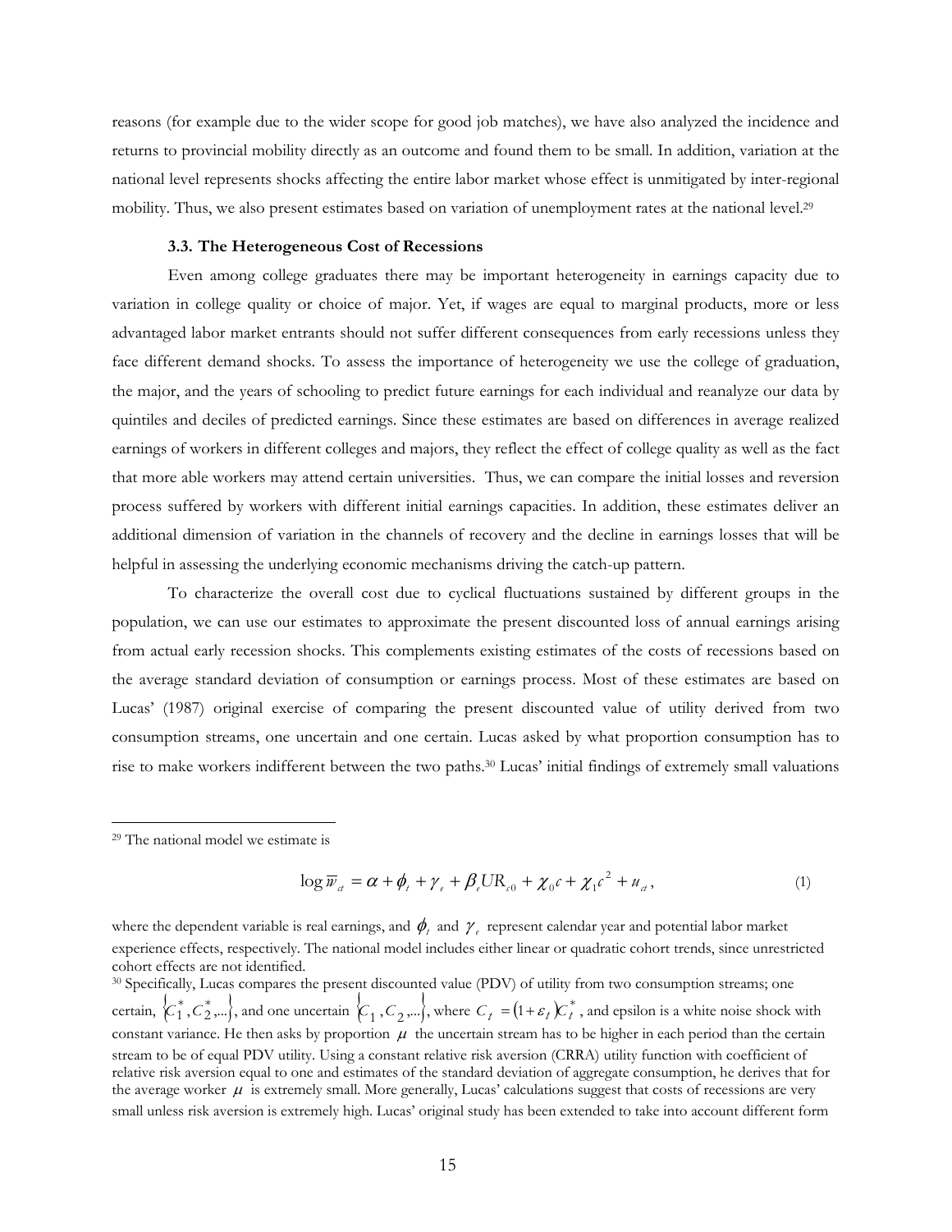reasons (for example due to the wider scope for good job matches), we have also analyzed the incidence and returns to provincial mobility directly as an outcome and found them to be small. In addition, variation at the national level represents shocks affecting the entire labor market whose effect is unmitigated by inter-regional mobility. Thus, we also present estimates based on variation of unemployment rates at the national level.[29]

### 3.3. The Heterogeneous Cost of Recessions

Even among college graduates there may be important heterogeneity in earnings capacity due to variation in college quality or choice of major. Yet, if wages are equal to marginal products, more or less advantaged labor market entrants should not suffer different consequences from early recessions unless they face different demand shocks. To assess the importance of heterogeneity we use the college of graduation, the major, and the years of schooling to predict future earnings for each individual and reanalyze our data by quintiles and deciles of predicted earnings. Since these estimates are based on differences in average realized earnings of workers in different colleges and majors, they reflect the effect of college quality as well as the fact that more able workers may attend certain universities. Thus, we can compare the initial losses and reversion process suffered by workers with different initial earnings capacities. In addition, these estimates deliver an additional dimension of variation in the channels of recovery and the decline in earnings losses that will be helpful in assessing the underlying economic mechanisms driving the catch-up pattern.

To characterize the overall cost due to cyclical fluctuations sustained by different groups in the population, we can use our estimates to approximate the present discounted loss of annual earnings arising from actual early recession shocks. This complements existing estimates of the costs of recessions based on the average standard deviation of consumption or earnings process. Most of these estimates are based on Lucas' (1987) original exercise of comparing the present discounted value of utility derived from two consumption streams, one uncertain and one certain. Lucas asked by what proportion consumption has to rise to make workers indifferent between the two paths.[30] Lucas' initial findings of extremely small valuations

---

[29] The national model we estimate is

$$\log \overline{w}_{ct} = \alpha + \phi_t + \gamma_e + \beta_e UR_{c0} + \chi_0 c + \chi_1 c^2 + u_{ct}, \tag{1}$$

where the dependent variable is real earnings, and $\phi_t$ and $\gamma_e$ represent calendar year and potential labor market experience effects, respectively. The national model includes either linear or quadratic cohort trends, since unrestricted cohort effects are not identified.

[30] Specifically, Lucas compares the present discounted value (PDV) of utility from two consumption streams; one certain, $\{C_1^*, C_2^*,...\}$, and one uncertain $\{C_1, C_2,...\}$, where $C_t = (1+\varepsilon_t)C_t^*$, and epsilon is a white noise shock with constant variance. He then asks by proportion $\mu$ the uncertain stream has to be higher in each period than the certain stream to be of equal PDV utility. Using a constant relative risk aversion (CRRA) utility function with coefficient of relative risk aversion equal to one and estimates of the standard deviation of aggregate consumption, he derives that for the average worker $\mu$ is extremely small. More generally, Lucas' calculations suggest that costs of recessions are very small unless risk aversion is extremely high. Lucas' original study has been extended to take into account different form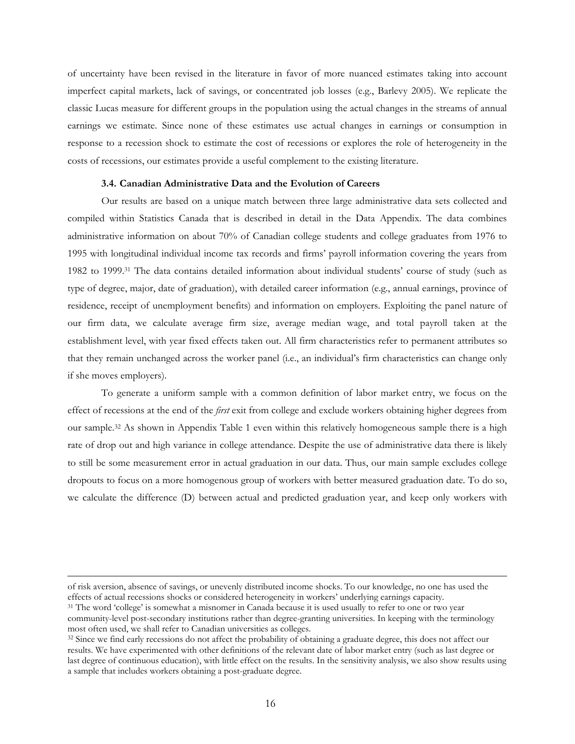of uncertainty have been revised in the literature in favor of more nuanced estimates taking into account imperfect capital markets, lack of savings, or concentrated job losses (e.g., Barlevy 2005). We replicate the classic Lucas measure for different groups in the population using the actual changes in the streams of annual earnings we estimate. Since none of these estimates use actual changes in earnings or consumption in response to a recession shock to estimate the cost of recessions or explores the role of heterogeneity in the costs of recessions, our estimates provide a useful complement to the existing literature.

### 3.4. Canadian Administrative Data and the Evolution of Careers

Our results are based on a unique match between three large administrative data sets collected and compiled within Statistics Canada that is described in detail in the Data Appendix. The data combines administrative information on about 70% of Canadian college students and college graduates from 1976 to 1995 with longitudinal individual income tax records and firms' payroll information covering the years from 1982 to 1999.[31] The data contains detailed information about individual students' course of study (such as type of degree, major, date of graduation), with detailed career information (e.g., annual earnings, province of residence, receipt of unemployment benefits) and information on employers. Exploiting the panel nature of our firm data, we calculate average firm size, average median wage, and total payroll taken at the establishment level, with year fixed effects taken out. All firm characteristics refer to permanent attributes so that they remain unchanged across the worker panel (i.e., an individual's firm characteristics can change only if she moves employers).

To generate a uniform sample with a common definition of labor market entry, we focus on the effect of recessions at the end of the *first* exit from college and exclude workers obtaining higher degrees from our sample.[32] As shown in Appendix Table 1 even within this relatively homogeneous sample there is a high rate of drop out and high variance in college attendance. Despite the use of administrative data there is likely to still be some measurement error in actual graduation in our data. Thus, our main sample excludes college dropouts to focus on a more homogenous group of workers with better measured graduation date. To do so, we calculate the difference (D) between actual and predicted graduation year, and keep only workers with

---

of risk aversion, absence of savings, or unevenly distributed income shocks. To our knowledge, no one has used the effects of actual recessions shocks or considered heterogeneity in workers' underlying earnings capacity.

[31] The word 'college' is somewhat a misnomer in Canada because it is used usually to refer to one or two year community-level post-secondary institutions rather than degree-granting universities. In keeping with the terminology most often used, we shall refer to Canadian universities as colleges.

[32] Since we find early recessions do not affect the probability of obtaining a graduate degree, this does not affect our results. We have experimented with other definitions of the relevant date of labor market entry (such as last degree or last degree of continuous education), with little effect on the results. In the sensitivity analysis, we also show results using a sample that includes workers obtaining a post-graduate degree.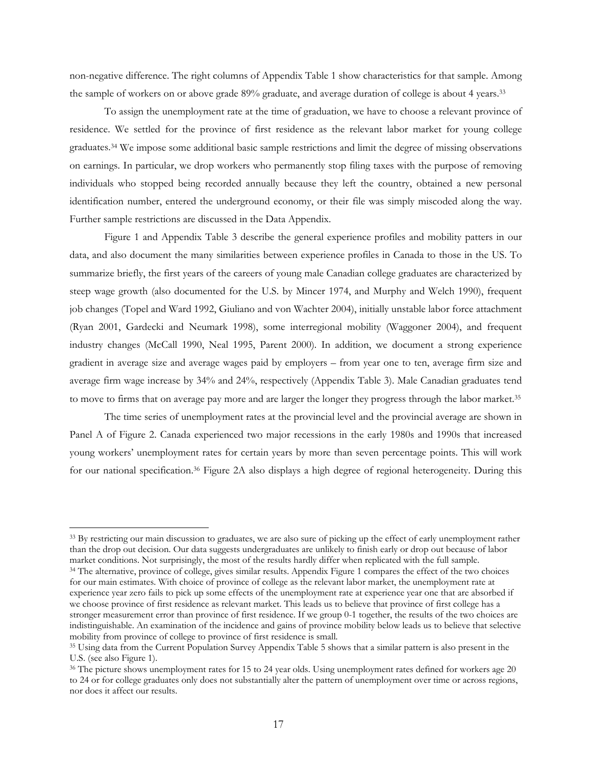non-negative difference. The right columns of Appendix Table 1 show characteristics for that sample. Among the sample of workers on or above grade 89% graduate, and average duration of college is about 4 years.[33]

To assign the unemployment rate at the time of graduation, we have to choose a relevant province of residence. We settled for the province of first residence as the relevant labor market for young college graduates.[34] We impose some additional basic sample restrictions and limit the degree of missing observations on earnings. In particular, we drop workers who permanently stop filing taxes with the purpose of removing individuals who stopped being recorded annually because they left the country, obtained a new personal identification number, entered the underground economy, or their file was simply miscoded along the way. Further sample restrictions are discussed in the Data Appendix.

Figure 1 and Appendix Table 3 describe the general experience profiles and mobility patters in our data, and also document the many similarities between experience profiles in Canada to those in the US. To summarize briefly, the first years of the careers of young male Canadian college graduates are characterized by steep wage growth (also documented for the U.S. by Mincer 1974, and Murphy and Welch 1990), frequent job changes (Topel and Ward 1992, Giuliano and von Wachter 2004), initially unstable labor force attachment (Ryan 2001, Gardecki and Neumark 1998), some interregional mobility (Waggoner 2004), and frequent industry changes (McCall 1990, Neal 1995, Parent 2000). In addition, we document a strong experience gradient in average size and average wages paid by employers – from year one to ten, average firm size and average firm wage increase by 34% and 24%, respectively (Appendix Table 3). Male Canadian graduates tend to move to firms that on average pay more and are larger the longer they progress through the labor market.[35]

The time series of unemployment rates at the provincial level and the provincial average are shown in Panel A of Figure 2. Canada experienced two major recessions in the early 1980s and 1990s that increased young workers' unemployment rates for certain years by more than seven percentage points. This will work for our national specification.[36] Figure 2A also displays a high degree of regional heterogeneity. During this

---

[33] By restricting our main discussion to graduates, we are also sure of picking up the effect of early unemployment rather than the drop out decision. Our data suggests undergraduates are unlikely to finish early or drop out because of labor market conditions. Not surprisingly, the most of the results hardly differ when replicated with the full sample.

[34] The alternative, province of college, gives similar results. Appendix Figure 1 compares the effect of the two choices for our main estimates. With choice of province of college as the relevant labor market, the unemployment rate at experience year zero fails to pick up some effects of the unemployment rate at experience year one that are absorbed if we choose province of first residence as relevant market. This leads us to believe that province of first college has a stronger measurement error than province of first residence. If we group 0-1 together, the results of the two choices are indistinguishable. An examination of the incidence and gains of province mobility below leads us to believe that selective mobility from province of college to province of first residence is small.

[35] Using data from the Current Population Survey Appendix Table 5 shows that a similar pattern is also present in the U.S. (see also Figure 1).

[36] The picture shows unemployment rates for 15 to 24 year olds. Using unemployment rates defined for workers age 20 to 24 or for college graduates only does not substantially alter the pattern of unemployment over time or across regions, nor does it affect our results.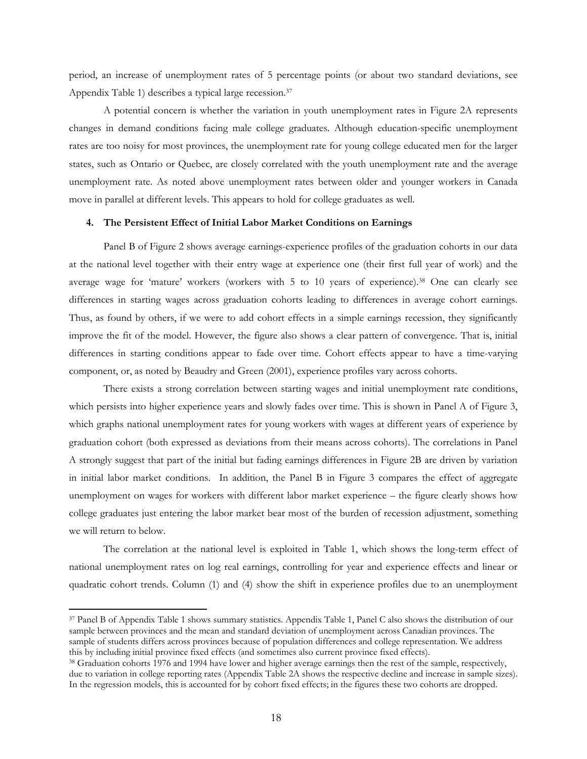period, an increase of unemployment rates of 5 percentage points (or about two standard deviations, see Appendix Table 1) describes a typical large recession.[37]

A potential concern is whether the variation in youth unemployment rates in Figure 2A represents changes in demand conditions facing male college graduates. Although education-specific unemployment rates are too noisy for most provinces, the unemployment rate for young college educated men for the larger states, such as Ontario or Quebec, are closely correlated with the youth unemployment rate and the average unemployment rate. As noted above unemployment rates between older and younger workers in Canada move in parallel at different levels. This appears to hold for college graduates as well.

### 4. The Persistent Effect of Initial Labor Market Conditions on Earnings

Panel B of Figure 2 shows average earnings-experience profiles of the graduation cohorts in our data at the national level together with their entry wage at experience one (their first full year of work) and the average wage for 'mature' workers (workers with 5 to 10 years of experience).[38] One can clearly see differences in starting wages across graduation cohorts leading to differences in average cohort earnings. Thus, as found by others, if we were to add cohort effects in a simple earnings recession, they significantly improve the fit of the model. However, the figure also shows a clear pattern of convergence. That is, initial differences in starting conditions appear to fade over time. Cohort effects appear to have a time-varying component, or, as noted by Beaudry and Green (2001), experience profiles vary across cohorts.

There exists a strong correlation between starting wages and initial unemployment rate conditions, which persists into higher experience years and slowly fades over time. This is shown in Panel A of Figure 3, which graphs national unemployment rates for young workers with wages at different years of experience by graduation cohort (both expressed as deviations from their means across cohorts). The correlations in Panel A strongly suggest that part of the initial but fading earnings differences in Figure 2B are driven by variation in initial labor market conditions. In addition, the Panel B in Figure 3 compares the effect of aggregate unemployment on wages for workers with different labor market experience – the figure clearly shows how college graduates just entering the labor market bear most of the burden of recession adjustment, something we will return to below.

The correlation at the national level is exploited in Table 1, which shows the long-term effect of national unemployment rates on log real earnings, controlling for year and experience effects and linear or quadratic cohort trends. Column (1) and (4) show the shift in experience profiles due to an unemployment

---

[37] Panel B of Appendix Table 1 shows summary statistics. Appendix Table 1, Panel C also shows the distribution of our sample between provinces and the mean and standard deviation of unemployment across Canadian provinces. The sample of students differs across provinces because of population differences and college representation. We address this by including initial province fixed effects (and sometimes also current province fixed effects).

[38] Graduation cohorts 1976 and 1994 have lower and higher average earnings then the rest of the sample, respectively, due to variation in college reporting rates (Appendix Table 2A shows the respective decline and increase in sample sizes). In the regression models, this is accounted for by cohort fixed effects; in the figures these two cohorts are dropped.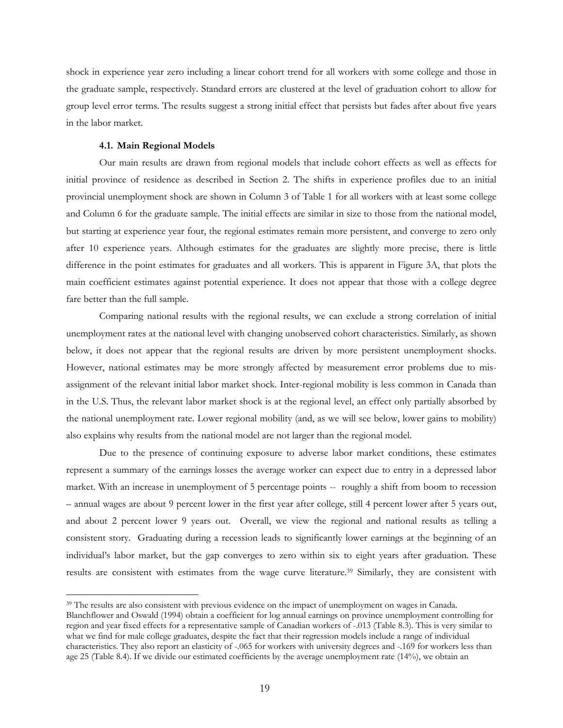shock in experience year zero including a linear cohort trend for all workers with some college and those in the graduate sample, respectively. Standard errors are clustered at the level of graduation cohort to allow for group level error terms. The results suggest a strong initial effect that persists but fades after about five years in the labor market.

### 4.1. Main Regional Models

Our main results are drawn from regional models that include cohort effects as well as effects for initial province of residence as described in Section 2. The shifts in experience profiles due to an initial provincial unemployment shock are shown in Column 3 of Table 1 for all workers with at least some college and Column 6 for the graduate sample. The initial effects are similar in size to those from the national model, but starting at experience year four, the regional estimates remain more persistent, and converge to zero only after 10 experience years. Although estimates for the graduates are slightly more precise, there is little difference in the point estimates for graduates and all workers. This is apparent in Figure 3A, that plots the main coefficient estimates against potential experience. It does not appear that those with a college degree fare better than the full sample.

Comparing national results with the regional results, we can exclude a strong correlation of initial unemployment rates at the national level with changing unobserved cohort characteristics. Similarly, as shown below, it does not appear that the regional results are driven by more persistent unemployment shocks. However, national estimates may be more strongly affected by measurement error problems due to mis-assignment of the relevant initial labor market shock. Inter-regional mobility is less common in Canada than in the U.S. Thus, the relevant labor market shock is at the regional level, an effect only partially absorbed by the national unemployment rate. Lower regional mobility (and, as we will see below, lower gains to mobility) also explains why results from the national model are not larger than the regional model.

Due to the presence of continuing exposure to adverse labor market conditions, these estimates represent a summary of the earnings losses the average worker can expect due to entry in a depressed labor market. With an increase in unemployment of 5 percentage points -- roughly a shift from boom to recession – annual wages are about 9 percent lower in the first year after college, still 4 percent lower after 5 years out, and about 2 percent lower 9 years out. Overall, we view the regional and national results as telling a consistent story. Graduating during a recession leads to significantly lower earnings at the beginning of an individual's labor market, but the gap converges to zero within six to eight years after graduation. These results are consistent with estimates from the wage curve literature.[39] Similarly, they are consistent with

[39] The results are also consistent with previous evidence on the impact of unemployment on wages in Canada. Blanchflower and Oswald (1994) obtain a coefficient for log annual earnings on province unemployment controlling for region and year fixed effects for a representative sample of Canadian workers of -.013 (Table 8.3). This is very similar to what we find for male college graduates, despite the fact that their regression models include a range of individual characteristics. They also report an elasticity of -.065 for workers with university degrees and -.169 for workers less than age 25 (Table 8.4). If we divide our estimated coefficients by the average unemployment rate (14%), we obtain an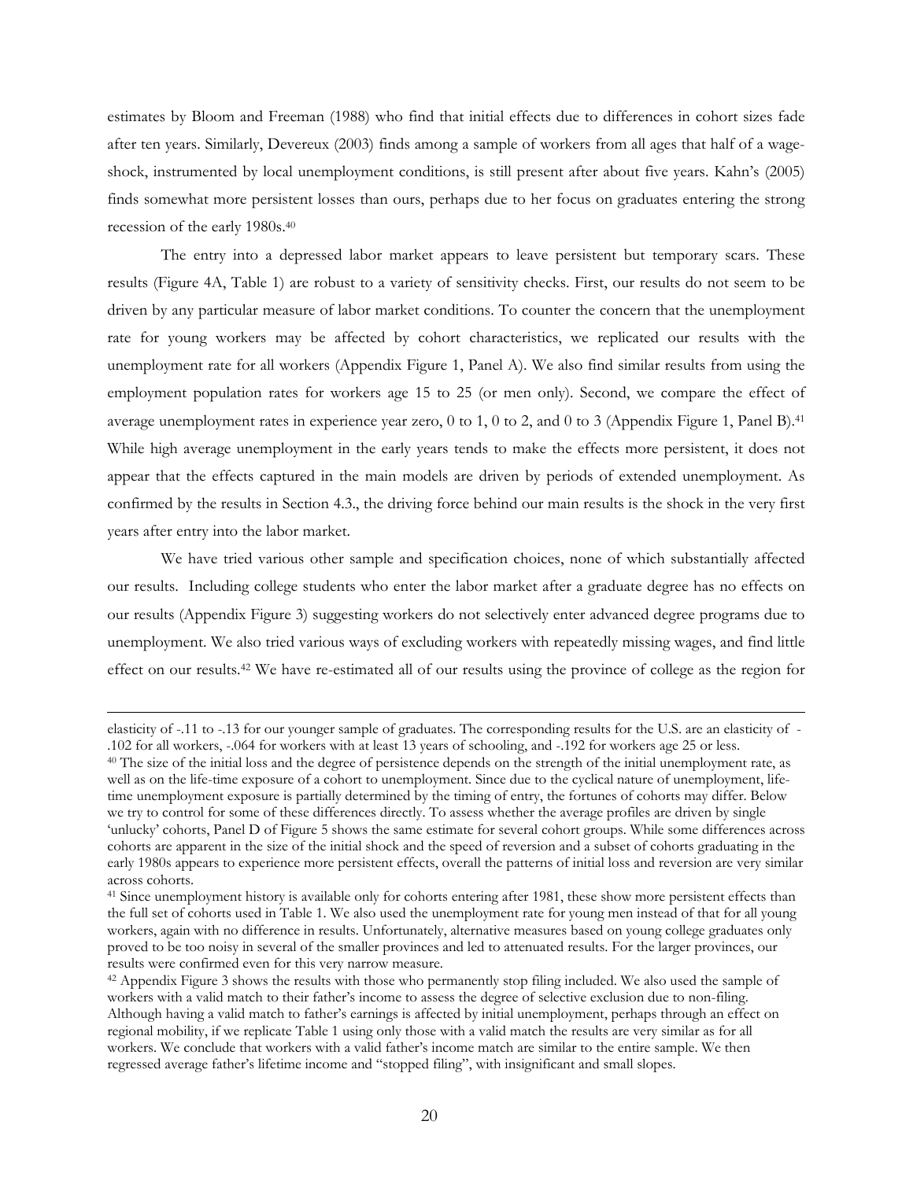estimates by Bloom and Freeman (1988) who find that initial effects due to differences in cohort sizes fade after ten years. Similarly, Devereux (2003) finds among a sample of workers from all ages that half of a wage-shock, instrumented by local unemployment conditions, is still present after about five years. Kahn's (2005) finds somewhat more persistent losses than ours, perhaps due to her focus on graduates entering the strong recession of the early 1980s.[40]

The entry into a depressed labor market appears to leave persistent but temporary scars. These results (Figure 4A, Table 1) are robust to a variety of sensitivity checks. First, our results do not seem to be driven by any particular measure of labor market conditions. To counter the concern that the unemployment rate for young workers may be affected by cohort characteristics, we replicated our results with the unemployment rate for all workers (Appendix Figure 1, Panel A). We also find similar results from using the employment population rates for workers age 15 to 25 (or men only). Second, we compare the effect of average unemployment rates in experience year zero, 0 to 1, 0 to 2, and 0 to 3 (Appendix Figure 1, Panel B).[41] While high average unemployment in the early years tends to make the effects more persistent, it does not appear that the effects captured in the main models are driven by periods of extended unemployment. As confirmed by the results in Section 4.3., the driving force behind our main results is the shock in the very first years after entry into the labor market.

We have tried various other sample and specification choices, none of which substantially affected our results. Including college students who enter the labor market after a graduate degree has no effects on our results (Appendix Figure 3) suggesting workers do not selectively enter advanced degree programs due to unemployment. We also tried various ways of excluding workers with repeatedly missing wages, and find little effect on our results.[42] We have re-estimated all of our results using the province of college as the region for

---

elasticity of -.11 to -.13 for our younger sample of graduates. The corresponding results for the U.S. are an elasticity of -.102 for all workers, -.064 for workers with at least 13 years of schooling, and -.192 for workers age 25 or less.

[40] The size of the initial loss and the degree of persistence depends on the strength of the initial unemployment rate, as well as on the life-time exposure of a cohort to unemployment. Since due to the cyclical nature of unemployment, life-time unemployment exposure is partially determined by the timing of entry, the fortunes of cohorts may differ. Below we try to control for some of these differences directly. To assess whether the average profiles are driven by single 'unlucky' cohorts, Panel D of Figure 5 shows the same estimate for several cohort groups. While some differences across cohorts are apparent in the size of the initial shock and the speed of reversion and a subset of cohorts graduating in the early 1980s appears to experience more persistent effects, overall the patterns of initial loss and reversion are very similar across cohorts.

[41] Since unemployment history is available only for cohorts entering after 1981, these show more persistent effects than the full set of cohorts used in Table 1. We also used the unemployment rate for young men instead of that for all young workers, again with no difference in results. Unfortunately, alternative measures based on young college graduates only proved to be too noisy in several of the smaller provinces and led to attenuated results. For the larger provinces, our results were confirmed even for this very narrow measure.

[42] Appendix Figure 3 shows the results with those who permanently stop filing included. We also used the sample of workers with a valid match to their father's income to assess the degree of selective exclusion due to non-filing. Although having a valid match to father's earnings is affected by initial unemployment, perhaps through an effect on regional mobility, if we replicate Table 1 using only those with a valid match the results are very similar as for all workers. We conclude that workers with a valid father's income match are similar to the entire sample. We then regressed average father's lifetime income and "stopped filing", with insignificant and small slopes.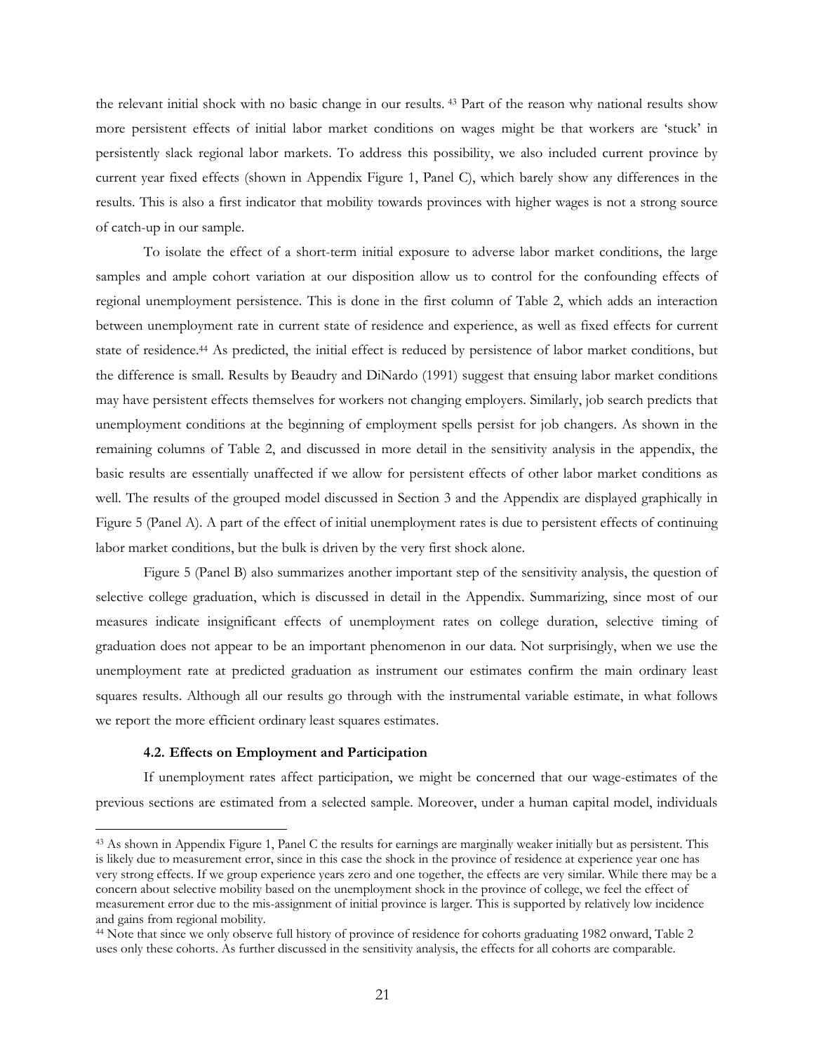the relevant initial shock with no basic change in our results. [43] Part of the reason why national results show more persistent effects of initial labor market conditions on wages might be that workers are 'stuck' in persistently slack regional labor markets. To address this possibility, we also included current province by current year fixed effects (shown in Appendix Figure 1, Panel C), which barely show any differences in the results. This is also a first indicator that mobility towards provinces with higher wages is not a strong source of catch-up in our sample.

To isolate the effect of a short-term initial exposure to adverse labor market conditions, the large samples and ample cohort variation at our disposition allow us to control for the confounding effects of regional unemployment persistence. This is done in the first column of Table 2, which adds an interaction between unemployment rate in current state of residence and experience, as well as fixed effects for current state of residence.[44] As predicted, the initial effect is reduced by persistence of labor market conditions, but the difference is small. Results by Beaudry and DiNardo (1991) suggest that ensuing labor market conditions may have persistent effects themselves for workers not changing employers. Similarly, job search predicts that unemployment conditions at the beginning of employment spells persist for job changers. As shown in the remaining columns of Table 2, and discussed in more detail in the sensitivity analysis in the appendix, the basic results are essentially unaffected if we allow for persistent effects of other labor market conditions as well. The results of the grouped model discussed in Section 3 and the Appendix are displayed graphically in Figure 5 (Panel A). A part of the effect of initial unemployment rates is due to persistent effects of continuing labor market conditions, but the bulk is driven by the very first shock alone.

Figure 5 (Panel B) also summarizes another important step of the sensitivity analysis, the question of selective college graduation, which is discussed in detail in the Appendix. Summarizing, since most of our measures indicate insignificant effects of unemployment rates on college duration, selective timing of graduation does not appear to be an important phenomenon in our data. Not surprisingly, when we use the unemployment rate at predicted graduation as instrument our estimates confirm the main ordinary least squares results. Although all our results go through with the instrumental variable estimate, in what follows we report the more efficient ordinary least squares estimates.

### 4.2. Effects on Employment and Participation

If unemployment rates affect participation, we might be concerned that our wage-estimates of the previous sections are estimated from a selected sample. Moreover, under a human capital model, individuals

[43] As shown in Appendix Figure 1, Panel C the results for earnings are marginally weaker initially but as persistent. This is likely due to measurement error, since in this case the shock in the province of residence at experience year one has very strong effects. If we group experience years zero and one together, the effects are very similar. While there may be a concern about selective mobility based on the unemployment shock in the province of college, we feel the effect of measurement error due to the mis-assignment of initial province is larger. This is supported by relatively low incidence and gains from regional mobility.

[44] Note that since we only observe full history of province of residence for cohorts graduating 1982 onward, Table 2 uses only these cohorts. As further discussed in the sensitivity analysis, the effects for all cohorts are comparable.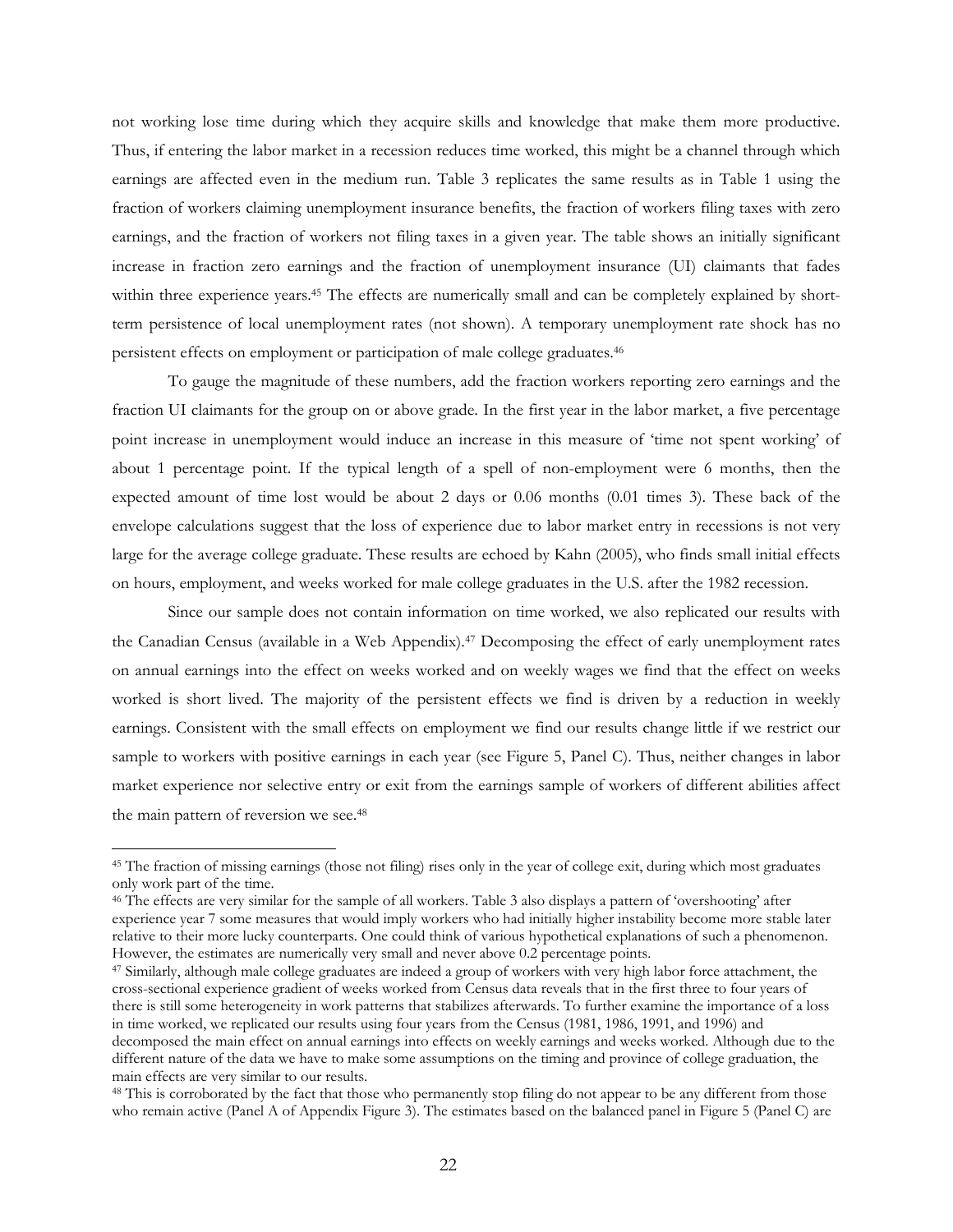not working lose time during which they acquire skills and knowledge that make them more productive. Thus, if entering the labor market in a recession reduces time worked, this might be a channel through which earnings are affected even in the medium run. Table 3 replicates the same results as in Table 1 using the fraction of workers claiming unemployment insurance benefits, the fraction of workers filing taxes with zero earnings, and the fraction of workers not filing taxes in a given year. The table shows an initially significant increase in fraction zero earnings and the fraction of unemployment insurance (UI) claimants that fades within three experience years.[45] The effects are numerically small and can be completely explained by short-term persistence of local unemployment rates (not shown). A temporary unemployment rate shock has no persistent effects on employment or participation of male college graduates.[46]

To gauge the magnitude of these numbers, add the fraction workers reporting zero earnings and the fraction UI claimants for the group on or above grade. In the first year in the labor market, a five percentage point increase in unemployment would induce an increase in this measure of 'time not spent working' of about 1 percentage point. If the typical length of a spell of non-employment were 6 months, then the expected amount of time lost would be about 2 days or 0.06 months (0.01 times 3). These back of the envelope calculations suggest that the loss of experience due to labor market entry in recessions is not very large for the average college graduate. These results are echoed by Kahn (2005), who finds small initial effects on hours, employment, and weeks worked for male college graduates in the U.S. after the 1982 recession.

Since our sample does not contain information on time worked, we also replicated our results with the Canadian Census (available in a Web Appendix).[47] Decomposing the effect of early unemployment rates on annual earnings into the effect on weeks worked and on weekly wages we find that the effect on weeks worked is short lived. The majority of the persistent effects we find is driven by a reduction in weekly earnings. Consistent with the small effects on employment we find our results change little if we restrict our sample to workers with positive earnings in each year (see Figure 5, Panel C). Thus, neither changes in labor market experience nor selective entry or exit from the earnings sample of workers of different abilities affect the main pattern of reversion we see.[48]

---

[45] The fraction of missing earnings (those not filing) rises only in the year of college exit, during which most graduates only work part of the time.

[46] The effects are very similar for the sample of all workers. Table 3 also displays a pattern of 'overshooting' after experience year 7 some measures that would imply workers who had initially higher instability become more stable later relative to their more lucky counterparts. One could think of various hypothetical explanations of such a phenomenon. However, the estimates are numerically very small and never above 0.2 percentage points.

[47] Similarly, although male college graduates are indeed a group of workers with very high labor force attachment, the cross-sectional experience gradient of weeks worked from Census data reveals that in the first three to four years of there is still some heterogeneity in work patterns that stabilizes afterwards. To further examine the importance of a loss in time worked, we replicated our results using four years from the Census (1981, 1986, 1991, and 1996) and decomposed the main effect on annual earnings into effects on weekly earnings and weeks worked. Although due to the different nature of the data we have to make some assumptions on the timing and province of college graduation, the main effects are very similar to our results.

[48] This is corroborated by the fact that those who permanently stop filing do not appear to be any different from those who remain active (Panel A of Appendix Figure 3). The estimates based on the balanced panel in Figure 5 (Panel C) are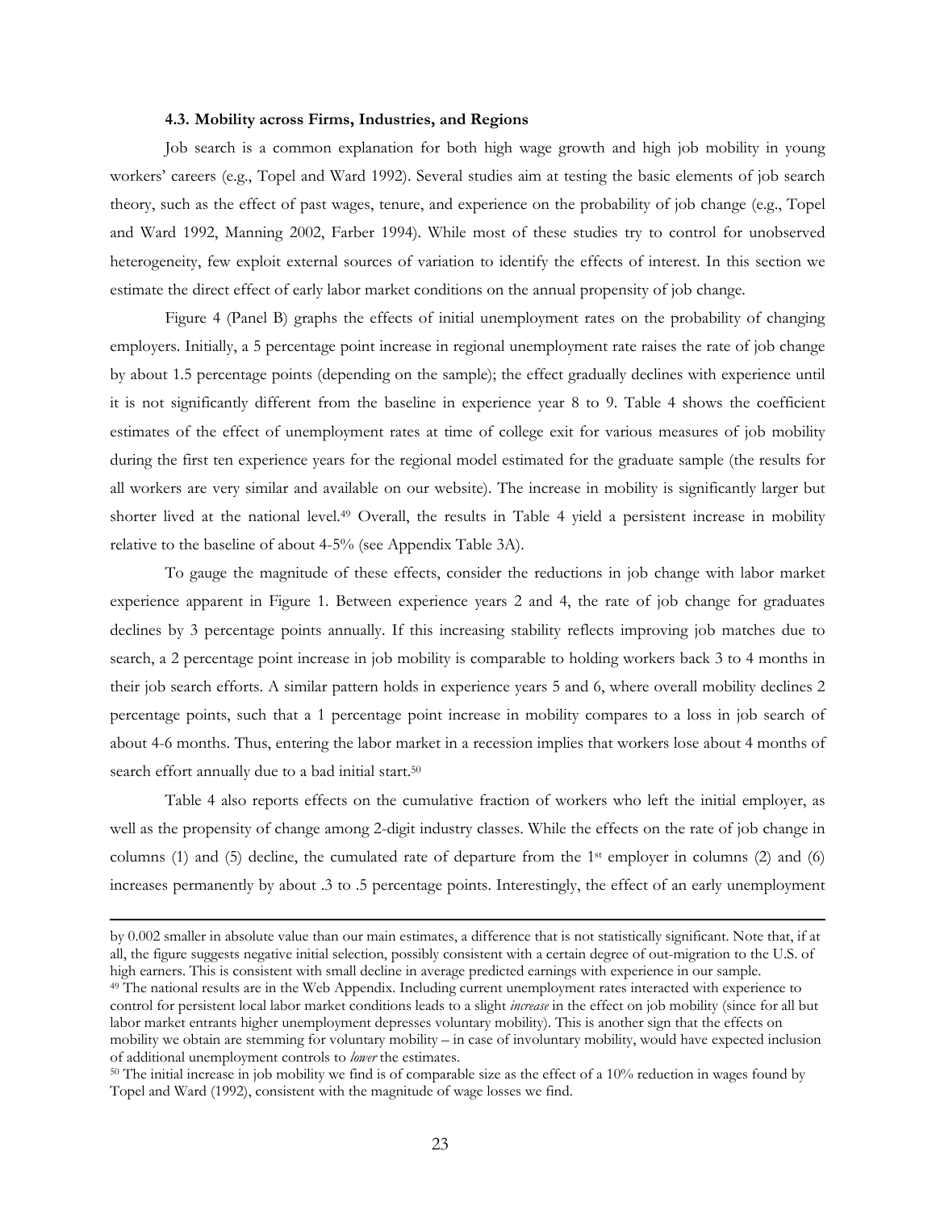### 4.3. Mobility across Firms, Industries, and Regions

Job search is a common explanation for both high wage growth and high job mobility in young workers' careers (e.g., Topel and Ward 1992). Several studies aim at testing the basic elements of job search theory, such as the effect of past wages, tenure, and experience on the probability of job change (e.g., Topel and Ward 1992, Manning 2002, Farber 1994). While most of these studies try to control for unobserved heterogeneity, few exploit external sources of variation to identify the effects of interest. In this section we estimate the direct effect of early labor market conditions on the annual propensity of job change.

Figure 4 (Panel B) graphs the effects of initial unemployment rates on the probability of changing employers. Initially, a 5 percentage point increase in regional unemployment rate raises the rate of job change by about 1.5 percentage points (depending on the sample); the effect gradually declines with experience until it is not significantly different from the baseline in experience year 8 to 9. Table 4 shows the coefficient estimates of the effect of unemployment rates at time of college exit for various measures of job mobility during the first ten experience years for the regional model estimated for the graduate sample (the results for all workers are very similar and available on our website). The increase in mobility is significantly larger but shorter lived at the national level.[49] Overall, the results in Table 4 yield a persistent increase in mobility relative to the baseline of about 4-5% (see Appendix Table 3A).

To gauge the magnitude of these effects, consider the reductions in job change with labor market experience apparent in Figure 1. Between experience years 2 and 4, the rate of job change for graduates declines by 3 percentage points annually. If this increasing stability reflects improving job matches due to search, a 2 percentage point increase in job mobility is comparable to holding workers back 3 to 4 months in their job search efforts. A similar pattern holds in experience years 5 and 6, where overall mobility declines 2 percentage points, such that a 1 percentage point increase in mobility compares to a loss in job search of about 4-6 months. Thus, entering the labor market in a recession implies that workers lose about 4 months of search effort annually due to a bad initial start.[50]

Table 4 also reports effects on the cumulative fraction of workers who left the initial employer, as well as the propensity of change among 2-digit industry classes. While the effects on the rate of job change in columns (1) and (5) decline, the cumulated rate of departure from the 1st employer in columns (2) and (6) increases permanently by about .3 to .5 percentage points. Interestingly, the effect of an early unemployment

---

by 0.002 smaller in absolute value than our main estimates, a difference that is not statistically significant. Note that, if at all, the figure suggests negative initial selection, possibly consistent with a certain degree of out-migration to the U.S. of high earners. This is consistent with small decline in average predicted earnings with experience in our sample.

[49] The national results are in the Web Appendix. Including current unemployment rates interacted with experience to control for persistent local labor market conditions leads to a slight *increase* in the effect on job mobility (since for all but labor market entrants higher unemployment depresses voluntary mobility). This is another sign that the effects on mobility we obtain are stemming for voluntary mobility – in case of involuntary mobility, would have expected inclusion of additional unemployment controls to *lower* the estimates.

[50] The initial increase in job mobility we find is of comparable size as the effect of a 10% reduction in wages found by Topel and Ward (1992), consistent with the magnitude of wage losses we find.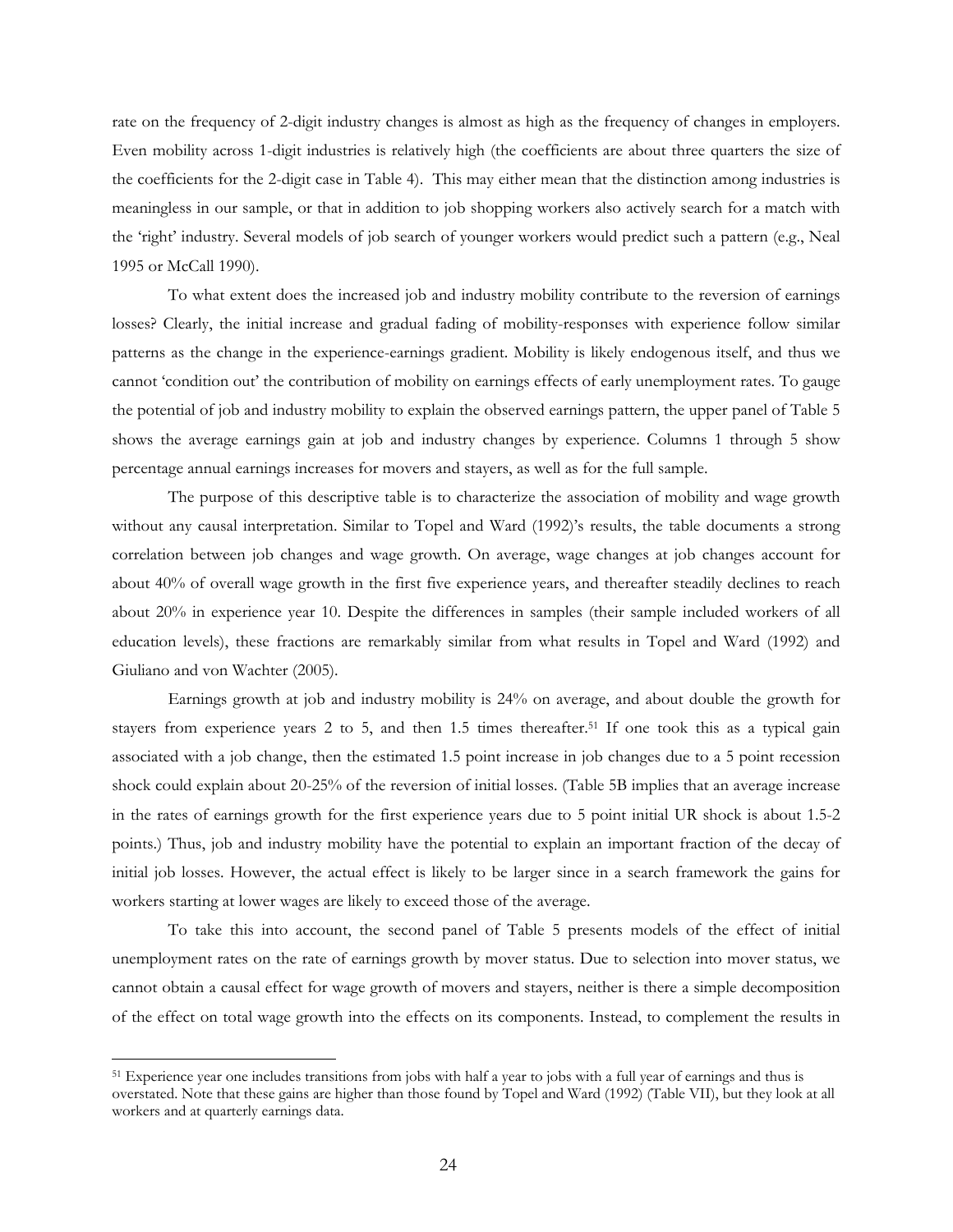rate on the frequency of 2-digit industry changes is almost as high as the frequency of changes in employers. Even mobility across 1-digit industries is relatively high (the coefficients are about three quarters the size of the coefficients for the 2-digit case in Table 4). This may either mean that the distinction among industries is meaningless in our sample, or that in addition to job shopping workers also actively search for a match with the 'right' industry. Several models of job search of younger workers would predict such a pattern (e.g., Neal 1995 or McCall 1990).

To what extent does the increased job and industry mobility contribute to the reversion of earnings losses? Clearly, the initial increase and gradual fading of mobility-responses with experience follow similar patterns as the change in the experience-earnings gradient. Mobility is likely endogenous itself, and thus we cannot 'condition out' the contribution of mobility on earnings effects of early unemployment rates. To gauge the potential of job and industry mobility to explain the observed earnings pattern, the upper panel of Table 5 shows the average earnings gain at job and industry changes by experience. Columns 1 through 5 show percentage annual earnings increases for movers and stayers, as well as for the full sample.

The purpose of this descriptive table is to characterize the association of mobility and wage growth without any causal interpretation. Similar to Topel and Ward (1992)'s results, the table documents a strong correlation between job changes and wage growth. On average, wage changes at job changes account for about 40% of overall wage growth in the first five experience years, and thereafter steadily declines to reach about 20% in experience year 10. Despite the differences in samples (their sample included workers of all education levels), these fractions are remarkably similar from what results in Topel and Ward (1992) and Giuliano and von Wachter (2005).

Earnings growth at job and industry mobility is 24% on average, and about double the growth for stayers from experience years 2 to 5, and then 1.5 times thereafter.[51] If one took this as a typical gain associated with a job change, then the estimated 1.5 point increase in job changes due to a 5 point recession shock could explain about 20-25% of the reversion of initial losses. (Table 5B implies that an average increase in the rates of earnings growth for the first experience years due to 5 point initial UR shock is about 1.5-2 points.) Thus, job and industry mobility have the potential to explain an important fraction of the decay of initial job losses. However, the actual effect is likely to be larger since in a search framework the gains for workers starting at lower wages are likely to exceed those of the average.

To take this into account, the second panel of Table 5 presents models of the effect of initial unemployment rates on the rate of earnings growth by mover status. Due to selection into mover status, we cannot obtain a causal effect for wage growth of movers and stayers, neither is there a simple decomposition of the effect on total wage growth into the effects on its components. Instead, to complement the results in

[51] Experience year one includes transitions from jobs with half a year to jobs with a full year of earnings and thus is overstated. Note that these gains are higher than those found by Topel and Ward (1992) (Table VII), but they look at all workers and at quarterly earnings data.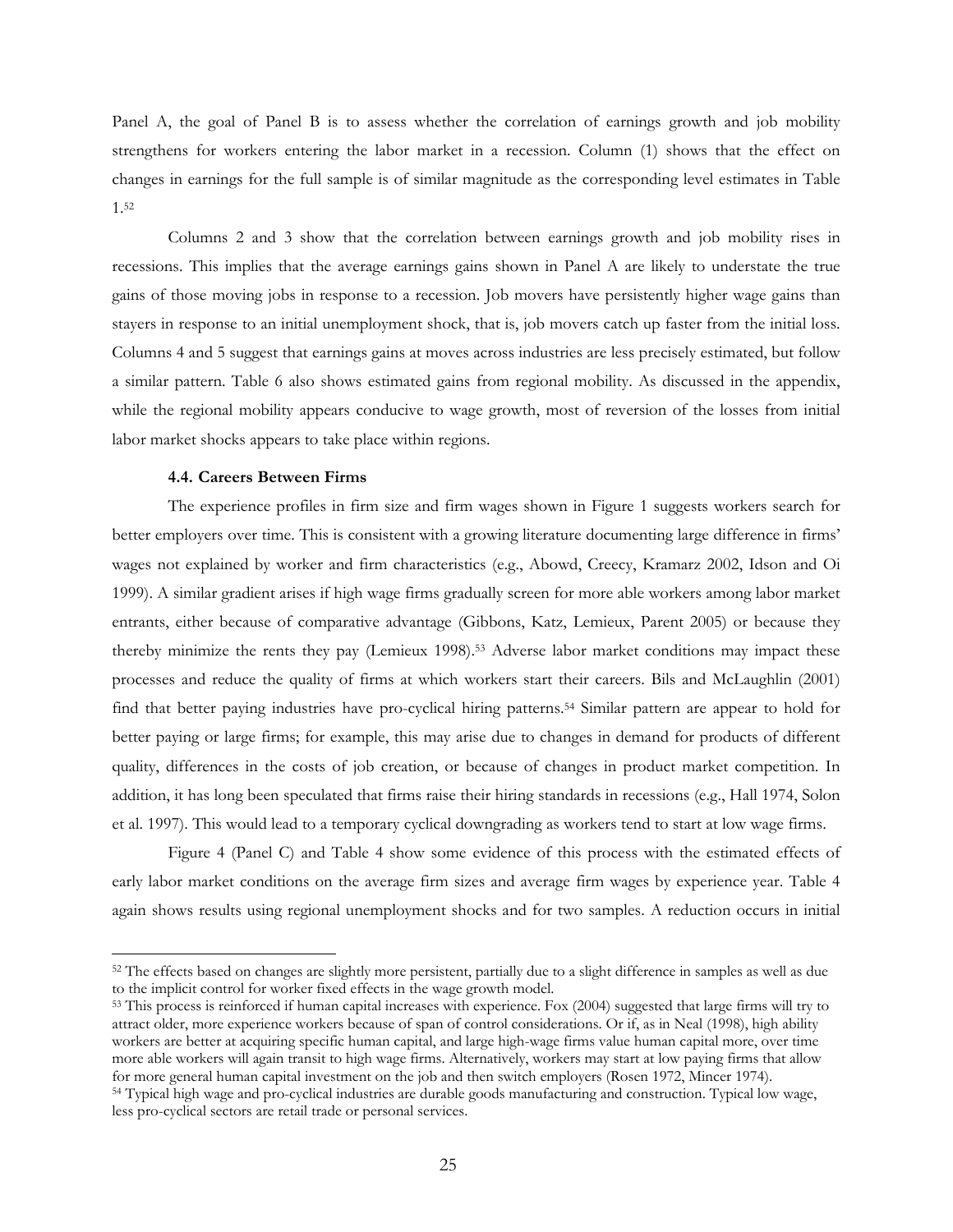Panel A, the goal of Panel B is to assess whether the correlation of earnings growth and job mobility strengthens for workers entering the labor market in a recession. Column (1) shows that the effect on changes in earnings for the full sample is of similar magnitude as the corresponding level estimates in Table 1.[52]

Columns 2 and 3 show that the correlation between earnings growth and job mobility rises in recessions. This implies that the average earnings gains shown in Panel A are likely to understate the true gains of those moving jobs in response to a recession. Job movers have persistently higher wage gains than stayers in response to an initial unemployment shock, that is, job movers catch up faster from the initial loss. Columns 4 and 5 suggest that earnings gains at moves across industries are less precisely estimated, but follow a similar pattern. Table 6 also shows estimated gains from regional mobility. As discussed in the appendix, while the regional mobility appears conducive to wage growth, most of reversion of the losses from initial labor market shocks appears to take place within regions.

### 4.4. Careers Between Firms

The experience profiles in firm size and firm wages shown in Figure 1 suggests workers search for better employers over time. This is consistent with a growing literature documenting large difference in firms' wages not explained by worker and firm characteristics (e.g., Abowd, Creecy, Kramarz 2002, Idson and Oi 1999). A similar gradient arises if high wage firms gradually screen for more able workers among labor market entrants, either because of comparative advantage (Gibbons, Katz, Lemieux, Parent 2005) or because they thereby minimize the rents they pay (Lemieux 1998).[53] Adverse labor market conditions may impact these processes and reduce the quality of firms at which workers start their careers. Bils and McLaughlin (2001) find that better paying industries have pro-cyclical hiring patterns.[54] Similar pattern are appear to hold for better paying or large firms; for example, this may arise due to changes in demand for products of different quality, differences in the costs of job creation, or because of changes in product market competition. In addition, it has long been speculated that firms raise their hiring standards in recessions (e.g., Hall 1974, Solon et al. 1997). This would lead to a temporary cyclical downgrading as workers tend to start at low wage firms.

Figure 4 (Panel C) and Table 4 show some evidence of this process with the estimated effects of early labor market conditions on the average firm sizes and average firm wages by experience year. Table 4 again shows results using regional unemployment shocks and for two samples. A reduction occurs in initial

---

[52] The effects based on changes are slightly more persistent, partially due to a slight difference in samples as well as due to the implicit control for worker fixed effects in the wage growth model.

[53] This process is reinforced if human capital increases with experience. Fox (2004) suggested that large firms will try to attract older, more experience workers because of span of control considerations. Or if, as in Neal (1998), high ability workers are better at acquiring specific human capital, and large high-wage firms value human capital more, over time more able workers will again transit to high wage firms. Alternatively, workers may start at low paying firms that allow for more general human capital investment on the job and then switch employers (Rosen 1972, Mincer 1974).

[54] Typical high wage and pro-cyclical industries are durable goods manufacturing and construction. Typical low wage, less pro-cyclical sectors are retail trade or personal services.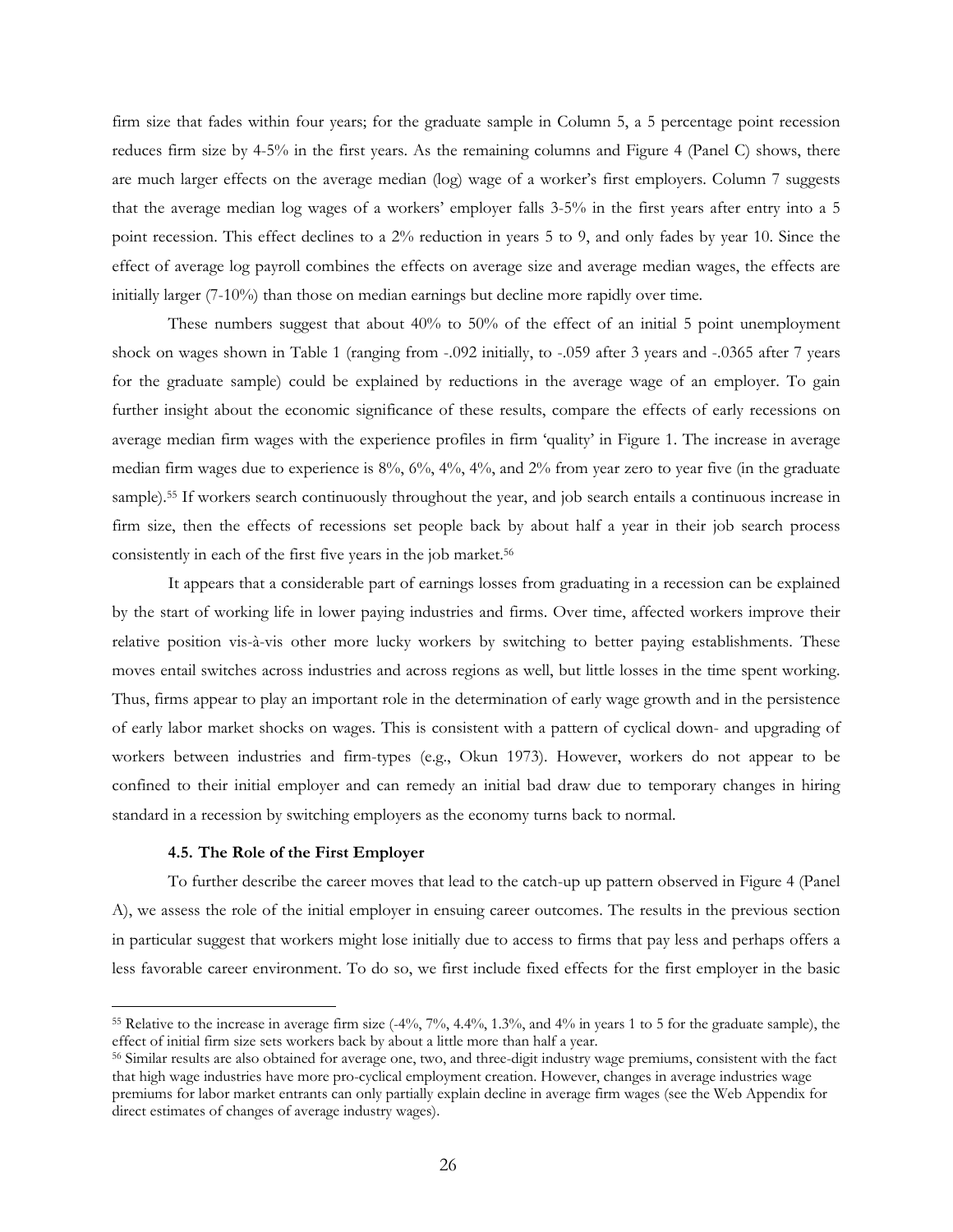firm size that fades within four years; for the graduate sample in Column 5, a 5 percentage point recession reduces firm size by 4-5% in the first years. As the remaining columns and Figure 4 (Panel C) shows, there are much larger effects on the average median (log) wage of a worker's first employers. Column 7 suggests that the average median log wages of a workers' employer falls 3-5% in the first years after entry into a 5 point recession. This effect declines to a 2% reduction in years 5 to 9, and only fades by year 10. Since the effect of average log payroll combines the effects on average size and average median wages, the effects are initially larger (7-10%) than those on median earnings but decline more rapidly over time.

These numbers suggest that about 40% to 50% of the effect of an initial 5 point unemployment shock on wages shown in Table 1 (ranging from -.092 initially, to -.059 after 3 years and -.0365 after 7 years for the graduate sample) could be explained by reductions in the average wage of an employer. To gain further insight about the economic significance of these results, compare the effects of early recessions on average median firm wages with the experience profiles in firm 'quality' in Figure 1. The increase in average median firm wages due to experience is 8%, 6%, 4%, 4%, and 2% from year zero to year five (in the graduate sample).[55] If workers search continuously throughout the year, and job search entails a continuous increase in firm size, then the effects of recessions set people back by about half a year in their job search process consistently in each of the first five years in the job market.[56]

It appears that a considerable part of earnings losses from graduating in a recession can be explained by the start of working life in lower paying industries and firms. Over time, affected workers improve their relative position vis-à-vis other more lucky workers by switching to better paying establishments. These moves entail switches across industries and across regions as well, but little losses in the time spent working. Thus, firms appear to play an important role in the determination of early wage growth and in the persistence of early labor market shocks on wages. This is consistent with a pattern of cyclical down- and upgrading of workers between industries and firm-types (e.g., Okun 1973). However, workers do not appear to be confined to their initial employer and can remedy an initial bad draw due to temporary changes in hiring standard in a recession by switching employers as the economy turns back to normal.

### 4.5. The Role of the First Employer

To further describe the career moves that lead to the catch-up up pattern observed in Figure 4 (Panel A), we assess the role of the initial employer in ensuing career outcomes. The results in the previous section in particular suggest that workers might lose initially due to access to firms that pay less and perhaps offers a less favorable career environment. To do so, we first include fixed effects for the first employer in the basic

---

[55] Relative to the increase in average firm size (-4%, 7%, 4.4%, 1.3%, and 4% in years 1 to 5 for the graduate sample), the effect of initial firm size sets workers back by about a little more than half a year.

[56] Similar results are also obtained for average one, two, and three-digit industry wage premiums, consistent with the fact that high wage industries have more pro-cyclical employment creation. However, changes in average industries wage premiums for labor market entrants can only partially explain decline in average firm wages (see the Web Appendix for direct estimates of changes of average industry wages).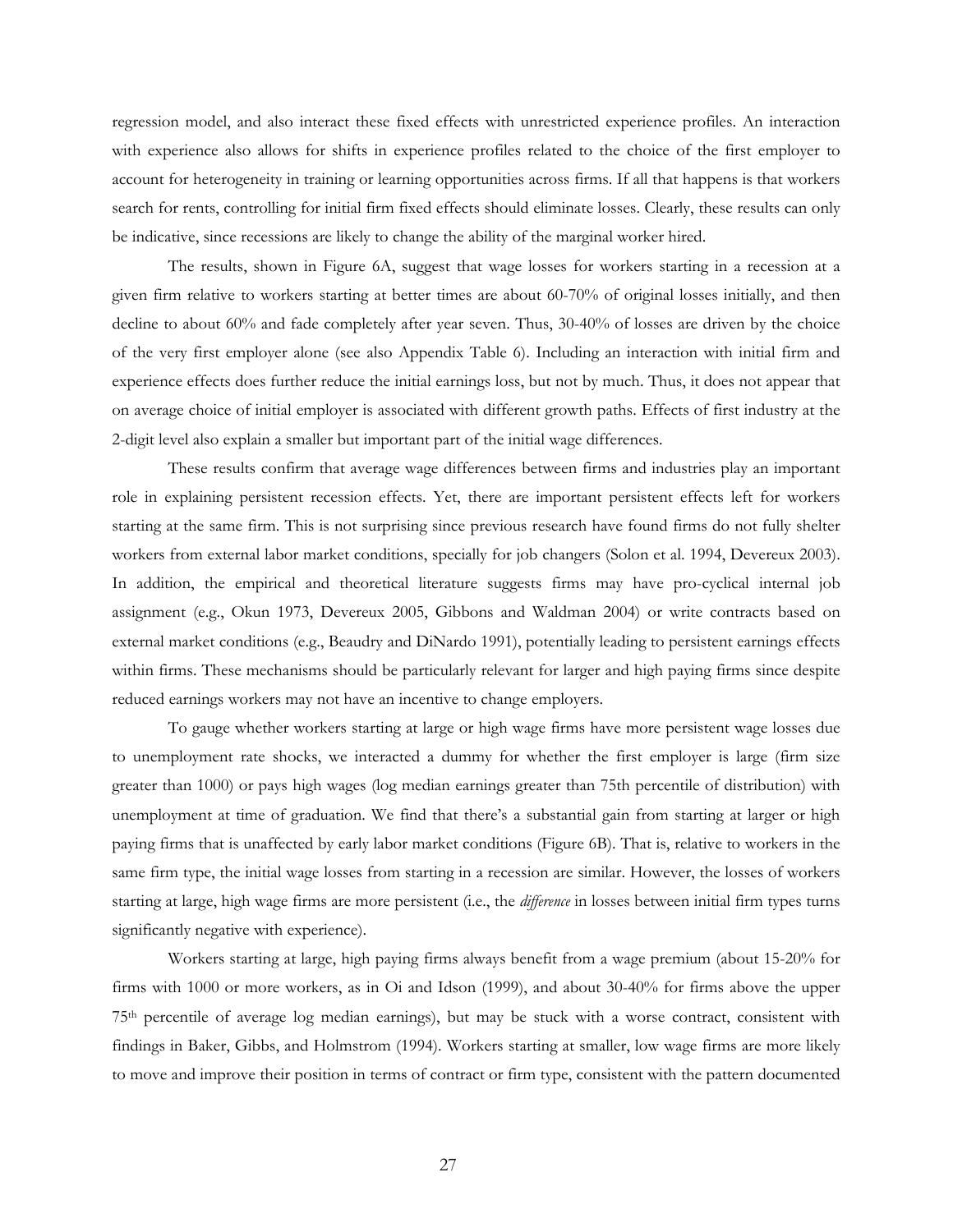regression model, and also interact these fixed effects with unrestricted experience profiles. An interaction with experience also allows for shifts in experience profiles related to the choice of the first employer to account for heterogeneity in training or learning opportunities across firms. If all that happens is that workers search for rents, controlling for initial firm fixed effects should eliminate losses. Clearly, these results can only be indicative, since recessions are likely to change the ability of the marginal worker hired.

The results, shown in Figure 6A, suggest that wage losses for workers starting in a recession at a given firm relative to workers starting at better times are about 60-70% of original losses initially, and then decline to about 60% and fade completely after year seven. Thus, 30-40% of losses are driven by the choice of the very first employer alone (see also Appendix Table 6). Including an interaction with initial firm and experience effects does further reduce the initial earnings loss, but not by much. Thus, it does not appear that on average choice of initial employer is associated with different growth paths. Effects of first industry at the 2-digit level also explain a smaller but important part of the initial wage differences.

These results confirm that average wage differences between firms and industries play an important role in explaining persistent recession effects. Yet, there are important persistent effects left for workers starting at the same firm. This is not surprising since previous research have found firms do not fully shelter workers from external labor market conditions, specially for job changers (Solon et al. 1994, Devereux 2003). In addition, the empirical and theoretical literature suggests firms may have pro-cyclical internal job assignment (e.g., Okun 1973, Devereux 2005, Gibbons and Waldman 2004) or write contracts based on external market conditions (e.g., Beaudry and DiNardo 1991), potentially leading to persistent earnings effects within firms. These mechanisms should be particularly relevant for larger and high paying firms since despite reduced earnings workers may not have an incentive to change employers.

To gauge whether workers starting at large or high wage firms have more persistent wage losses due to unemployment rate shocks, we interacted a dummy for whether the first employer is large (firm size greater than 1000) or pays high wages (log median earnings greater than 75th percentile of distribution) with unemployment at time of graduation. We find that there's a substantial gain from starting at larger or high paying firms that is unaffected by early labor market conditions (Figure 6B). That is, relative to workers in the same firm type, the initial wage losses from starting in a recession are similar. However, the losses of workers starting at large, high wage firms are more persistent (i.e., the *difference* in losses between initial firm types turns significantly negative with experience).

Workers starting at large, high paying firms always benefit from a wage premium (about 15-20% for firms with 1000 or more workers, as in Oi and Idson (1999), and about 30-40% for firms above the upper 75th percentile of average log median earnings), but may be stuck with a worse contract, consistent with findings in Baker, Gibbs, and Holmstrom (1994). Workers starting at smaller, low wage firms are more likely to move and improve their position in terms of contract or firm type, consistent with the pattern documented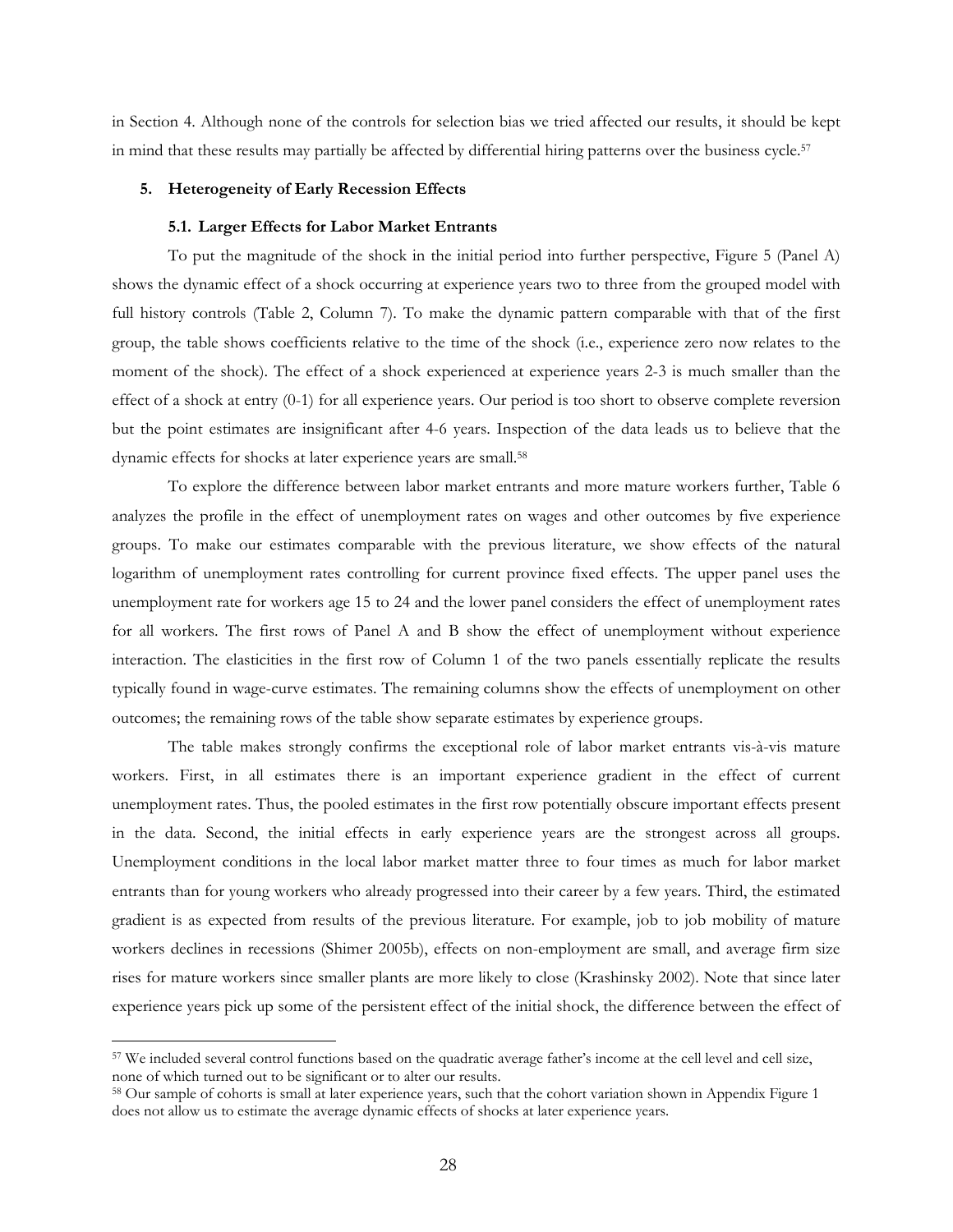in Section 4. Although none of the controls for selection bias we tried affected our results, it should be kept in mind that these results may partially be affected by differential hiring patterns over the business cycle.[57]

## 5. Heterogeneity of Early Recession Effects

### 5.1. Larger Effects for Labor Market Entrants

To put the magnitude of the shock in the initial period into further perspective, Figure 5 (Panel A) shows the dynamic effect of a shock occurring at experience years two to three from the grouped model with full history controls (Table 2, Column 7). To make the dynamic pattern comparable with that of the first group, the table shows coefficients relative to the time of the shock (i.e., experience zero now relates to the moment of the shock). The effect of a shock experienced at experience years 2-3 is much smaller than the effect of a shock at entry (0-1) for all experience years. Our period is too short to observe complete reversion but the point estimates are insignificant after 4-6 years. Inspection of the data leads us to believe that the dynamic effects for shocks at later experience years are small.[58]

To explore the difference between labor market entrants and more mature workers further, Table 6 analyzes the profile in the effect of unemployment rates on wages and other outcomes by five experience groups. To make our estimates comparable with the previous literature, we show effects of the natural logarithm of unemployment rates controlling for current province fixed effects. The upper panel uses the unemployment rate for workers age 15 to 24 and the lower panel considers the effect of unemployment rates for all workers. The first rows of Panel A and B show the effect of unemployment without experience interaction. The elasticities in the first row of Column 1 of the two panels essentially replicate the results typically found in wage-curve estimates. The remaining columns show the effects of unemployment on other outcomes; the remaining rows of the table show separate estimates by experience groups.

The table makes strongly confirms the exceptional role of labor market entrants vis-à-vis mature workers. First, in all estimates there is an important experience gradient in the effect of current unemployment rates. Thus, the pooled estimates in the first row potentially obscure important effects present in the data. Second, the initial effects in early experience years are the strongest across all groups. Unemployment conditions in the local labor market matter three to four times as much for labor market entrants than for young workers who already progressed into their career by a few years. Third, the estimated gradient is as expected from results of the previous literature. For example, job to job mobility of mature workers declines in recessions (Shimer 2005b), effects on non-employment are small, and average firm size rises for mature workers since smaller plants are more likely to close (Krashinsky 2002). Note that since later experience years pick up some of the persistent effect of the initial shock, the difference between the effect of

[57] We included several control functions based on the quadratic average father's income at the cell level and cell size, none of which turned out to be significant or to alter our results.

[58] Our sample of cohorts is small at later experience years, such that the cohort variation shown in Appendix Figure 1 does not allow us to estimate the average dynamic effects of shocks at later experience years.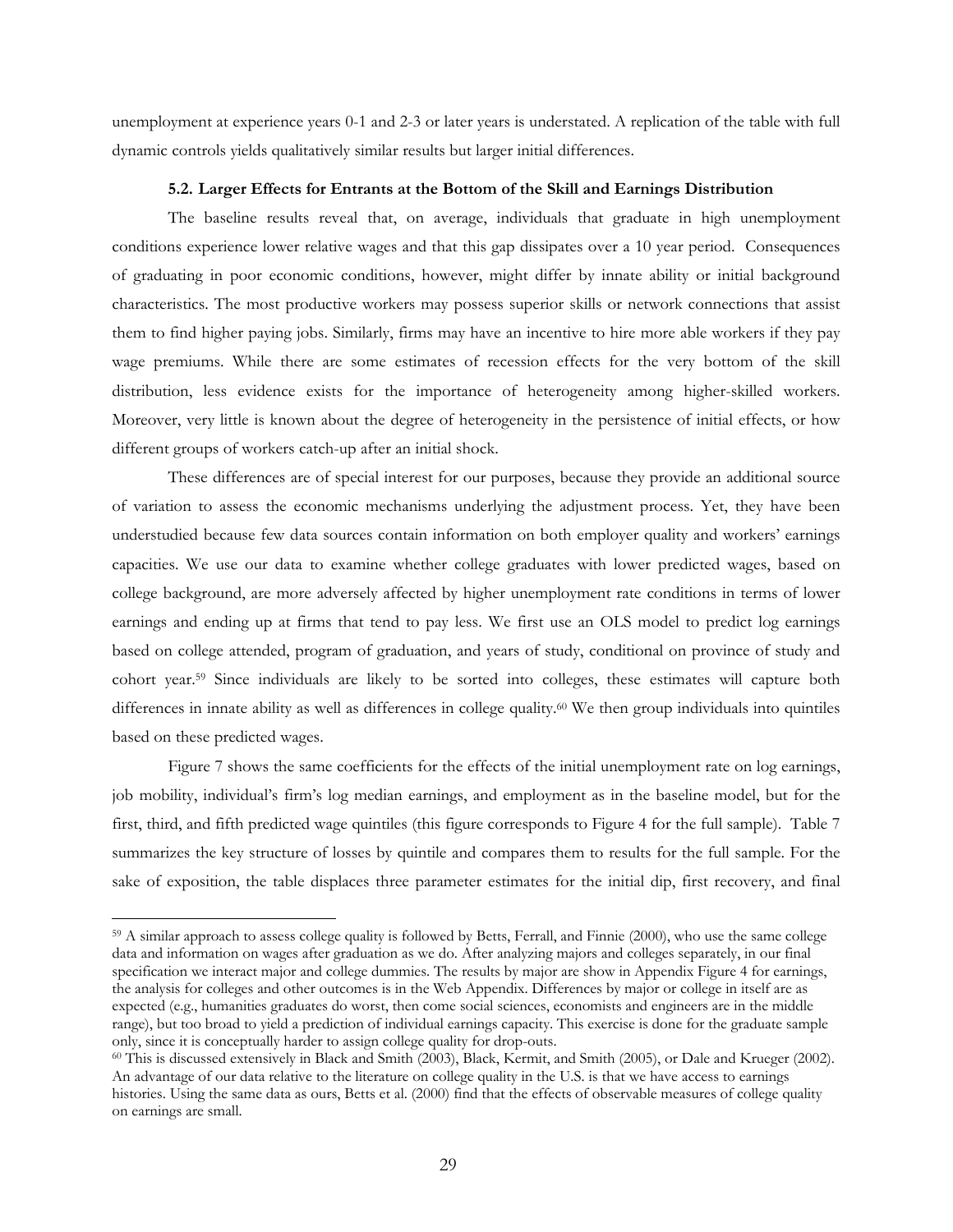unemployment at experience years 0-1 and 2-3 or later years is understated. A replication of the table with full dynamic controls yields qualitatively similar results but larger initial differences.

### 5.2. Larger Effects for Entrants at the Bottom of the Skill and Earnings Distribution

The baseline results reveal that, on average, individuals that graduate in high unemployment conditions experience lower relative wages and that this gap dissipates over a 10 year period. Consequences of graduating in poor economic conditions, however, might differ by innate ability or initial background characteristics. The most productive workers may possess superior skills or network connections that assist them to find higher paying jobs. Similarly, firms may have an incentive to hire more able workers if they pay wage premiums. While there are some estimates of recession effects for the very bottom of the skill distribution, less evidence exists for the importance of heterogeneity among higher-skilled workers. Moreover, very little is known about the degree of heterogeneity in the persistence of initial effects, or how different groups of workers catch-up after an initial shock.

These differences are of special interest for our purposes, because they provide an additional source of variation to assess the economic mechanisms underlying the adjustment process. Yet, they have been understudied because few data sources contain information on both employer quality and workers' earnings capacities. We use our data to examine whether college graduates with lower predicted wages, based on college background, are more adversely affected by higher unemployment rate conditions in terms of lower earnings and ending up at firms that tend to pay less. We first use an OLS model to predict log earnings based on college attended, program of graduation, and years of study, conditional on province of study and cohort year.[59] Since individuals are likely to be sorted into colleges, these estimates will capture both differences in innate ability as well as differences in college quality.[60] We then group individuals into quintiles based on these predicted wages.

Figure 7 shows the same coefficients for the effects of the initial unemployment rate on log earnings, job mobility, individual's firm's log median earnings, and employment as in the baseline model, but for the first, third, and fifth predicted wage quintiles (this figure corresponds to Figure 4 for the full sample). Table 7 summarizes the key structure of losses by quintile and compares them to results for the full sample. For the sake of exposition, the table displaces three parameter estimates for the initial dip, first recovery, and final

[59] A similar approach to assess college quality is followed by Betts, Ferrall, and Finnie (2000), who use the same college data and information on wages after graduation as we do. After analyzing majors and colleges separately, in our final specification we interact major and college dummies. The results by major are show in Appendix Figure 4 for earnings, the analysis for colleges and other outcomes is in the Web Appendix. Differences by major or college in itself are as expected (e.g., humanities graduates do worst, then come social sciences, economists and engineers are in the middle range), but too broad to yield a prediction of individual earnings capacity. This exercise is done for the graduate sample only, since it is conceptually harder to assign college quality for drop-outs.

[60] This is discussed extensively in Black and Smith (2003), Black, Kermit, and Smith (2005), or Dale and Krueger (2002). An advantage of our data relative to the literature on college quality in the U.S. is that we have access to earnings histories. Using the same data as ours, Betts et al. (2000) find that the effects of observable measures of college quality on earnings are small.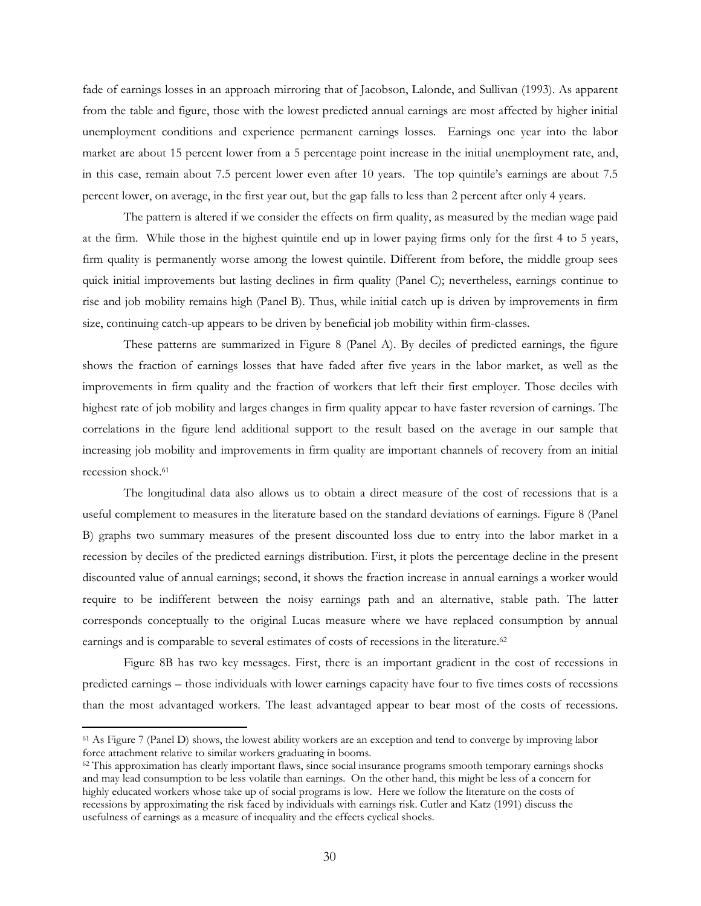fade of earnings losses in an approach mirroring that of Jacobson, Lalonde, and Sullivan (1993). As apparent from the table and figure, those with the lowest predicted annual earnings are most affected by higher initial unemployment conditions and experience permanent earnings losses. Earnings one year into the labor market are about 15 percent lower from a 5 percentage point increase in the initial unemployment rate, and, in this case, remain about 7.5 percent lower even after 10 years. The top quintile's earnings are about 7.5 percent lower, on average, in the first year out, but the gap falls to less than 2 percent after only 4 years.

The pattern is altered if we consider the effects on firm quality, as measured by the median wage paid at the firm. While those in the highest quintile end up in lower paying firms only for the first 4 to 5 years, firm quality is permanently worse among the lowest quintile. Different from before, the middle group sees quick initial improvements but lasting declines in firm quality (Panel C); nevertheless, earnings continue to rise and job mobility remains high (Panel B). Thus, while initial catch up is driven by improvements in firm size, continuing catch-up appears to be driven by beneficial job mobility within firm-classes.

These patterns are summarized in Figure 8 (Panel A). By deciles of predicted earnings, the figure shows the fraction of earnings losses that have faded after five years in the labor market, as well as the improvements in firm quality and the fraction of workers that left their first employer. Those deciles with highest rate of job mobility and larges changes in firm quality appear to have faster reversion of earnings. The correlations in the figure lend additional support to the result based on the average in our sample that increasing job mobility and improvements in firm quality are important channels of recovery from an initial recession shock.[61]

The longitudinal data also allows us to obtain a direct measure of the cost of recessions that is a useful complement to measures in the literature based on the standard deviations of earnings. Figure 8 (Panel B) graphs two summary measures of the present discounted loss due to entry into the labor market in a recession by deciles of the predicted earnings distribution. First, it plots the percentage decline in the present discounted value of annual earnings; second, it shows the fraction increase in annual earnings a worker would require to be indifferent between the noisy earnings path and an alternative, stable path. The latter corresponds conceptually to the original Lucas measure where we have replaced consumption by annual earnings and is comparable to several estimates of costs of recessions in the literature.[62]

Figure 8B has two key messages. First, there is an important gradient in the cost of recessions in predicted earnings – those individuals with lower earnings capacity have four to five times costs of recessions than the most advantaged workers. The least advantaged appear to bear most of the costs of recessions.

[61] As Figure 7 (Panel D) shows, the lowest ability workers are an exception and tend to converge by improving labor force attachment relative to similar workers graduating in booms.

[62] This approximation has clearly important flaws, since social insurance programs smooth temporary earnings shocks and may lead consumption to be less volatile than earnings. On the other hand, this might be less of a concern for highly educated workers whose take up of social programs is low. Here we follow the literature on the costs of recessions by approximating the risk faced by individuals with earnings risk. Cutler and Katz (1991) discuss the usefulness of earnings as a measure of inequality and the effects cyclical shocks.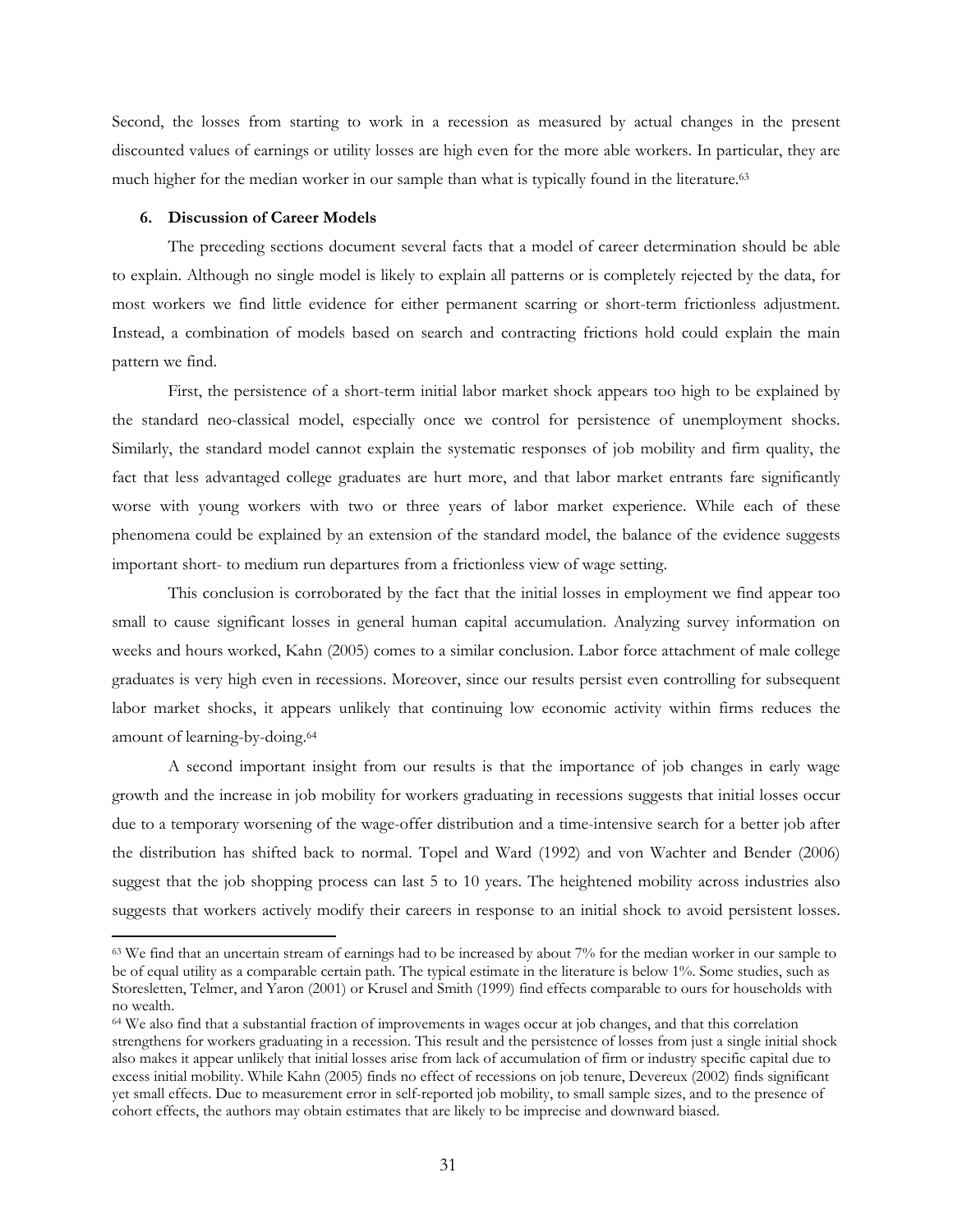Second, the losses from starting to work in a recession as measured by actual changes in the present discounted values of earnings or utility losses are high even for the more able workers. In particular, they are much higher for the median worker in our sample than what is typically found in the literature.[63]

## 6. Discussion of Career Models

The preceding sections document several facts that a model of career determination should be able to explain. Although no single model is likely to explain all patterns or is completely rejected by the data, for most workers we find little evidence for either permanent scarring or short-term frictionless adjustment. Instead, a combination of models based on search and contracting frictions hold could explain the main pattern we find.

First, the persistence of a short-term initial labor market shock appears too high to be explained by the standard neo-classical model, especially once we control for persistence of unemployment shocks. Similarly, the standard model cannot explain the systematic responses of job mobility and firm quality, the fact that less advantaged college graduates are hurt more, and that labor market entrants fare significantly worse with young workers with two or three years of labor market experience. While each of these phenomena could be explained by an extension of the standard model, the balance of the evidence suggests important short- to medium run departures from a frictionless view of wage setting.

This conclusion is corroborated by the fact that the initial losses in employment we find appear too small to cause significant losses in general human capital accumulation. Analyzing survey information on weeks and hours worked, Kahn (2005) comes to a similar conclusion. Labor force attachment of male college graduates is very high even in recessions. Moreover, since our results persist even controlling for subsequent labor market shocks, it appears unlikely that continuing low economic activity within firms reduces the amount of learning-by-doing.[64]

A second important insight from our results is that the importance of job changes in early wage growth and the increase in job mobility for workers graduating in recessions suggests that initial losses occur due to a temporary worsening of the wage-offer distribution and a time-intensive search for a better job after the distribution has shifted back to normal. Topel and Ward (1992) and von Wachter and Bender (2006) suggest that the job shopping process can last 5 to 10 years. The heightened mobility across industries also suggests that workers actively modify their careers in response to an initial shock to avoid persistent losses.

---

[63] We find that an uncertain stream of earnings had to be increased by about 7% for the median worker in our sample to be of equal utility as a comparable certain path. The typical estimate in the literature is below 1%. Some studies, such as Storesletten, Telmer, and Yaron (2001) or Krusel and Smith (1999) find effects comparable to ours for households with no wealth.

[64] We also find that a substantial fraction of improvements in wages occur at job changes, and that this correlation strengthens for workers graduating in a recession. This result and the persistence of losses from just a single initial shock also makes it appear unlikely that initial losses arise from lack of accumulation of firm or industry specific capital due to excess initial mobility. While Kahn (2005) finds no effect of recessions on job tenure, Devereux (2002) finds significant yet small effects. Due to measurement error in self-reported job mobility, to small sample sizes, and to the presence of cohort effects, the authors may obtain estimates that are likely to be imprecise and downward biased.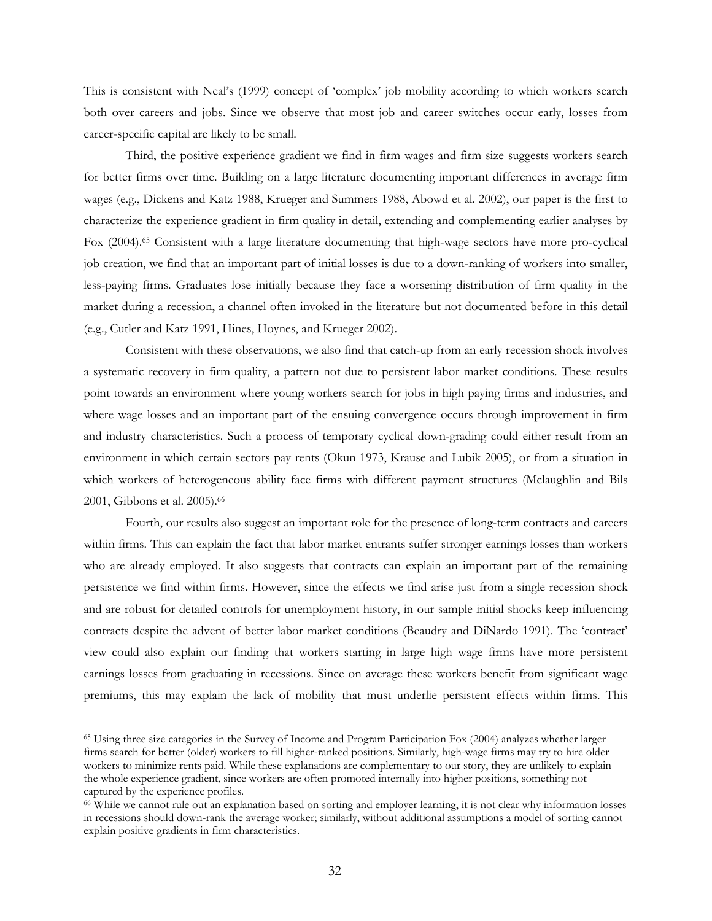This is consistent with Neal's (1999) concept of 'complex' job mobility according to which workers search both over careers and jobs. Since we observe that most job and career switches occur early, losses from career-specific capital are likely to be small.

Third, the positive experience gradient we find in firm wages and firm size suggests workers search for better firms over time. Building on a large literature documenting important differences in average firm wages (e.g., Dickens and Katz 1988, Krueger and Summers 1988, Abowd et al. 2002), our paper is the first to characterize the experience gradient in firm quality in detail, extending and complementing earlier analyses by Fox (2004).[65] Consistent with a large literature documenting that high-wage sectors have more pro-cyclical job creation, we find that an important part of initial losses is due to a down-ranking of workers into smaller, less-paying firms. Graduates lose initially because they face a worsening distribution of firm quality in the market during a recession, a channel often invoked in the literature but not documented before in this detail (e.g., Cutler and Katz 1991, Hines, Hoynes, and Krueger 2002).

Consistent with these observations, we also find that catch-up from an early recession shock involves a systematic recovery in firm quality, a pattern not due to persistent labor market conditions. These results point towards an environment where young workers search for jobs in high paying firms and industries, and where wage losses and an important part of the ensuing convergence occurs through improvement in firm and industry characteristics. Such a process of temporary cyclical down-grading could either result from an environment in which certain sectors pay rents (Okun 1973, Krause and Lubik 2005), or from a situation in which workers of heterogeneous ability face firms with different payment structures (Mclaughlin and Bils 2001, Gibbons et al. 2005).[66]

Fourth, our results also suggest an important role for the presence of long-term contracts and careers within firms. This can explain the fact that labor market entrants suffer stronger earnings losses than workers who are already employed. It also suggests that contracts can explain an important part of the remaining persistence we find within firms. However, since the effects we find arise just from a single recession shock and are robust for detailed controls for unemployment history, in our sample initial shocks keep influencing contracts despite the advent of better labor market conditions (Beaudry and DiNardo 1991). The 'contract' view could also explain our finding that workers starting in large high wage firms have more persistent earnings losses from graduating in recessions. Since on average these workers benefit from significant wage premiums, this may explain the lack of mobility that must underlie persistent effects within firms. This

---

[65] Using three size categories in the Survey of Income and Program Participation Fox (2004) analyzes whether larger firms search for better (older) workers to fill higher-ranked positions. Similarly, high-wage firms may try to hire older workers to minimize rents paid. While these explanations are complementary to our story, they are unlikely to explain the whole experience gradient, since workers are often promoted internally into higher positions, something not captured by the experience profiles.

[66] While we cannot rule out an explanation based on sorting and employer learning, it is not clear why information losses in recessions should down-rank the average worker; similarly, without additional assumptions a model of sorting cannot explain positive gradients in firm characteristics.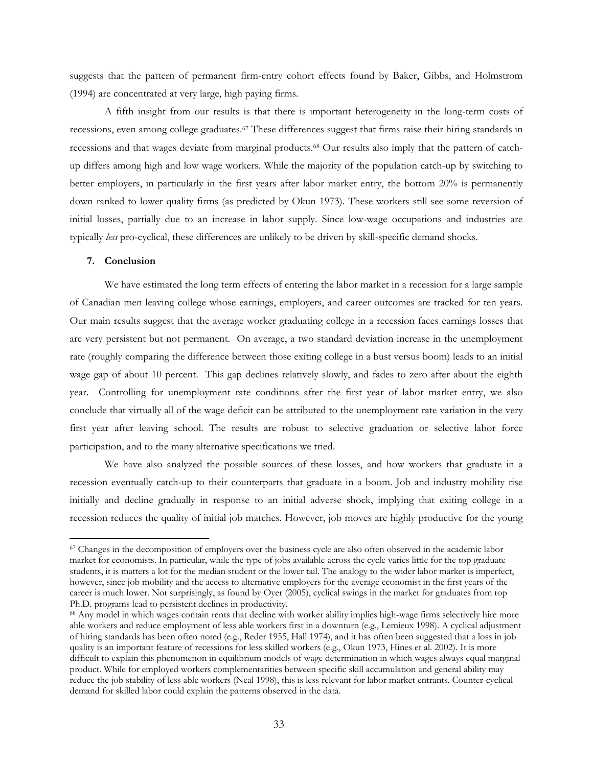suggests that the pattern of permanent firm-entry cohort effects found by Baker, Gibbs, and Holmstrom (1994) are concentrated at very large, high paying firms.

A fifth insight from our results is that there is important heterogeneity in the long-term costs of recessions, even among college graduates.[67] These differences suggest that firms raise their hiring standards in recessions and that wages deviate from marginal products.[68] Our results also imply that the pattern of catch-up differs among high and low wage workers. While the majority of the population catch-up by switching to better employers, in particularly in the first years after labor market entry, the bottom 20% is permanently down ranked to lower quality firms (as predicted by Okun 1973). These workers still see some reversion of initial losses, partially due to an increase in labor supply. Since low-wage occupations and industries are typically *less* pro-cyclical, these differences are unlikely to be driven by skill-specific demand shocks.

## 7. Conclusion

We have estimated the long term effects of entering the labor market in a recession for a large sample of Canadian men leaving college whose earnings, employers, and career outcomes are tracked for ten years. Our main results suggest that the average worker graduating college in a recession faces earnings losses that are very persistent but not permanent. On average, a two standard deviation increase in the unemployment rate (roughly comparing the difference between those exiting college in a bust versus boom) leads to an initial wage gap of about 10 percent. This gap declines relatively slowly, and fades to zero after about the eighth year. Controlling for unemployment rate conditions after the first year of labor market entry, we also conclude that virtually all of the wage deficit can be attributed to the unemployment rate variation in the very first year after leaving school. The results are robust to selective graduation or selective labor force participation, and to the many alternative specifications we tried.

We have also analyzed the possible sources of these losses, and how workers that graduate in a recession eventually catch-up to their counterparts that graduate in a boom. Job and industry mobility rise initially and decline gradually in response to an initial adverse shock, implying that exiting college in a recession reduces the quality of initial job matches. However, job moves are highly productive for the young

---

[67] Changes in the decomposition of employers over the business cycle are also often observed in the academic labor market for economists. In particular, while the type of jobs available across the cycle varies little for the top graduate students, it is matters a lot for the median student or the lower tail. The analogy to the wider labor market is imperfect, however, since job mobility and the access to alternative employers for the average economist in the first years of the career is much lower. Not surprisingly, as found by Oyer (2005), cyclical swings in the market for graduates from top Ph.D. programs lead to persistent declines in productivity.

[68] Any model in which wages contain rents that decline with worker ability implies high-wage firms selectively hire more able workers and reduce employment of less able workers first in a downturn (e.g., Lemieux 1998). A cyclical adjustment of hiring standards has been often noted (e.g., Reder 1955, Hall 1974), and it has often been suggested that a loss in job quality is an important feature of recessions for less skilled workers (e.g., Okun 1973, Hines et al. 2002). It is more difficult to explain this phenomenon in equilibrium models of wage determination in which wages always equal marginal product. While for employed workers complementarities between specific skill accumulation and general ability may reduce the job stability of less able workers (Neal 1998), this is less relevant for labor market entrants. Counter-cyclical demand for skilled labor could explain the patterns observed in the data.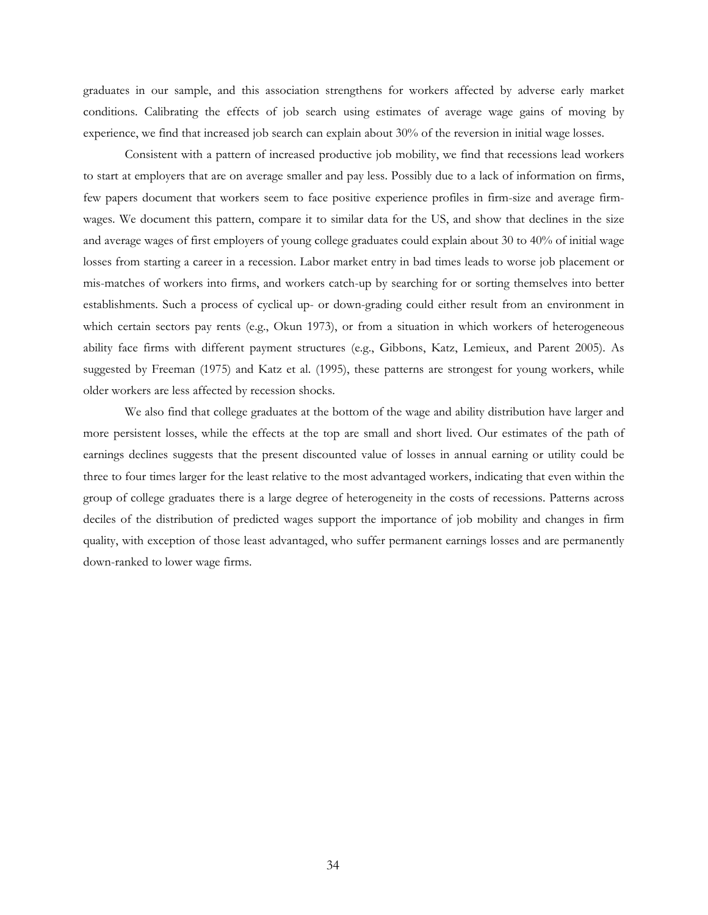graduates in our sample, and this association strengthens for workers affected by adverse early market conditions. Calibrating the effects of job search using estimates of average wage gains of moving by experience, we find that increased job search can explain about 30% of the reversion in initial wage losses.

Consistent with a pattern of increased productive job mobility, we find that recessions lead workers to start at employers that are on average smaller and pay less. Possibly due to a lack of information on firms, few papers document that workers seem to face positive experience profiles in firm-size and average firm-wages. We document this pattern, compare it to similar data for the US, and show that declines in the size and average wages of first employers of young college graduates could explain about 30 to 40% of initial wage losses from starting a career in a recession. Labor market entry in bad times leads to worse job placement or mis-matches of workers into firms, and workers catch-up by searching for or sorting themselves into better establishments. Such a process of cyclical up- or down-grading could either result from an environment in which certain sectors pay rents (e.g., Okun 1973), or from a situation in which workers of heterogeneous ability face firms with different payment structures (e.g., Gibbons, Katz, Lemieux, and Parent 2005). As suggested by Freeman (1975) and Katz et al. (1995), these patterns are strongest for young workers, while older workers are less affected by recession shocks.

We also find that college graduates at the bottom of the wage and ability distribution have larger and more persistent losses, while the effects at the top are small and short lived. Our estimates of the path of earnings declines suggests that the present discounted value of losses in annual earning or utility could be three to four times larger for the least relative to the most advantaged workers, indicating that even within the group of college graduates there is a large degree of heterogeneity in the costs of recessions. Patterns across deciles of the distribution of predicted wages support the importance of job mobility and changes in firm quality, with exception of those least advantaged, who suffer permanent earnings losses and are permanently down-ranked to lower wage firms.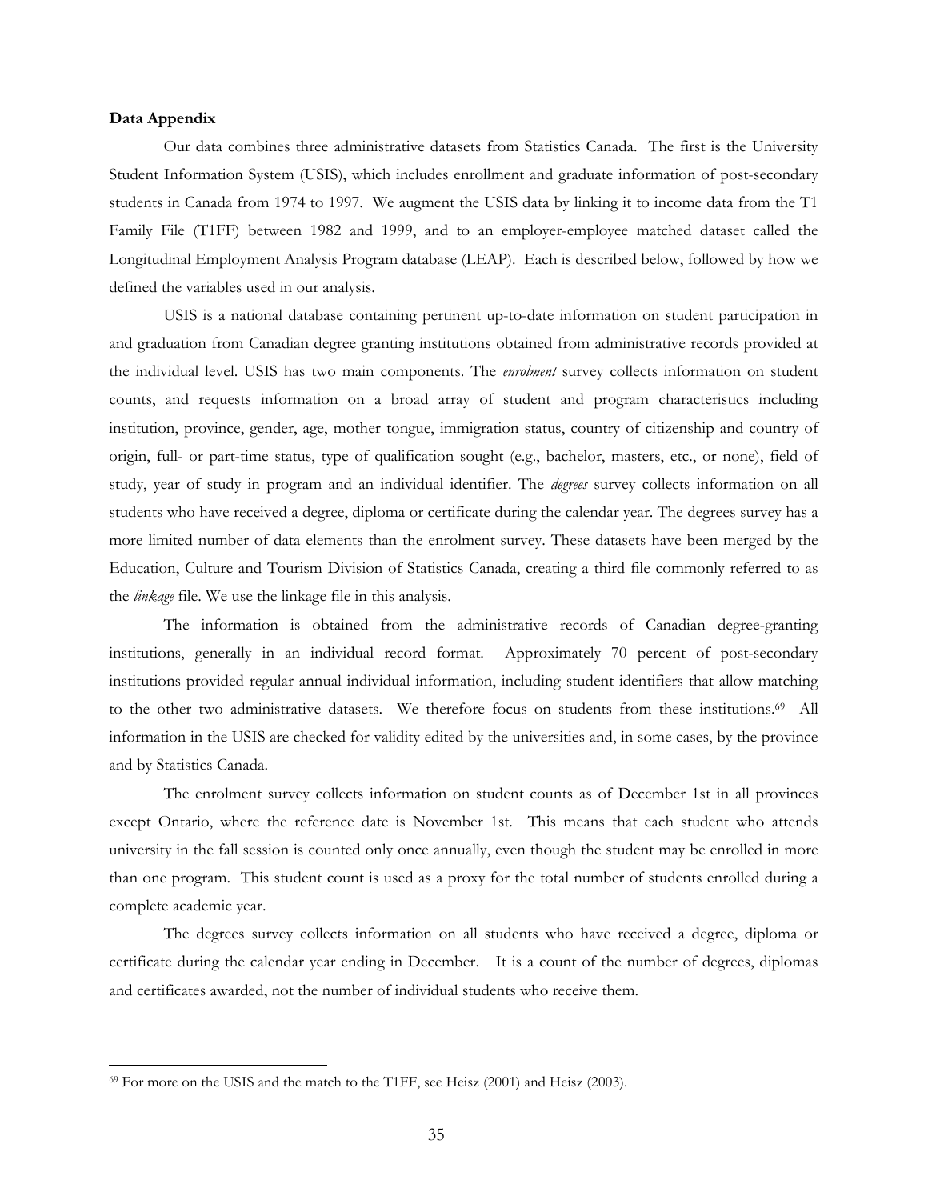**Data Appendix**

Our data combines three administrative datasets from Statistics Canada. The first is the University Student Information System (USIS), which includes enrollment and graduate information of post-secondary students in Canada from 1974 to 1997. We augment the USIS data by linking it to income data from the T1 Family File (T1FF) between 1982 and 1999, and to an employer-employee matched dataset called the Longitudinal Employment Analysis Program database (LEAP). Each is described below, followed by how we defined the variables used in our analysis.

USIS is a national database containing pertinent up-to-date information on student participation in and graduation from Canadian degree granting institutions obtained from administrative records provided at the individual level. USIS has two main components. The *enrolment* survey collects information on student counts, and requests information on a broad array of student and program characteristics including institution, province, gender, age, mother tongue, immigration status, country of citizenship and country of origin, full- or part-time status, type of qualification sought (e.g., bachelor, masters, etc., or none), field of study, year of study in program and an individual identifier. The *degrees* survey collects information on all students who have received a degree, diploma or certificate during the calendar year. The degrees survey has a more limited number of data elements than the enrolment survey. These datasets have been merged by the Education, Culture and Tourism Division of Statistics Canada, creating a third file commonly referred to as the *linkage* file. We use the linkage file in this analysis.

The information is obtained from the administrative records of Canadian degree-granting institutions, generally in an individual record format. Approximately 70 percent of post-secondary institutions provided regular annual individual information, including student identifiers that allow matching to the other two administrative datasets. We therefore focus on students from these institutions.[69] All information in the USIS are checked for validity edited by the universities and, in some cases, by the province and by Statistics Canada.

The enrolment survey collects information on student counts as of December 1st in all provinces except Ontario, where the reference date is November 1st. This means that each student who attends university in the fall session is counted only once annually, even though the student may be enrolled in more than one program. This student count is used as a proxy for the total number of students enrolled during a complete academic year.

The degrees survey collects information on all students who have received a degree, diploma or certificate during the calendar year ending in December. It is a count of the number of degrees, diplomas and certificates awarded, not the number of individual students who receive them.

[69] For more on the USIS and the match to the T1FF, see Heisz (2001) and Heisz (2003).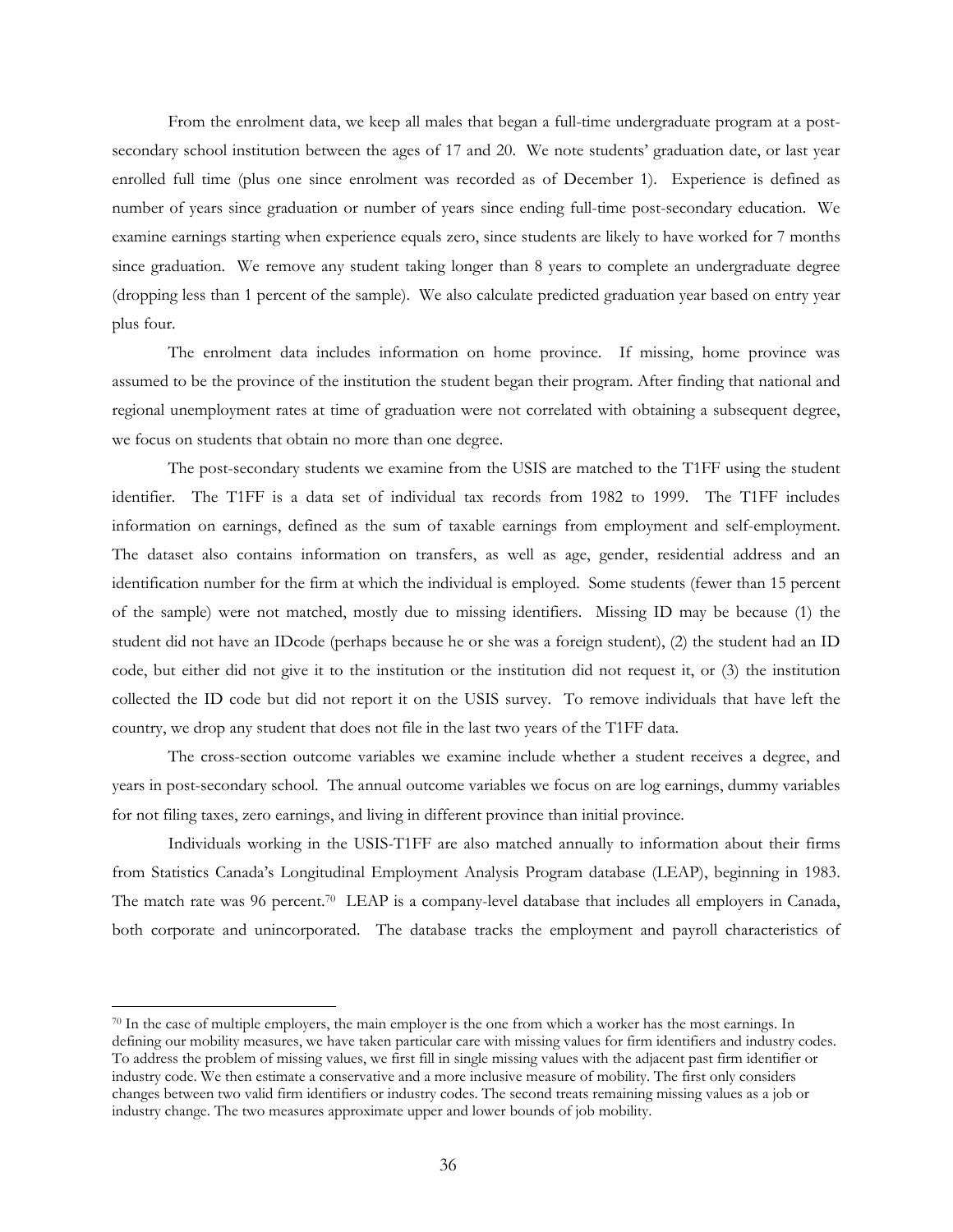From the enrolment data, we keep all males that began a full-time undergraduate program at a post-secondary school institution between the ages of 17 and 20. We note students' graduation date, or last year enrolled full time (plus one since enrolment was recorded as of December 1). Experience is defined as number of years since graduation or number of years since ending full-time post-secondary education. We examine earnings starting when experience equals zero, since students are likely to have worked for 7 months since graduation. We remove any student taking longer than 8 years to complete an undergraduate degree (dropping less than 1 percent of the sample). We also calculate predicted graduation year based on entry year plus four.

The enrolment data includes information on home province. If missing, home province was assumed to be the province of the institution the student began their program. After finding that national and regional unemployment rates at time of graduation were not correlated with obtaining a subsequent degree, we focus on students that obtain no more than one degree.

The post-secondary students we examine from the USIS are matched to the T1FF using the student identifier. The T1FF is a data set of individual tax records from 1982 to 1999. The T1FF includes information on earnings, defined as the sum of taxable earnings from employment and self-employment. The dataset also contains information on transfers, as well as age, gender, residential address and an identification number for the firm at which the individual is employed. Some students (fewer than 15 percent of the sample) were not matched, mostly due to missing identifiers. Missing ID may be because (1) the student did not have an IDcode (perhaps because he or she was a foreign student), (2) the student had an ID code, but either did not give it to the institution or the institution did not request it, or (3) the institution collected the ID code but did not report it on the USIS survey. To remove individuals that have left the country, we drop any student that does not file in the last two years of the T1FF data.

The cross-section outcome variables we examine include whether a student receives a degree, and years in post-secondary school. The annual outcome variables we focus on are log earnings, dummy variables for not filing taxes, zero earnings, and living in different province than initial province.

Individuals working in the USIS-T1FF are also matched annually to information about their firms from Statistics Canada's Longitudinal Employment Analysis Program database (LEAP), beginning in 1983. The match rate was 96 percent.[70] LEAP is a company-level database that includes all employers in Canada, both corporate and unincorporated. The database tracks the employment and payroll characteristics of

[70] In the case of multiple employers, the main employer is the one from which a worker has the most earnings. In defining our mobility measures, we have taken particular care with missing values for firm identifiers and industry codes. To address the problem of missing values, we first fill in single missing values with the adjacent past firm identifier or industry code. We then estimate a conservative and a more inclusive measure of mobility. The first only considers changes between two valid firm identifiers or industry codes. The second treats remaining missing values as a job or industry change. The two measures approximate upper and lower bounds of job mobility.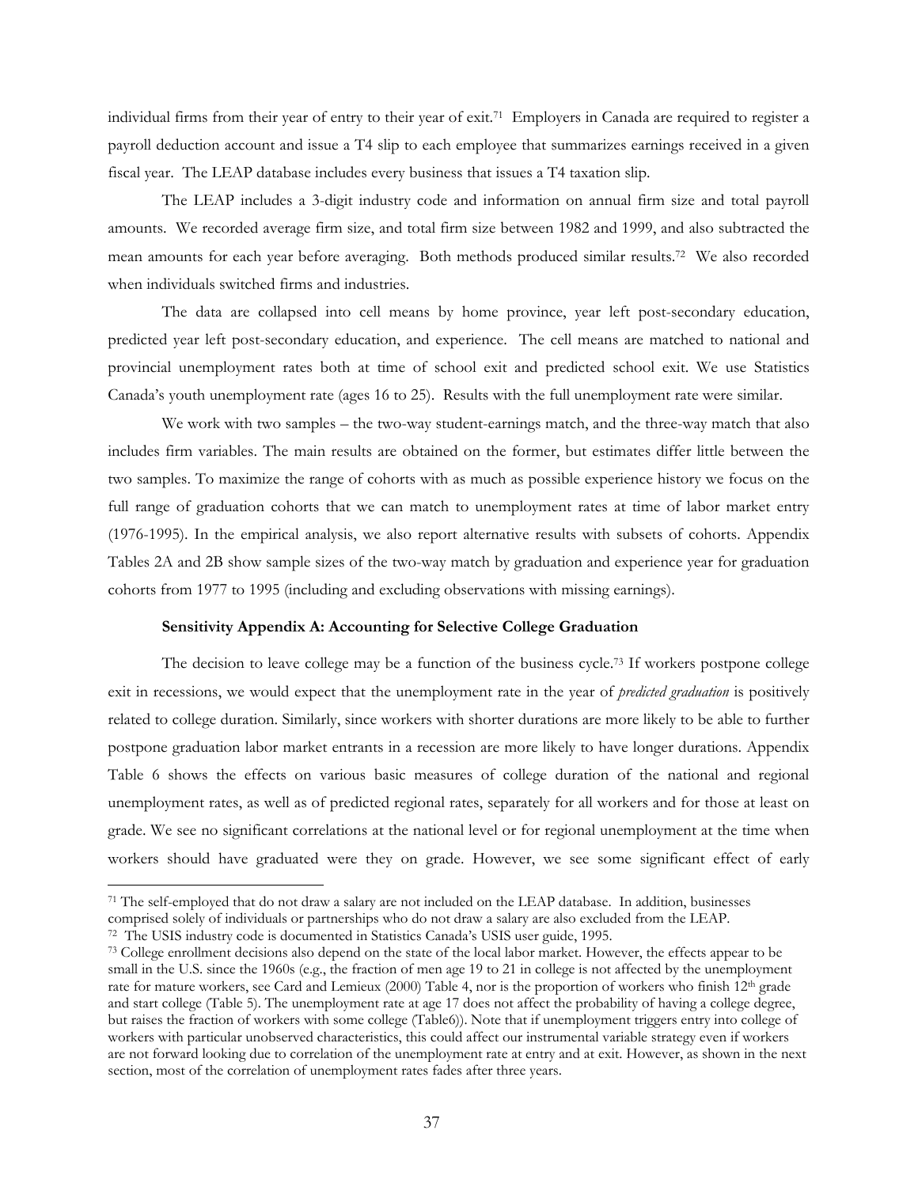individual firms from their year of entry to their year of exit.[71] Employers in Canada are required to register a payroll deduction account and issue a T4 slip to each employee that summarizes earnings received in a given fiscal year. The LEAP database includes every business that issues a T4 taxation slip.

The LEAP includes a 3-digit industry code and information on annual firm size and total payroll amounts. We recorded average firm size, and total firm size between 1982 and 1999, and also subtracted the mean amounts for each year before averaging. Both methods produced similar results.[72] We also recorded when individuals switched firms and industries.

The data are collapsed into cell means by home province, year left post-secondary education, predicted year left post-secondary education, and experience. The cell means are matched to national and provincial unemployment rates both at time of school exit and predicted school exit. We use Statistics Canada's youth unemployment rate (ages 16 to 25). Results with the full unemployment rate were similar.

We work with two samples – the two-way student-earnings match, and the three-way match that also includes firm variables. The main results are obtained on the former, but estimates differ little between the two samples. To maximize the range of cohorts with as much as possible experience history we focus on the full range of graduation cohorts that we can match to unemployment rates at time of labor market entry (1976-1995). In the empirical analysis, we also report alternative results with subsets of cohorts. Appendix Tables 2A and 2B show sample sizes of the two-way match by graduation and experience year for graduation cohorts from 1977 to 1995 (including and excluding observations with missing earnings).

**Sensitivity Appendix A: Accounting for Selective College Graduation**

The decision to leave college may be a function of the business cycle.[73] If workers postpone college exit in recessions, we would expect that the unemployment rate in the year of *predicted graduation* is positively related to college duration. Similarly, since workers with shorter durations are more likely to be able to further postpone graduation labor market entrants in a recession are more likely to have longer durations. Appendix Table 6 shows the effects on various basic measures of college duration of the national and regional unemployment rates, as well as of predicted regional rates, separately for all workers and for those at least on grade. We see no significant correlations at the national level or for regional unemployment at the time when workers should have graduated were they on grade. However, we see some significant effect of early

[71] The self-employed that do not draw a salary are not included on the LEAP database. In addition, businesses comprised solely of individuals or partnerships who do not draw a salary are also excluded from the LEAP.

[72] The USIS industry code is documented in Statistics Canada's USIS user guide, 1995.

[73] College enrollment decisions also depend on the state of the local labor market. However, the effects appear to be small in the U.S. since the 1960s (e.g., the fraction of men age 19 to 21 in college is not affected by the unemployment rate for mature workers, see Card and Lemieux (2000) Table 4, nor is the proportion of workers who finish 12th grade and start college (Table 5). The unemployment rate at age 17 does not affect the probability of having a college degree, but raises the fraction of workers with some college (Table6)). Note that if unemployment triggers entry into college of workers with particular unobserved characteristics, this could affect our instrumental variable strategy even if workers are not forward looking due to correlation of the unemployment rate at entry and at exit. However, as shown in the next section, most of the correlation of unemployment rates fades after three years.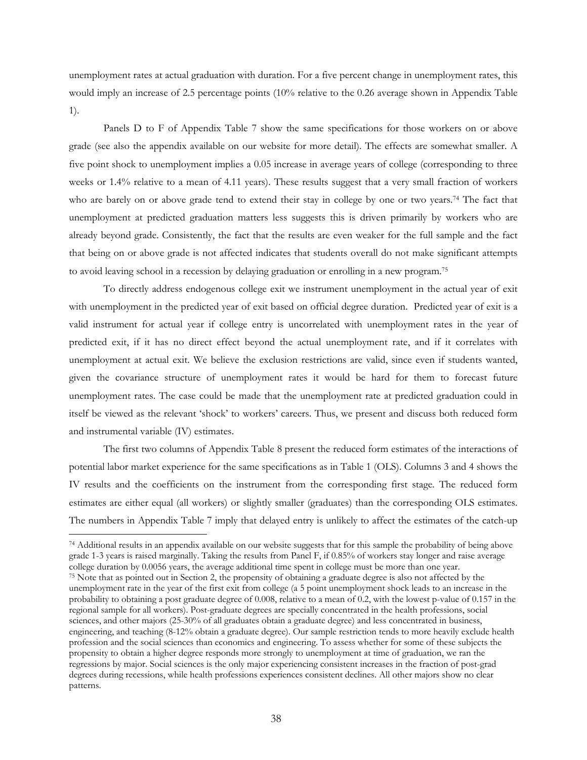unemployment rates at actual graduation with duration. For a five percent change in unemployment rates, this would imply an increase of 2.5 percentage points (10% relative to the 0.26 average shown in Appendix Table 1).

Panels D to F of Appendix Table 7 show the same specifications for those workers on or above grade (see also the appendix available on our website for more detail). The effects are somewhat smaller. A five point shock to unemployment implies a 0.05 increase in average years of college (corresponding to three weeks or 1.4% relative to a mean of 4.11 years). These results suggest that a very small fraction of workers who are barely on or above grade tend to extend their stay in college by one or two years.[74] The fact that unemployment at predicted graduation matters less suggests this is driven primarily by workers who are already beyond grade. Consistently, the fact that the results are even weaker for the full sample and the fact that being on or above grade is not affected indicates that students overall do not make significant attempts to avoid leaving school in a recession by delaying graduation or enrolling in a new program.[75]

To directly address endogenous college exit we instrument unemployment in the actual year of exit with unemployment in the predicted year of exit based on official degree duration. Predicted year of exit is a valid instrument for actual year if college entry is uncorrelated with unemployment rates in the year of predicted exit, if it has no direct effect beyond the actual unemployment rate, and if it correlates with unemployment at actual exit. We believe the exclusion restrictions are valid, since even if students wanted, given the covariance structure of unemployment rates it would be hard for them to forecast future unemployment rates. The case could be made that the unemployment rate at predicted graduation could in itself be viewed as the relevant 'shock' to workers' careers. Thus, we present and discuss both reduced form and instrumental variable (IV) estimates.

The first two columns of Appendix Table 8 present the reduced form estimates of the interactions of potential labor market experience for the same specifications as in Table 1 (OLS). Columns 3 and 4 shows the IV results and the coefficients on the instrument from the corresponding first stage. The reduced form estimates are either equal (all workers) or slightly smaller (graduates) than the corresponding OLS estimates. The numbers in Appendix Table 7 imply that delayed entry is unlikely to affect the estimates of the catch-up

---

[74] Additional results in an appendix available on our website suggests that for this sample the probability of being above grade 1-3 years is raised marginally. Taking the results from Panel F, if 0.85% of workers stay longer and raise average college duration by 0.0056 years, the average additional time spent in college must be more than one year.

[75] Note that as pointed out in Section 2, the propensity of obtaining a graduate degree is also not affected by the unemployment rate in the year of the first exit from college (a 5 point unemployment shock leads to an increase in the probability to obtaining a post graduate degree of 0.008, relative to a mean of 0.2, with the lowest p-value of 0.157 in the regional sample for all workers). Post-graduate degrees are specially concentrated in the health professions, social sciences, and other majors (25-30% of all graduates obtain a graduate degree) and less concentrated in business, engineering, and teaching (8-12% obtain a graduate degree). Our sample restriction tends to more heavily exclude health profession and the social sciences than economics and engineering. To assess whether for some of these subjects the propensity to obtain a higher degree responds more strongly to unemployment at time of graduation, we ran the regressions by major. Social sciences is the only major experiencing consistent increases in the fraction of post-grad degrees during recessions, while health professions experiences consistent declines. All other majors show no clear patterns.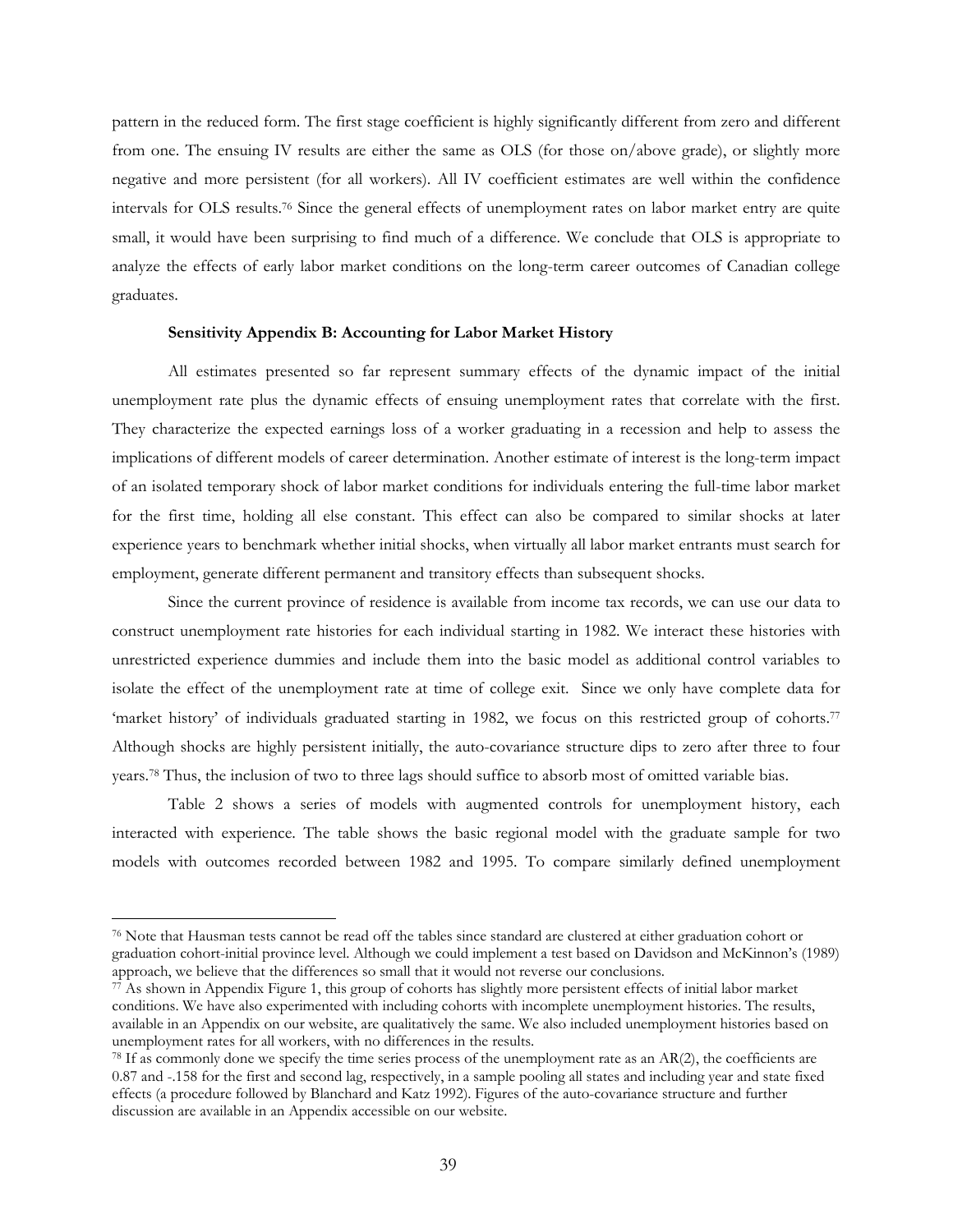pattern in the reduced form. The first stage coefficient is highly significantly different from zero and different from one. The ensuing IV results are either the same as OLS (for those on/above grade), or slightly more negative and more persistent (for all workers). All IV coefficient estimates are well within the confidence intervals for OLS results.[76] Since the general effects of unemployment rates on labor market entry are quite small, it would have been surprising to find much of a difference. We conclude that OLS is appropriate to analyze the effects of early labor market conditions on the long-term career outcomes of Canadian college graduates.

**Sensitivity Appendix B: Accounting for Labor Market History**

All estimates presented so far represent summary effects of the dynamic impact of the initial unemployment rate plus the dynamic effects of ensuing unemployment rates that correlate with the first. They characterize the expected earnings loss of a worker graduating in a recession and help to assess the implications of different models of career determination. Another estimate of interest is the long-term impact of an isolated temporary shock of labor market conditions for individuals entering the full-time labor market for the first time, holding all else constant. This effect can also be compared to similar shocks at later experience years to benchmark whether initial shocks, when virtually all labor market entrants must search for employment, generate different permanent and transitory effects than subsequent shocks.

Since the current province of residence is available from income tax records, we can use our data to construct unemployment rate histories for each individual starting in 1982. We interact these histories with unrestricted experience dummies and include them into the basic model as additional control variables to isolate the effect of the unemployment rate at time of college exit. Since we only have complete data for 'market history' of individuals graduated starting in 1982, we focus on this restricted group of cohorts.[77] Although shocks are highly persistent initially, the auto-covariance structure dips to zero after three to four years.[78] Thus, the inclusion of two to three lags should suffice to absorb most of omitted variable bias.

Table 2 shows a series of models with augmented controls for unemployment history, each interacted with experience. The table shows the basic regional model with the graduate sample for two models with outcomes recorded between 1982 and 1995. To compare similarly defined unemployment

---

[76] Note that Hausman tests cannot be read off the tables since standard are clustered at either graduation cohort or graduation cohort-initial province level. Although we could implement a test based on Davidson and McKinnon's (1989) approach, we believe that the differences so small that it would not reverse our conclusions.

[77] As shown in Appendix Figure 1, this group of cohorts has slightly more persistent effects of initial labor market conditions. We have also experimented with including cohorts with incomplete unemployment histories. The results, available in an Appendix on our website, are qualitatively the same. We also included unemployment histories based on unemployment rates for all workers, with no differences in the results.

[78] If as commonly done we specify the time series process of the unemployment rate as an AR(2), the coefficients are 0.87 and -.158 for the first and second lag, respectively, in a sample pooling all states and including year and state fixed effects (a procedure followed by Blanchard and Katz 1992). Figures of the auto-covariance structure and further discussion are available in an Appendix accessible on our website.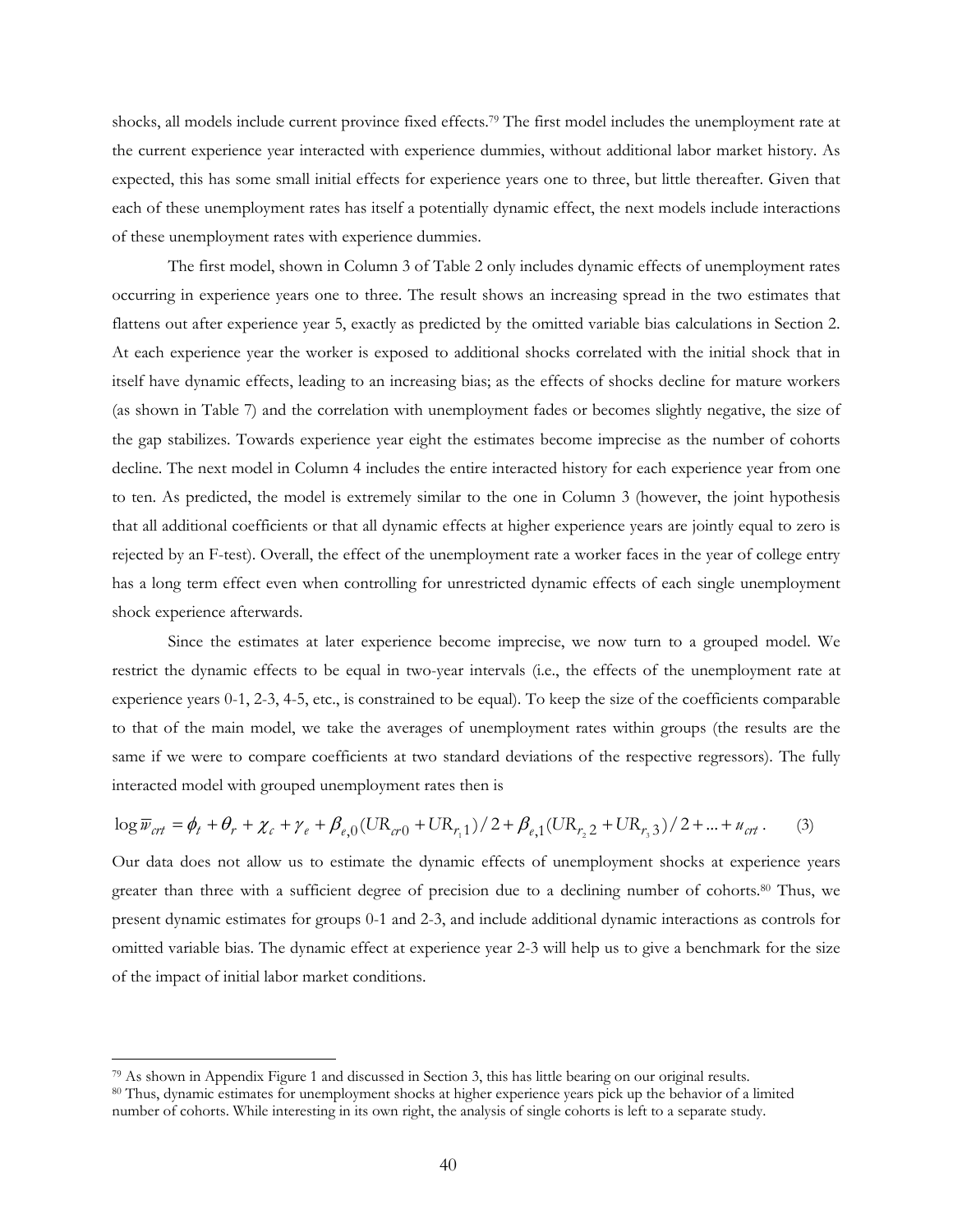shocks, all models include current province fixed effects.[79] The first model includes the unemployment rate at the current experience year interacted with experience dummies, without additional labor market history. As expected, this has some small initial effects for experience years one to three, but little thereafter. Given that each of these unemployment rates has itself a potentially dynamic effect, the next models include interactions of these unemployment rates with experience dummies.

The first model, shown in Column 3 of Table 2 only includes dynamic effects of unemployment rates occurring in experience years one to three. The result shows an increasing spread in the two estimates that flattens out after experience year 5, exactly as predicted by the omitted variable bias calculations in Section 2. At each experience year the worker is exposed to additional shocks correlated with the initial shock that in itself have dynamic effects, leading to an increasing bias; as the effects of shocks decline for mature workers (as shown in Table 7) and the correlation with unemployment fades or becomes slightly negative, the size of the gap stabilizes. Towards experience year eight the estimates become imprecise as the number of cohorts decline. The next model in Column 4 includes the entire interacted history for each experience year from one to ten. As predicted, the model is extremely similar to the one in Column 3 (however, the joint hypothesis that all additional coefficients or that all dynamic effects at higher experience years are jointly equal to zero is rejected by an F-test). Overall, the effect of the unemployment rate a worker faces in the year of college entry has a long term effect even when controlling for unrestricted dynamic effects of each single unemployment shock experience afterwards.

Since the estimates at later experience become imprecise, we now turn to a grouped model. We restrict the dynamic effects to be equal in two-year intervals (i.e., the effects of the unemployment rate at experience years 0-1, 2-3, 4-5, etc., is constrained to be equal). To keep the size of the coefficients comparable to that of the main model, we take the averages of unemployment rates within groups (the results are the same if we were to compare coefficients at two standard deviations of the respective regressors). The fully interacted model with grouped unemployment rates then is

$$\log \overline{w}_{crt} = \phi_t + \theta_r + \chi_c + \gamma_e + \beta_{e,0}(UR_{cr0} + UR_{r_1 1})/2 + \beta_{e,1}(UR_{r_2 2} + UR_{r_3 3})/2 + \ldots + u_{crt}. \qquad (3)$$

Our data does not allow us to estimate the dynamic effects of unemployment shocks at experience years greater than three with a sufficient degree of precision due to a declining number of cohorts.[80] Thus, we present dynamic estimates for groups 0-1 and 2-3, and include additional dynamic interactions as controls for omitted variable bias. The dynamic effect at experience year 2-3 will help us to give a benchmark for the size of the impact of initial labor market conditions.

[79] As shown in Appendix Figure 1 and discussed in Section 3, this has little bearing on our original results.

[80] Thus, dynamic estimates for unemployment shocks at higher experience years pick up the behavior of a limited number of cohorts. While interesting in its own right, the analysis of single cohorts is left to a separate study.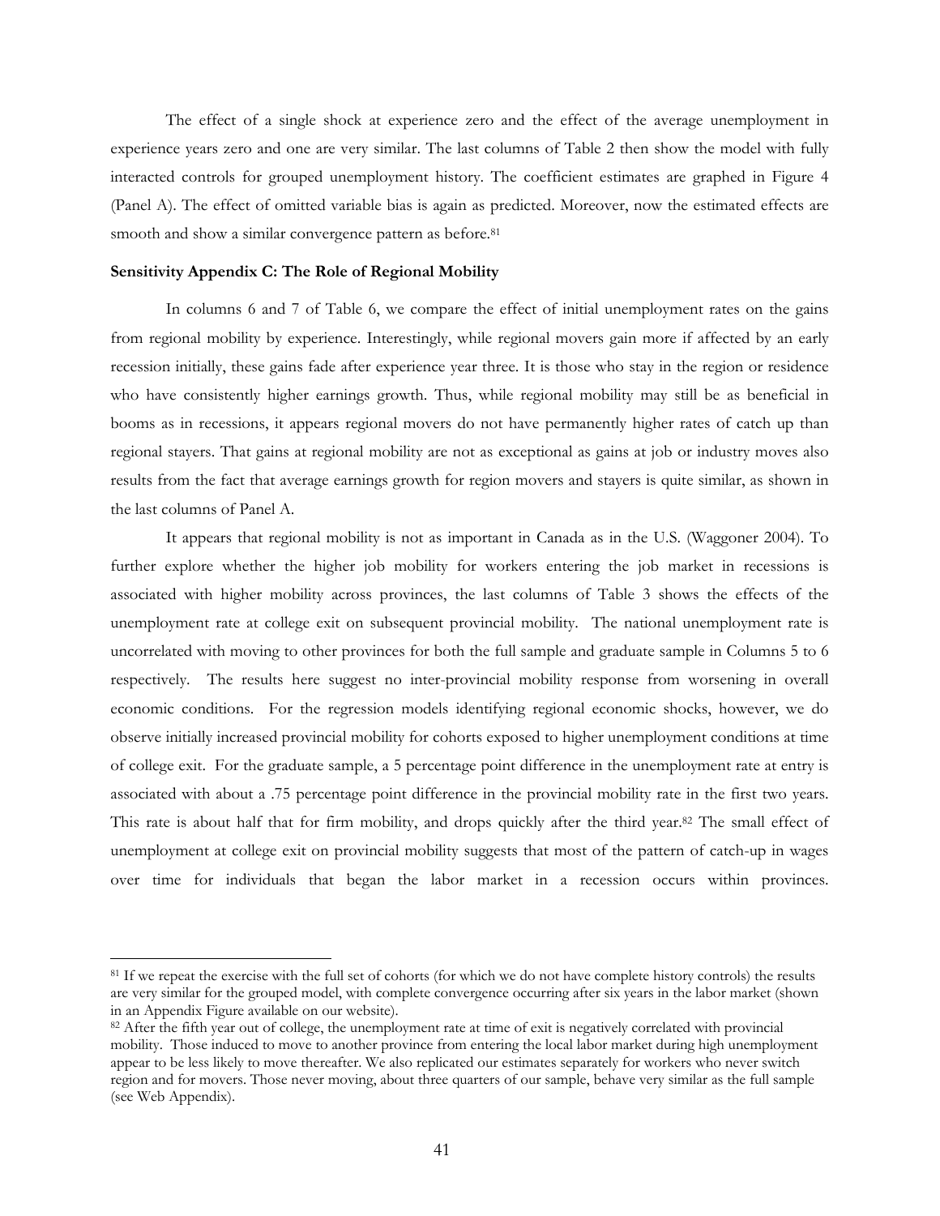The effect of a single shock at experience zero and the effect of the average unemployment in experience years zero and one are very similar. The last columns of Table 2 then show the model with fully interacted controls for grouped unemployment history. The coefficient estimates are graphed in Figure 4 (Panel A). The effect of omitted variable bias is again as predicted. Moreover, now the estimated effects are smooth and show a similar convergence pattern as before.[81]

**Sensitivity Appendix C: The Role of Regional Mobility**

In columns 6 and 7 of Table 6, we compare the effect of initial unemployment rates on the gains from regional mobility by experience. Interestingly, while regional movers gain more if affected by an early recession initially, these gains fade after experience year three. It is those who stay in the region or residence who have consistently higher earnings growth. Thus, while regional mobility may still be as beneficial in booms as in recessions, it appears regional movers do not have permanently higher rates of catch up than regional stayers. That gains at regional mobility are not as exceptional as gains at job or industry moves also results from the fact that average earnings growth for region movers and stayers is quite similar, as shown in the last columns of Panel A.

It appears that regional mobility is not as important in Canada as in the U.S. (Waggoner 2004). To further explore whether the higher job mobility for workers entering the job market in recessions is associated with higher mobility across provinces, the last columns of Table 3 shows the effects of the unemployment rate at college exit on subsequent provincial mobility. The national unemployment rate is uncorrelated with moving to other provinces for both the full sample and graduate sample in Columns 5 to 6 respectively. The results here suggest no inter-provincial mobility response from worsening in overall economic conditions. For the regression models identifying regional economic shocks, however, we do observe initially increased provincial mobility for cohorts exposed to higher unemployment conditions at time of college exit. For the graduate sample, a 5 percentage point difference in the unemployment rate at entry is associated with about a .75 percentage point difference in the provincial mobility rate in the first two years. This rate is about half that for firm mobility, and drops quickly after the third year.[82] The small effect of unemployment at college exit on provincial mobility suggests that most of the pattern of catch-up in wages over time for individuals that began the labor market in a recession occurs within provinces.

---

[81] If we repeat the exercise with the full set of cohorts (for which we do not have complete history controls) the results are very similar for the grouped model, with complete convergence occurring after six years in the labor market (shown in an Appendix Figure available on our website).

[82] After the fifth year out of college, the unemployment rate at time of exit is negatively correlated with provincial mobility. Those induced to move to another province from entering the local labor market during high unemployment appear to be less likely to move thereafter. We also replicated our estimates separately for workers who never switch region and for movers. Those never moving, about three quarters of our sample, behave very similar as the full sample (see Web Appendix).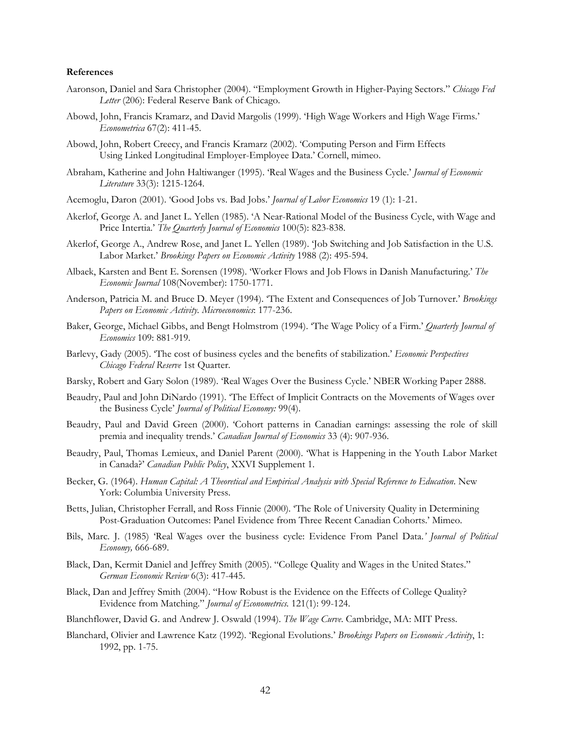**References**

Aaronson, Daniel and Sara Christopher (2004). "Employment Growth in Higher-Paying Sectors." *Chicago Fed Letter* (206): Federal Reserve Bank of Chicago.

Abowd, John, Francis Kramarz, and David Margolis (1999). 'High Wage Workers and High Wage Firms.' *Econometrica* 67(2): 411-45.

Abowd, John, Robert Creecy, and Francis Kramarz (2002). 'Computing Person and Firm Effects Using Linked Longitudinal Employer-Employee Data.' Cornell, mimeo.

Abraham, Katherine and John Haltiwanger (1995). 'Real Wages and the Business Cycle.' *Journal of Economic Literature* 33(3): 1215-1264.

Acemoglu, Daron (2001). 'Good Jobs vs. Bad Jobs.' *Journal of Labor Economics* 19 (1): 1-21.

Akerlof, George A. and Janet L. Yellen (1985). 'A Near-Rational Model of the Business Cycle, with Wage and Price Intertia.' *The Quarterly Journal of Economics* 100(5): 823-838.

Akerlof, George A., Andrew Rose, and Janet L. Yellen (1989). 'Job Switching and Job Satisfaction in the U.S. Labor Market.' *Brookings Papers on Economic Activity* 1988 (2): 495-594.

Albaek, Karsten and Bent E. Sorensen (1998). 'Worker Flows and Job Flows in Danish Manufacturing.' *The Economic Journal* 108(November): 1750-1771.

Anderson, Patricia M. and Bruce D. Meyer (1994). 'The Extent and Consequences of Job Turnover.' *Brookings Papers on Economic Activity. Microeconomics*: 177-236.

Baker, George, Michael Gibbs, and Bengt Holmstrom (1994). 'The Wage Policy of a Firm.' *Quarterly Journal of Economics* 109: 881-919.

Barlevy, Gady (2005). 'The cost of business cycles and the benefits of stabilization.' *Economic Perspectives Chicago Federal Reserve* 1st Quarter.

Barsky, Robert and Gary Solon (1989). 'Real Wages Over the Business Cycle.' NBER Working Paper 2888.

Beaudry, Paul and John DiNardo (1991). 'The Effect of Implicit Contracts on the Movements of Wages over the Business Cycle' *Journal of Political Economy:* 99(4).

Beaudry, Paul and David Green (2000). 'Cohort patterns in Canadian earnings: assessing the role of skill premia and inequality trends.' *Canadian Journal of Economics* 33 (4): 907-936.

Beaudry, Paul, Thomas Lemieux, and Daniel Parent (2000). 'What is Happening in the Youth Labor Market in Canada?' *Canadian Public Policy*, XXVI Supplement 1.

Becker, G. (1964). *Human Capital: A Theoretical and Empirical Analysis with Special Reference to Education*. New York: Columbia University Press.

Betts, Julian, Christopher Ferrall, and Ross Finnie (2000). 'The Role of University Quality in Determining Post-Graduation Outcomes: Panel Evidence from Three Recent Canadian Cohorts.' Mimeo.

Bils, Marc. J. (1985) 'Real Wages over the business cycle: Evidence From Panel Data.' *Journal of Political Economy,* 666-689.

Black, Dan, Kermit Daniel and Jeffrey Smith (2005). "College Quality and Wages in the United States." *German Economic Review* 6(3): 417-445.

Black, Dan and Jeffrey Smith (2004). "How Robust is the Evidence on the Effects of College Quality? Evidence from Matching." *Journal of Econometrics.* 121(1): 99-124.

Blanchflower, David G. and Andrew J. Oswald (1994). *The Wage Curve*. Cambridge, MA: MIT Press.

Blanchard, Olivier and Lawrence Katz (1992). 'Regional Evolutions.' *Brookings Papers on Economic Activity*, 1: 1992, pp. 1-75.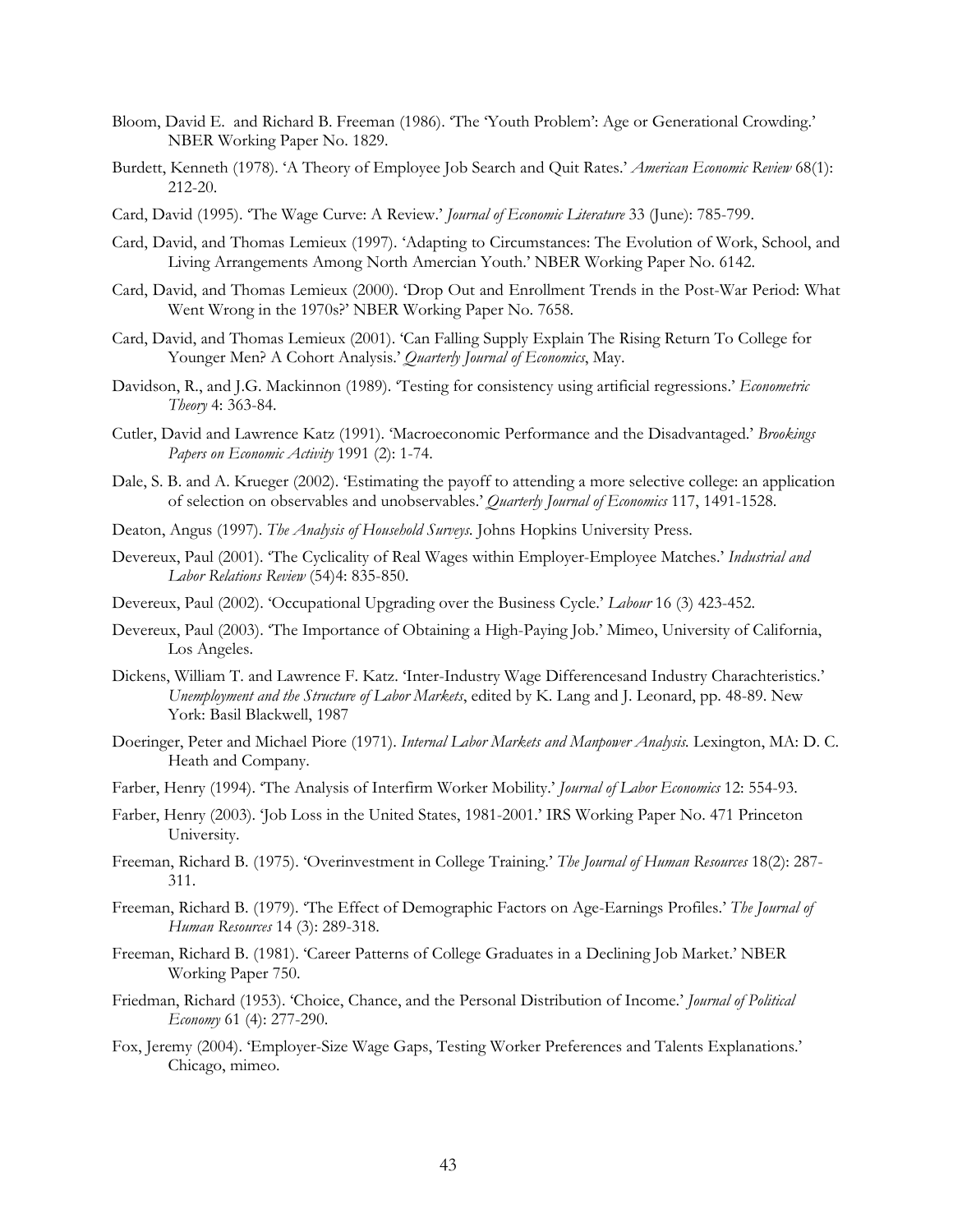Bloom, David E. and Richard B. Freeman (1986). 'The 'Youth Problem': Age or Generational Crowding.' NBER Working Paper No. 1829.

Burdett, Kenneth (1978). 'A Theory of Employee Job Search and Quit Rates.' *American Economic Review* 68(1): 212-20.

Card, David (1995). 'The Wage Curve: A Review.' *Journal of Economic Literature* 33 (June): 785-799.

Card, David, and Thomas Lemieux (1997). 'Adapting to Circumstances: The Evolution of Work, School, and Living Arrangements Among North Amercian Youth.' NBER Working Paper No. 6142.

Card, David, and Thomas Lemieux (2000). 'Drop Out and Enrollment Trends in the Post-War Period: What Went Wrong in the 1970s?' NBER Working Paper No. 7658.

Card, David, and Thomas Lemieux (2001). 'Can Falling Supply Explain The Rising Return To College for Younger Men? A Cohort Analysis.' *Quarterly Journal of Economics*, May.

Davidson, R., and J.G. Mackinnon (1989). 'Testing for consistency using artificial regressions.' *Econometric Theory* 4: 363-84.

Cutler, David and Lawrence Katz (1991). 'Macroeconomic Performance and the Disadvantaged.' *Brookings Papers on Economic Activity* 1991 (2): 1-74.

Dale, S. B. and A. Krueger (2002). 'Estimating the payoff to attending a more selective college: an application of selection on observables and unobservables.' *Quarterly Journal of Economics* 117, 1491-1528.

Deaton, Angus (1997). *The Analysis of Household Surveys*. Johns Hopkins University Press.

Devereux, Paul (2001). 'The Cyclicality of Real Wages within Employer-Employee Matches.' *Industrial and Labor Relations Review* (54)4: 835-850.

Devereux, Paul (2002). 'Occupational Upgrading over the Business Cycle.' *Labour* 16 (3) 423-452.

Devereux, Paul (2003). 'The Importance of Obtaining a High-Paying Job.' Mimeo, University of California, Los Angeles.

Dickens, William T. and Lawrence F. Katz. 'Inter-Industry Wage Differencesand Industry Charachteristics.' *Unemployment and the Structure of Labor Markets*, edited by K. Lang and J. Leonard, pp. 48-89. New York: Basil Blackwell, 1987

Doeringer, Peter and Michael Piore (1971). *Internal Labor Markets and Manpower Analysis*. Lexington, MA: D. C. Heath and Company.

Farber, Henry (1994). 'The Analysis of Interfirm Worker Mobility.' *Journal of Labor Economics* 12: 554-93.

Farber, Henry (2003). 'Job Loss in the United States, 1981-2001.' IRS Working Paper No. 471 Princeton University.

Freeman, Richard B. (1975). 'Overinvestment in College Training.' *The Journal of Human Resources* 18(2): 287-311.

Freeman, Richard B. (1979). 'The Effect of Demographic Factors on Age-Earnings Profiles.' *The Journal of Human Resources* 14 (3): 289-318.

Freeman, Richard B. (1981). 'Career Patterns of College Graduates in a Declining Job Market.' NBER Working Paper 750.

Friedman, Richard (1953). 'Choice, Chance, and the Personal Distribution of Income.' *Journal of Political Economy* 61 (4): 277-290.

Fox, Jeremy (2004). 'Employer-Size Wage Gaps, Testing Worker Preferences and Talents Explanations.' Chicago, mimeo.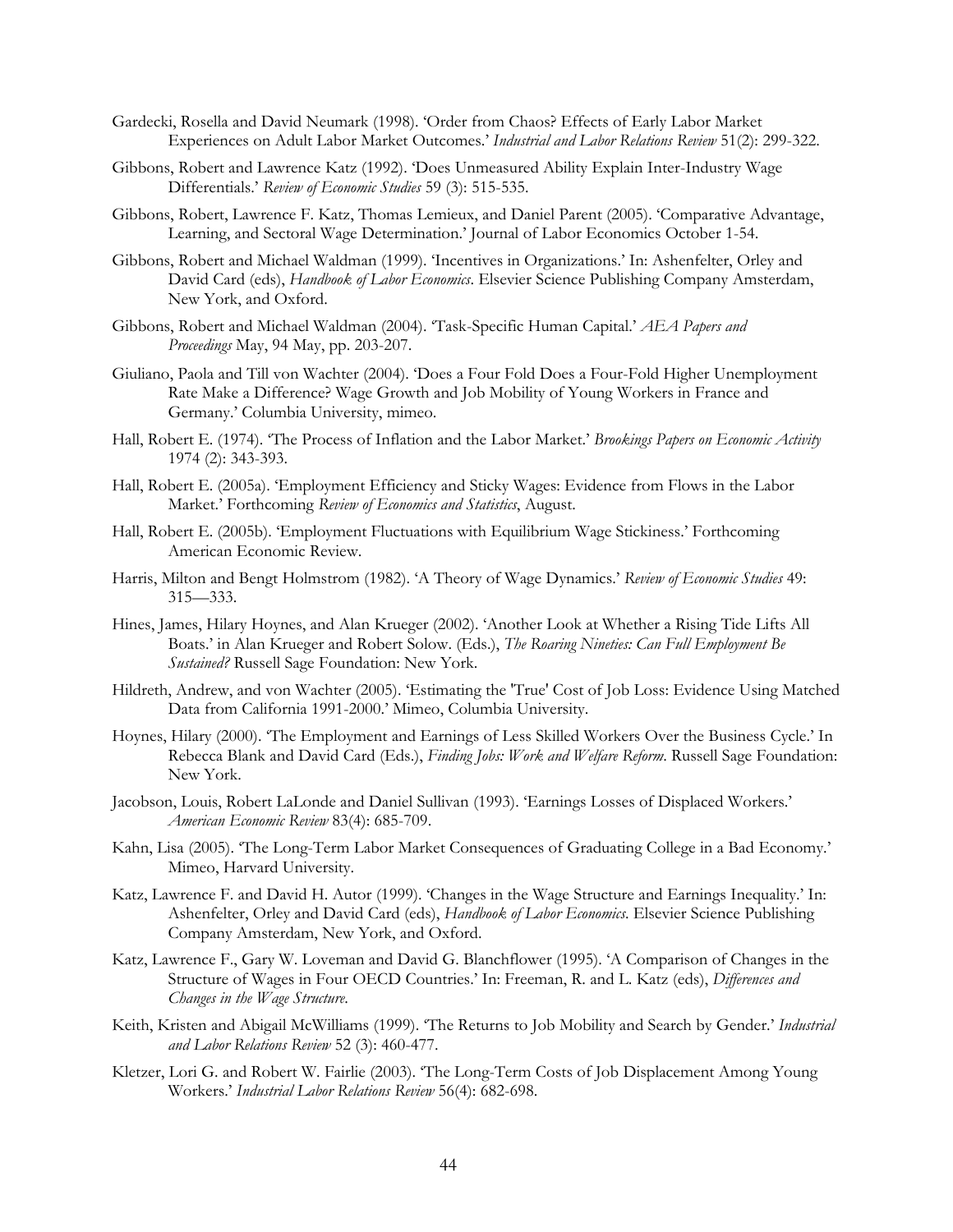Gardecki, Rosella and David Neumark (1998). 'Order from Chaos? Effects of Early Labor Market Experiences on Adult Labor Market Outcomes.' *Industrial and Labor Relations Review* 51(2): 299-322.

Gibbons, Robert and Lawrence Katz (1992). 'Does Unmeasured Ability Explain Inter-Industry Wage Differentials.' *Review of Economic Studies* 59 (3): 515-535.

Gibbons, Robert, Lawrence F. Katz, Thomas Lemieux, and Daniel Parent (2005). 'Comparative Advantage, Learning, and Sectoral Wage Determination.' Journal of Labor Economics October 1-54.

Gibbons, Robert and Michael Waldman (1999). 'Incentives in Organizations.' In: Ashenfelter, Orley and David Card (eds), *Handbook of Labor Economics*. Elsevier Science Publishing Company Amsterdam, New York, and Oxford.

Gibbons, Robert and Michael Waldman (2004). 'Task-Specific Human Capital.' *AEA Papers and Proceedings* May, 94 May, pp. 203-207.

Giuliano, Paola and Till von Wachter (2004). 'Does a Four Fold Does a Four-Fold Higher Unemployment Rate Make a Difference? Wage Growth and Job Mobility of Young Workers in France and Germany.' Columbia University, mimeo.

Hall, Robert E. (1974). 'The Process of Inflation and the Labor Market.' *Brookings Papers on Economic Activity* 1974 (2): 343-393.

Hall, Robert E. (2005a). 'Employment Efficiency and Sticky Wages: Evidence from Flows in the Labor Market.' Forthcoming *Review of Economics and Statistics*, August.

Hall, Robert E. (2005b). 'Employment Fluctuations with Equilibrium Wage Stickiness.' Forthcoming American Economic Review.

Harris, Milton and Bengt Holmstrom (1982). 'A Theory of Wage Dynamics.' *Review of Economic Studies* 49: 315—333.

Hines, James, Hilary Hoynes, and Alan Krueger (2002). 'Another Look at Whether a Rising Tide Lifts All Boats.' in Alan Krueger and Robert Solow. (Eds.), *The Roaring Nineties: Can Full Employment Be Sustained?* Russell Sage Foundation: New York.

Hildreth, Andrew, and von Wachter (2005). 'Estimating the 'True' Cost of Job Loss: Evidence Using Matched Data from California 1991-2000.' Mimeo, Columbia University.

Hoynes, Hilary (2000). 'The Employment and Earnings of Less Skilled Workers Over the Business Cycle.' In Rebecca Blank and David Card (Eds.), *Finding Jobs: Work and Welfare Reform*. Russell Sage Foundation: New York.

Jacobson, Louis, Robert LaLonde and Daniel Sullivan (1993). 'Earnings Losses of Displaced Workers.' *American Economic Review* 83(4): 685-709.

Kahn, Lisa (2005). 'The Long-Term Labor Market Consequences of Graduating College in a Bad Economy.' Mimeo, Harvard University.

Katz, Lawrence F. and David H. Autor (1999). 'Changes in the Wage Structure and Earnings Inequality.' In: Ashenfelter, Orley and David Card (eds), *Handbook of Labor Economics.* Elsevier Science Publishing Company Amsterdam, New York, and Oxford.

Katz, Lawrence F., Gary W. Loveman and David G. Blanchflower (1995). 'A Comparison of Changes in the Structure of Wages in Four OECD Countries.' In: Freeman, R. and L. Katz (eds), *Differences and Changes in the Wage Structure*.

Keith, Kristen and Abigail McWilliams (1999). 'The Returns to Job Mobility and Search by Gender.' *Industrial and Labor Relations Review* 52 (3): 460-477.

Kletzer, Lori G. and Robert W. Fairlie (2003). 'The Long-Term Costs of Job Displacement Among Young Workers.' *Industrial Labor Relations Review* 56(4): 682-698.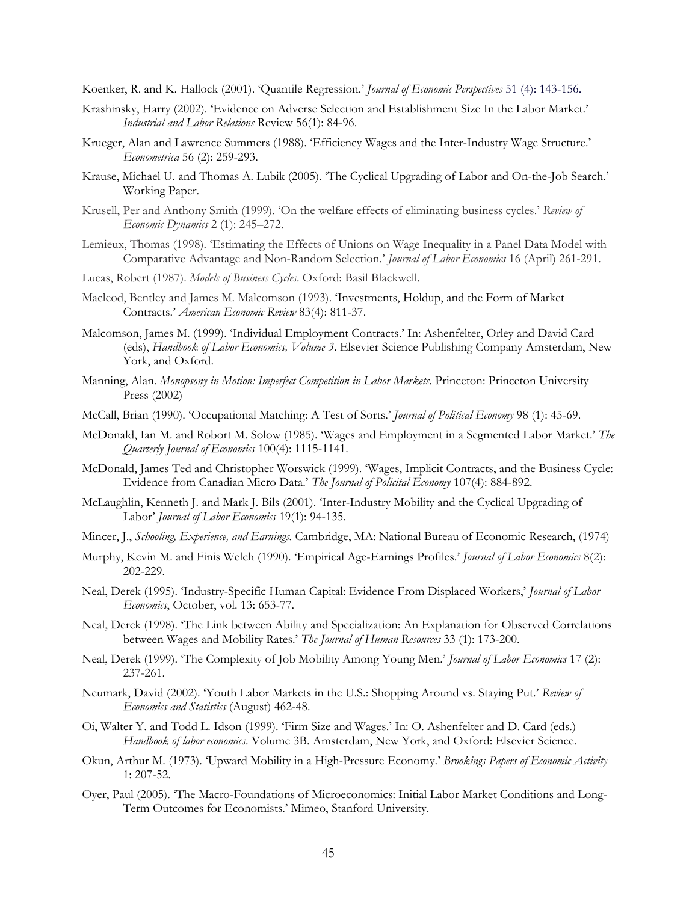Koenker, R. and K. Hallock (2001). 'Quantile Regression.' *Journal of Economic Perspectives* 51 (4): 143-156.

Krashinsky, Harry (2002). 'Evidence on Adverse Selection and Establishment Size In the Labor Market.' *Industrial and Labor Relations* Review 56(1): 84-96.

Krueger, Alan and Lawrence Summers (1988). 'Efficiency Wages and the Inter-Industry Wage Structure.' *Econometrica* 56 (2): 259-293.

Krause, Michael U. and Thomas A. Lubik (2005). 'The Cyclical Upgrading of Labor and On-the-Job Search.' Working Paper.

Krusell, Per and Anthony Smith (1999). 'On the welfare effects of eliminating business cycles.' *Review of Economic Dynamics* 2 (1): 245–272.

Lemieux, Thomas (1998). 'Estimating the Effects of Unions on Wage Inequality in a Panel Data Model with Comparative Advantage and Non-Random Selection.' *Journal of Labor Economics* 16 (April) 261-291.

Lucas, Robert (1987). *Models of Business Cycles.* Oxford: Basil Blackwell.

Macleod, Bentley and James M. Malcomson (1993). 'Investments, Holdup, and the Form of Market Contracts.' *American Economic Review* 83(4): 811-37.

Malcomson, James M. (1999). 'Individual Employment Contracts.' In: Ashenfelter, Orley and David Card (eds), *Handbook of Labor Economics, Volume 3*. Elsevier Science Publishing Company Amsterdam, New York, and Oxford.

Manning, Alan. *Monopsony in Motion: Imperfect Competition in Labor Markets.* Princeton: Princeton University Press (2002)

McCall, Brian (1990). 'Occupational Matching: A Test of Sorts.' *Journal of Political Economy* 98 (1): 45-69.

McDonald, Ian M. and Robert M. Solow (1985). 'Wages and Employment in a Segmented Labor Market.' *The Quarterly Journal of Economics* 100(4): 1115-1141.

McDonald, James Ted and Christopher Worswick (1999). 'Wages, Implicit Contracts, and the Business Cycle: Evidence from Canadian Micro Data.' *The Journal of Policital Economy* 107(4): 884-892.

McLaughlin, Kenneth J. and Mark J. Bils (2001). 'Inter-Industry Mobility and the Cyclical Upgrading of Labor' *Journal of Labor Economics* 19(1): 94-135.

Mincer, J., *Schooling, Experience, and Earnings.* Cambridge, MA: National Bureau of Economic Research, (1974)

Murphy, Kevin M. and Finis Welch (1990). 'Empirical Age-Earnings Profiles.' *Journal of Labor Economics* 8(2): 202-229.

Neal, Derek (1995). 'Industry-Specific Human Capital: Evidence From Displaced Workers,' *Journal of Labor Economics*, October, vol. 13: 653-77.

Neal, Derek (1998). 'The Link between Ability and Specialization: An Explanation for Observed Correlations between Wages and Mobility Rates.' *The Journal of Human Resources* 33 (1): 173-200.

Neal, Derek (1999). 'The Complexity of Job Mobility Among Young Men.' *Journal of Labor Economics* 17 (2): 237-261.

Neumark, David (2002). 'Youth Labor Markets in the U.S.: Shopping Around vs. Staying Put.' *Review of Economics and Statistics* (August) 462-48.

Oi, Walter Y. and Todd L. Idson (1999). 'Firm Size and Wages.' In: O. Ashenfelter and D. Card (eds.) *Handbook of labor economics.* Volume 3B. Amsterdam, New York, and Oxford: Elsevier Science.

Okun, Arthur M. (1973). 'Upward Mobility in a High-Pressure Economy.' *Brookings Papers of Economic Activity* 1: 207-52.

Oyer, Paul (2005). 'The Macro-Foundations of Microeconomics: Initial Labor Market Conditions and Long-Term Outcomes for Economists.' Mimeo, Stanford University.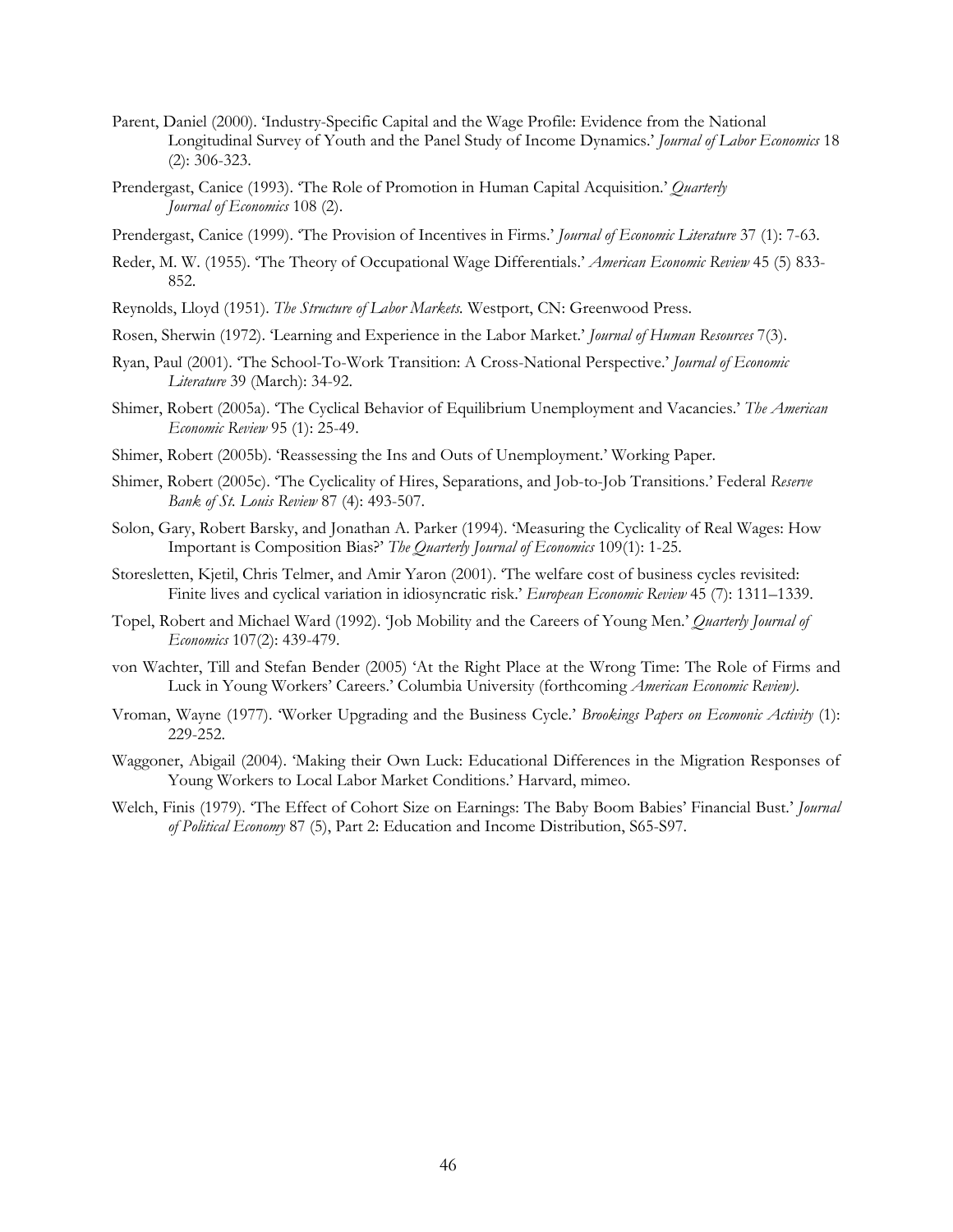Parent, Daniel (2000). 'Industry-Specific Capital and the Wage Profile: Evidence from the National Longitudinal Survey of Youth and the Panel Study of Income Dynamics.' *Journal of Labor Economics* 18 (2): 306-323.

Prendergast, Canice (1993). 'The Role of Promotion in Human Capital Acquisition.' *Quarterly Journal of Economics* 108 (2).

Prendergast, Canice (1999). 'The Provision of Incentives in Firms.' *Journal of Economic Literature* 37 (1): 7-63.

Reder, M. W. (1955). 'The Theory of Occupational Wage Differentials.' *American Economic Review* 45 (5) 833-852.

Reynolds, Lloyd (1951). *The Structure of Labor Markets.* Westport, CN: Greenwood Press.

Rosen, Sherwin (1972). 'Learning and Experience in the Labor Market.' *Journal of Human Resources* 7(3).

Ryan, Paul (2001). 'The School-To-Work Transition: A Cross-National Perspective.' *Journal of Economic Literature* 39 (March): 34-92.

Shimer, Robert (2005a). 'The Cyclical Behavior of Equilibrium Unemployment and Vacancies.' *The American Economic Review* 95 (1): 25-49.

Shimer, Robert (2005b). 'Reassessing the Ins and Outs of Unemployment.' Working Paper.

Shimer, Robert (2005c). 'The Cyclicality of Hires, Separations, and Job-to-Job Transitions.' Federal *Reserve Bank of St. Louis Review* 87 (4): 493-507.

Solon, Gary, Robert Barsky, and Jonathan A. Parker (1994). 'Measuring the Cyclicality of Real Wages: How Important is Composition Bias?' *The Quarterly Journal of Economics* 109(1): 1-25.

Storesletten, Kjetil, Chris Telmer, and Amir Yaron (2001). 'The welfare cost of business cycles revisited: Finite lives and cyclical variation in idiosyncratic risk.' *European Economic Review* 45 (7): 1311–1339.

Topel, Robert and Michael Ward (1992). 'Job Mobility and the Careers of Young Men.' *Quarterly Journal of Economics* 107(2): 439-479.

von Wachter, Till and Stefan Bender (2005) 'At the Right Place at the Wrong Time: The Role of Firms and Luck in Young Workers' Careers.' Columbia University (forthcoming *American Economic Review).*

Vroman, Wayne (1977). 'Worker Upgrading and the Business Cycle.' *Brookings Papers on Ecomonic Activity* (1): 229-252.

Waggoner, Abigail (2004). 'Making their Own Luck: Educational Differences in the Migration Responses of Young Workers to Local Labor Market Conditions.' Harvard, mimeo.

Welch, Finis (1979). 'The Effect of Cohort Size on Earnings: The Baby Boom Babies' Financial Bust.' *Journal of Political Economy* 87 (5), Part 2: Education and Income Distribution, S65-S97.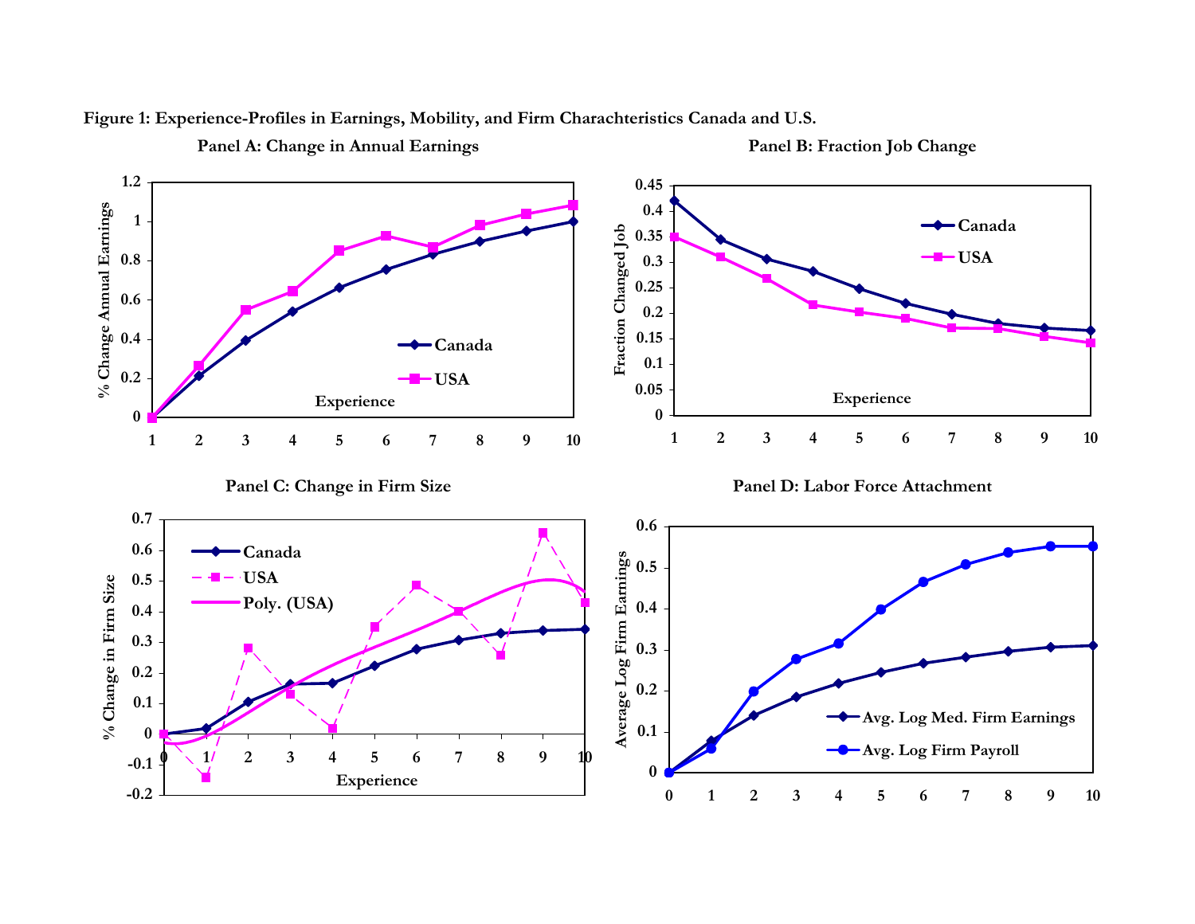**Figure 1: Experience-Profiles in Earnings, Mobility, and Firm Charachteristics Canada and U.S.**

**Panel A: Change in Annual Earnings**

**Panel B: Fraction Job Change**

**Panel C: Change in Firm Size**

**Panel D: Labor Force Attachment**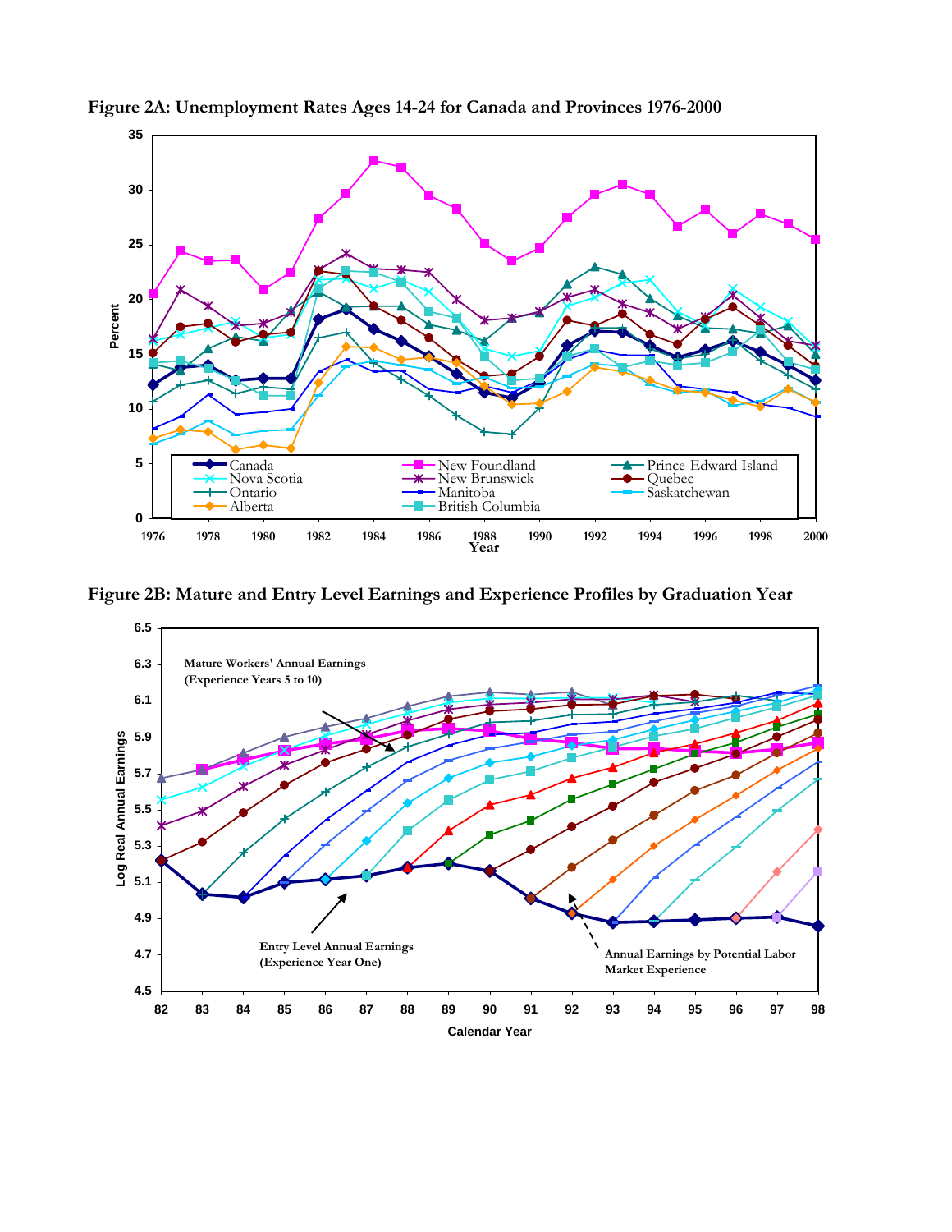**Figure 2A: Unemployment Rates Ages 14-24 for Canada and Provinces 1976-2000**

**Figure 2B: Mature and Entry Level Earnings and Experience Profiles by Graduation Year**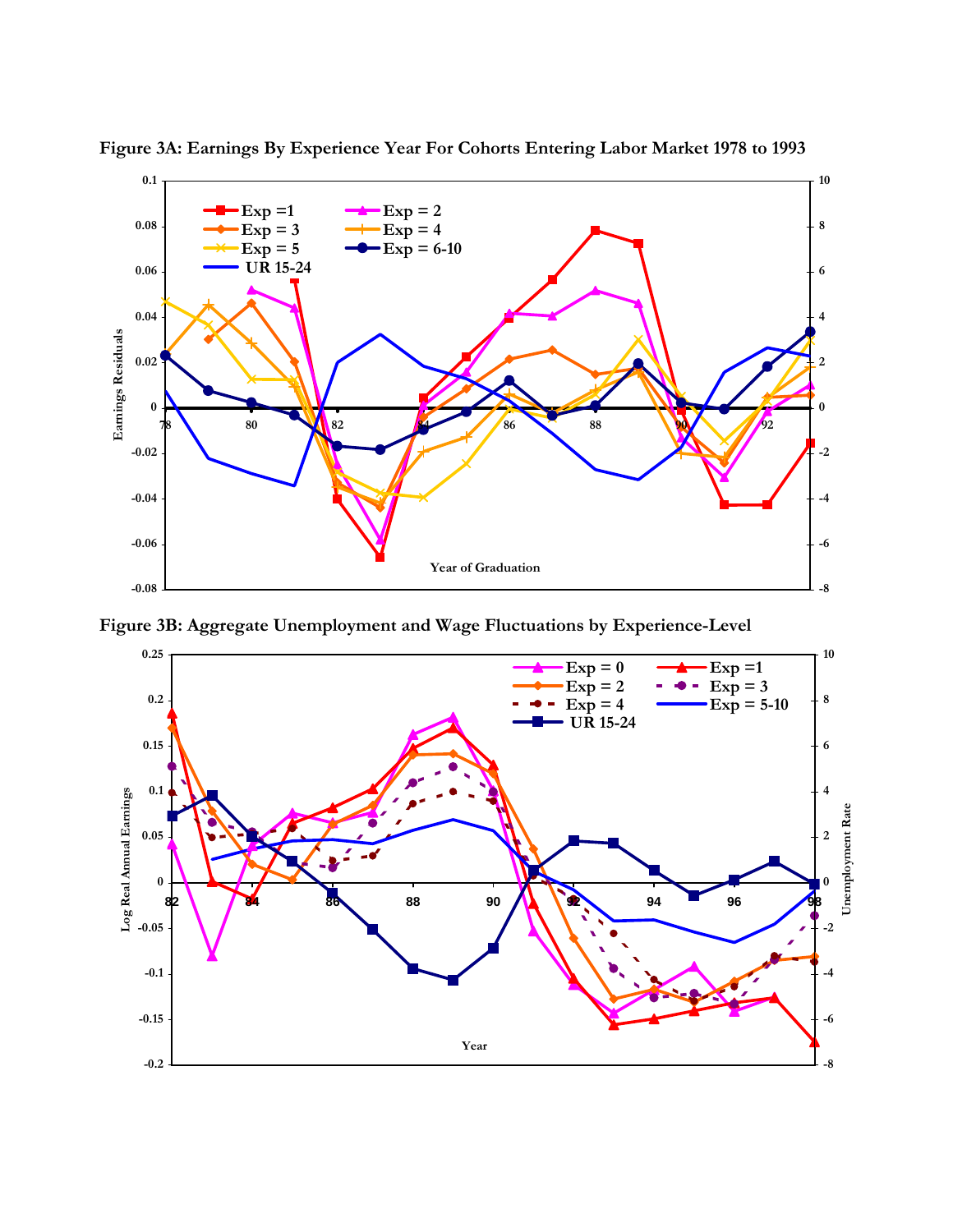**Figure 3A: Earnings By Experience Year For Cohorts Entering Labor Market 1978 to 1993**

**Figure 3B: Aggregate Unemployment and Wage Fluctuations by Experience-Level**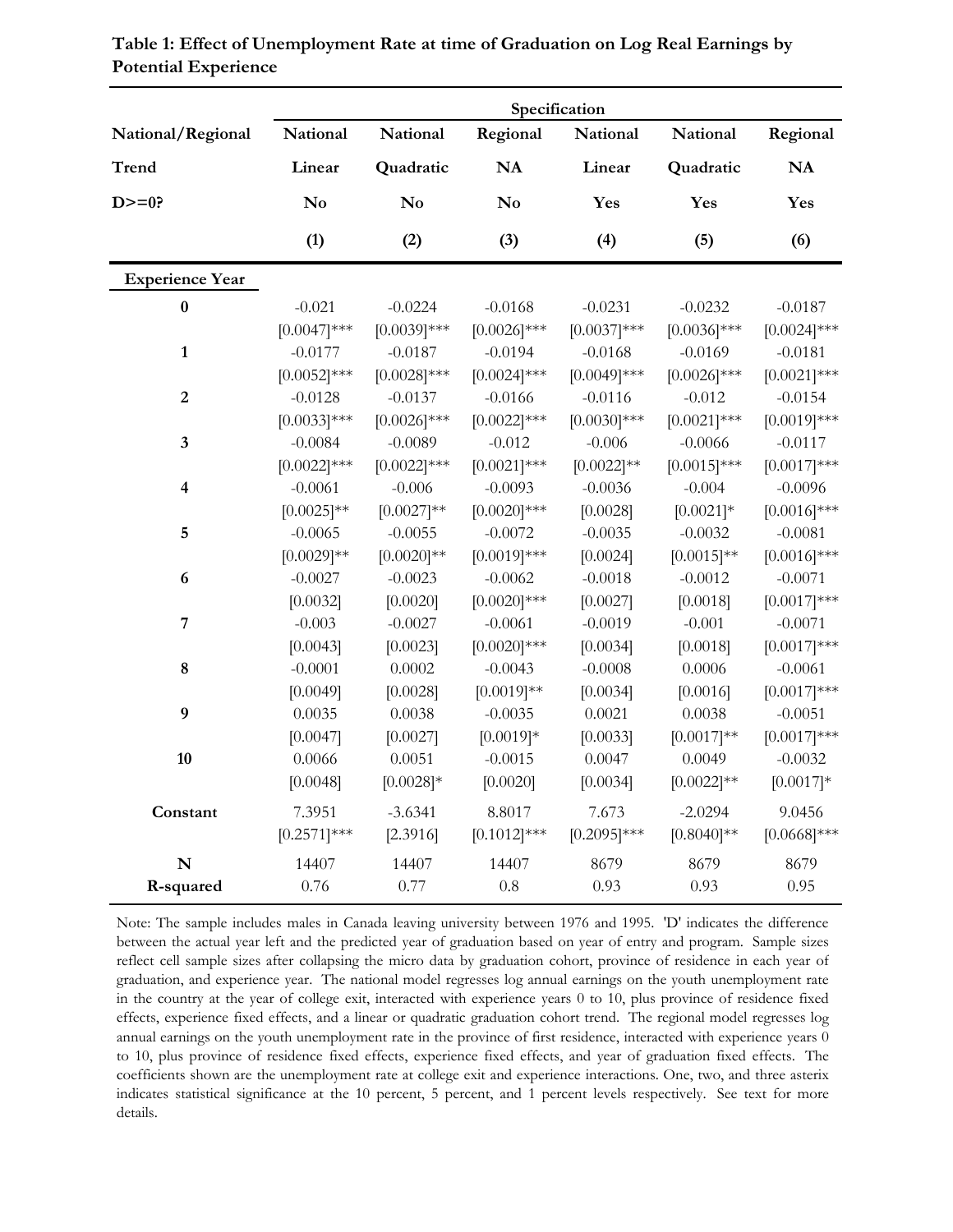**Table 1: Effect of Unemployment Rate at time of Graduation on Log Real Earnings by Potential Experience**

| | Specification | | | | | |
|---|---|---|---|---|---|---|
| **National/Regional** | **National** | **National** | **Regional** | **National** | **National** | **Regional** |
| **Trend** | **Linear** | **Quadratic** | **NA** | **Linear** | **Quadratic** | **NA** |
| **D>=0?** | **No** | **No** | **No** | **Yes** | **Yes** | **Yes** |
| | **(1)** | **(2)** | **(3)** | **(4)** | **(5)** | **(6)** |
| **Experience Year** | | | | | | |
| **0** | -0.021 | -0.0224 | -0.0168 | -0.0231 | -0.0232 | -0.0187 |
| | [0.0047]*** | [0.0039]*** | [0.0026]*** | [0.0037]*** | [0.0036]*** | [0.0024]*** |
| **1** | -0.0177 | -0.0187 | -0.0194 | -0.0168 | -0.0169 | -0.0181 |
| | [0.0052]*** | [0.0028]*** | [0.0024]*** | [0.0049]*** | [0.0026]*** | [0.0021]*** |
| **2** | -0.0128 | -0.0137 | -0.0166 | -0.0116 | -0.012 | -0.0154 |
| | [0.0033]*** | [0.0026]*** | [0.0022]*** | [0.0030]*** | [0.0021]*** | [0.0019]*** |
| **3** | -0.0084 | -0.0089 | -0.012 | -0.006 | -0.0066 | -0.0117 |
| | [0.0022]*** | [0.0022]*** | [0.0021]*** | [0.0022]** | [0.0015]*** | [0.0017]*** |
| **4** | -0.0061 | -0.006 | -0.0093 | -0.0036 | -0.004 | -0.0096 |
| | [0.0025]** | [0.0027]** | [0.0020]*** | [0.0028] | [0.0021]* | [0.0016]*** |
| **5** | -0.0065 | -0.0055 | -0.0072 | -0.0035 | -0.0032 | -0.0081 |
| | [0.0029]** | [0.0020]** | [0.0019]*** | [0.0024] | [0.0015]** | [0.0016]*** |
| **6** | -0.0027 | -0.0023 | -0.0062 | -0.0018 | -0.0012 | -0.0071 |
| | [0.0032] | [0.0020] | [0.0020]*** | [0.0027] | [0.0018] | [0.0017]*** |
| **7** | -0.003 | -0.0027 | -0.0061 | -0.0019 | -0.001 | -0.0071 |
| | [0.0043] | [0.0023] | [0.0020]*** | [0.0034] | [0.0018] | [0.0017]*** |
| **8** | -0.0001 | 0.0002 | -0.0043 | -0.0008 | 0.0006 | -0.0061 |
| | [0.0049] | [0.0028] | [0.0019]** | [0.0034] | [0.0016] | [0.0017]*** |
| **9** | 0.0035 | 0.0038 | -0.0035 | 0.0021 | 0.0038 | -0.0051 |
| | [0.0047] | [0.0027] | [0.0019]* | [0.0033] | [0.0017]** | [0.0017]*** |
| **10** | 0.0066 | 0.0051 | -0.0015 | 0.0047 | 0.0049 | -0.0032 |
| | [0.0048] | [0.0028]* | [0.0020] | [0.0034] | [0.0022]** | [0.0017]* |
| **Constant** | 7.3951 | -3.6341 | 8.8017 | 7.673 | -2.0294 | 9.0456 |
| | [0.2571]*** | [2.3916] | [0.1012]*** | [0.2095]*** | [0.8040]** | [0.0668]*** |
| **N** | 14407 | 14407 | 14407 | 8679 | 8679 | 8679 |
| **R-squared** | 0.76 | 0.77 | 0.8 | 0.93 | 0.93 | 0.95 |

Note: The sample includes males in Canada leaving university between 1976 and 1995. 'D' indicates the difference between the actual year left and the predicted year of graduation based on year of entry and program. Sample sizes reflect cell sample sizes after collapsing the micro data by graduation cohort, province of residence in each year of graduation, and experience year. The national model regresses log annual earnings on the youth unemployment rate in the country at the year of college exit, interacted with experience years 0 to 10, plus province of residence fixed effects, experience fixed effects, and a linear or quadratic graduation cohort trend. The regional model regresses log annual earnings on the youth unemployment rate in the province of first residence, interacted with experience years 0 to 10, plus province of residence fixed effects, experience fixed effects, and year of graduation fixed effects. The coefficients shown are the unemployment rate at college exit and experience interactions. One, two, and three asterix indicates statistical significance at the 10 percent, 5 percent, and 1 percent levels respectively. See text for more details.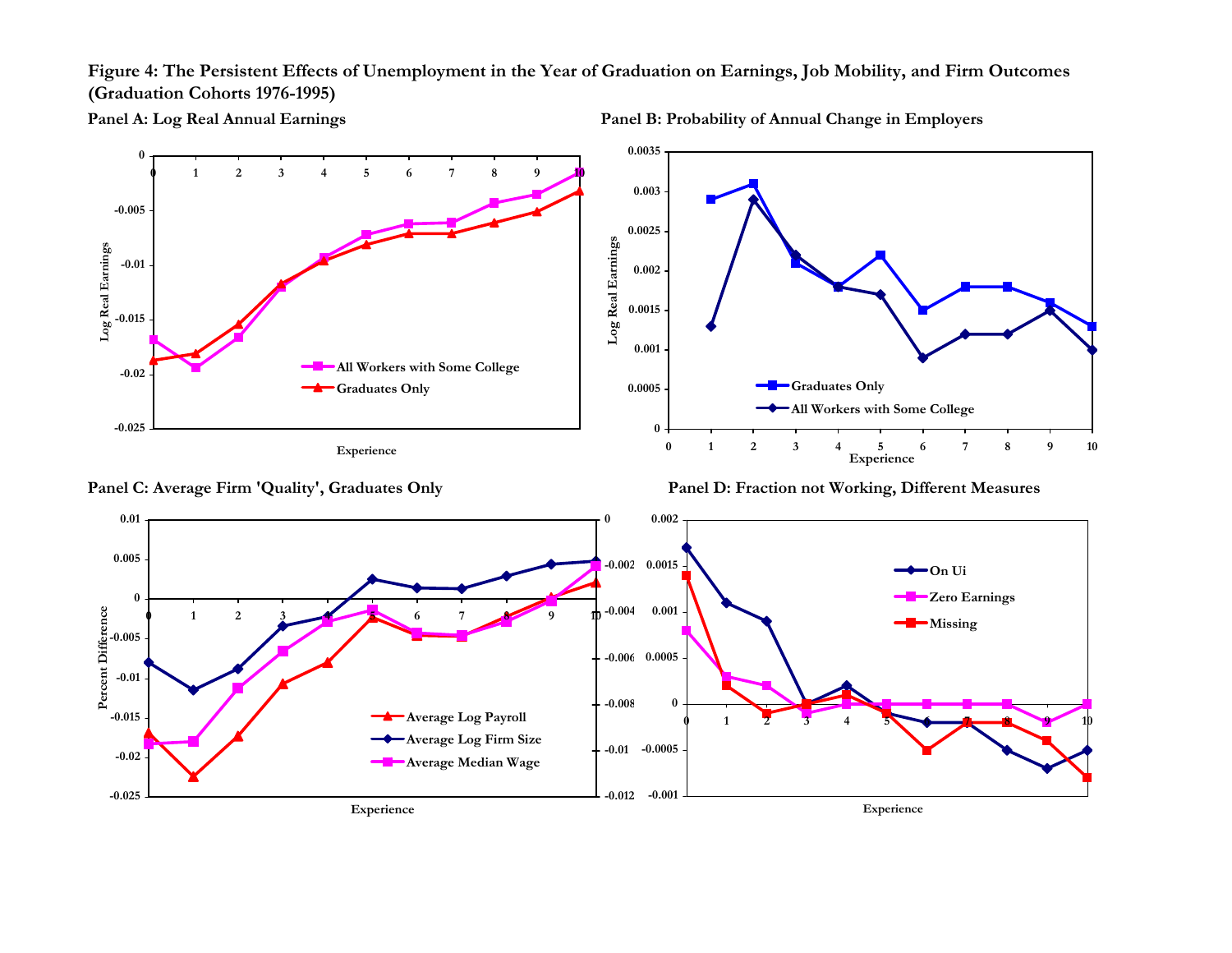**Figure 4: The Persistent Effects of Unemployment in the Year of Graduation on Earnings, Job Mobility, and Firm Outcomes (Graduation Cohorts 1976-1995)**

**Panel A: Log Real Annual Earnings**

**Panel B: Probability of Annual Change in Employers**

**Panel C: Average Firm 'Quality', Graduates Only**

**Panel D: Fraction not Working, Different Measures**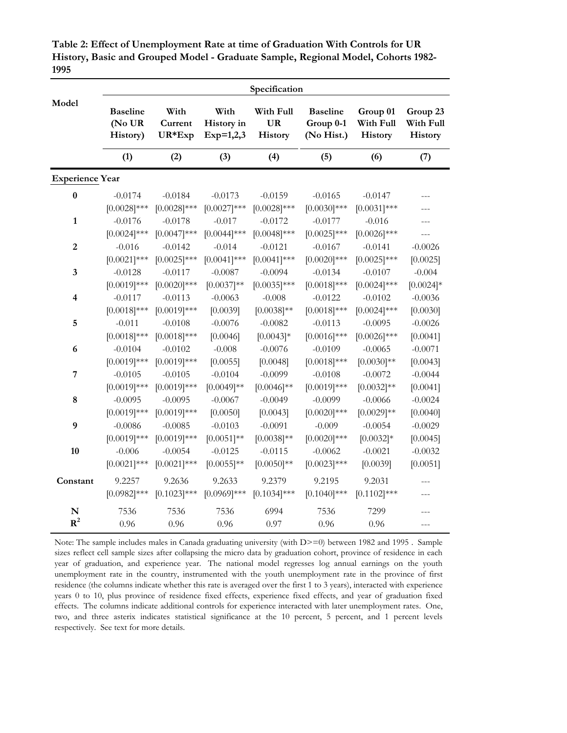**Table 2: Effect of Unemployment Rate at time of Graduation With Controls for UR History, Basic and Grouped Model - Graduate Sample, Regional Model, Cohorts 1982-1995**

| Model | Specification | | | | | | |
|---|---|---|---|---|---|---|---|
| | **Baseline (No UR History)** | **With Current UR*Exp** | **With History in Exp=1,2,3** | **With Full UR History** | **Baseline Group 0-1 (No Hist.)** | **Group 01 With Full History** | **Group 23 With Full History** |
| | **(1)** | **(2)** | **(3)** | **(4)** | **(5)** | **(6)** | **(7)** |
| **Experience Year** | | | | | | | |
| **0** | -0.0174 | -0.0184 | -0.0173 | -0.0159 | -0.0165 | -0.0147 | --- |
| | [0.0028]*** | [0.0028]*** | [0.0027]*** | [0.0028]*** | [0.0030]*** | [0.0031]*** | --- |
| **1** | -0.0176 | -0.0178 | -0.017 | -0.0172 | -0.0177 | -0.016 | --- |
| | [0.0024]*** | [0.0047]*** | [0.0044]*** | [0.0048]*** | [0.0025]*** | [0.0026]*** | --- |
| **2** | -0.016 | -0.0142 | -0.014 | -0.0121 | -0.0167 | -0.0141 | -0.0026 |
| | [0.0021]*** | [0.0025]*** | [0.0041]*** | [0.0041]*** | [0.0020]*** | [0.0025]*** | [0.0025] |
| **3** | -0.0128 | -0.0117 | -0.0087 | -0.0094 | -0.0134 | -0.0107 | -0.004 |
| | [0.0019]*** | [0.0020]*** | [0.0037]** | [0.0035]*** | [0.0018]*** | [0.0024]*** | [0.0024]* |
| **4** | -0.0117 | -0.0113 | -0.0063 | -0.008 | -0.0122 | -0.0102 | -0.0036 |
| | [0.0018]*** | [0.0019]*** | [0.0039] | [0.0038]** | [0.0018]*** | [0.0024]*** | [0.0030] |
| **5** | -0.011 | -0.0108 | -0.0076 | -0.0082 | -0.0113 | -0.0095 | -0.0026 |
| | [0.0018]*** | [0.0018]*** | [0.0046] | [0.0043]* | [0.0016]*** | [0.0026]*** | [0.0041] |
| **6** | -0.0104 | -0.0102 | -0.008 | -0.0076 | -0.0109 | -0.0065 | -0.0071 |
| | [0.0019]*** | [0.0019]*** | [0.0055] | [0.0048] | [0.0018]*** | [0.0030]** | [0.0043] |
| **7** | -0.0105 | -0.0105 | -0.0104 | -0.0099 | -0.0108 | -0.0072 | -0.0044 |
| | [0.0019]*** | [0.0019]*** | [0.0049]** | [0.0046]** | [0.0019]*** | [0.0032]** | [0.0041] |
| **8** | -0.0095 | -0.0095 | -0.0067 | -0.0049 | -0.0099 | -0.0066 | -0.0024 |
| | [0.0019]*** | [0.0019]*** | [0.0050] | [0.0043] | [0.0020]*** | [0.0029]** | [0.0040] |
| **9** | -0.0086 | -0.0085 | -0.0103 | -0.0091 | -0.009 | -0.0054 | -0.0029 |
| | [0.0019]*** | [0.0019]*** | [0.0051]** | [0.0038]** | [0.0020]*** | [0.0032]* | [0.0045] |
| **10** | -0.006 | -0.0054 | -0.0125 | -0.0115 | -0.0062 | -0.0021 | -0.0032 |
| | [0.0021]*** | [0.0021]*** | [0.0055]** | [0.0050]** | [0.0023]*** | [0.0039] | [0.0051] |
| **Constant** | 9.2257 | 9.2636 | 9.2633 | 9.2379 | 9.2195 | 9.2031 | --- |
| | [0.0982]*** | [0.1023]*** | [0.0969]*** | [0.1034]*** | [0.1040]*** | [0.1102]*** | --- |
| **N** | 7536 | 7536 | 7536 | 6994 | 7536 | 7299 | --- |
| $\mathbf{R^2}$ | 0.96 | 0.96 | 0.96 | 0.97 | 0.96 | 0.96 | --- |

Note: The sample includes males in Canada graduating university (with D>=0) between 1982 and 1995 . Sample sizes reflect cell sample sizes after collapsing the micro data by graduation cohort, province of residence in each year of graduation, and experience year. The national model regresses log annual earnings on the youth unemployment rate in the country, instrumented with the youth unemployment rate in the province of first residence (the columns indicate whether this rate is averaged over the first 1 to 3 years), interacted with experience years 0 to 10, plus province of residence fixed effects, experience fixed effects, and year of graduation fixed effects. The columns indicate additional controls for experience interacted with later unemployment rates. One, two, and three asterix indicates statistical significance at the 10 percent, 5 percent, and 1 percent levels respectively. See text for more details.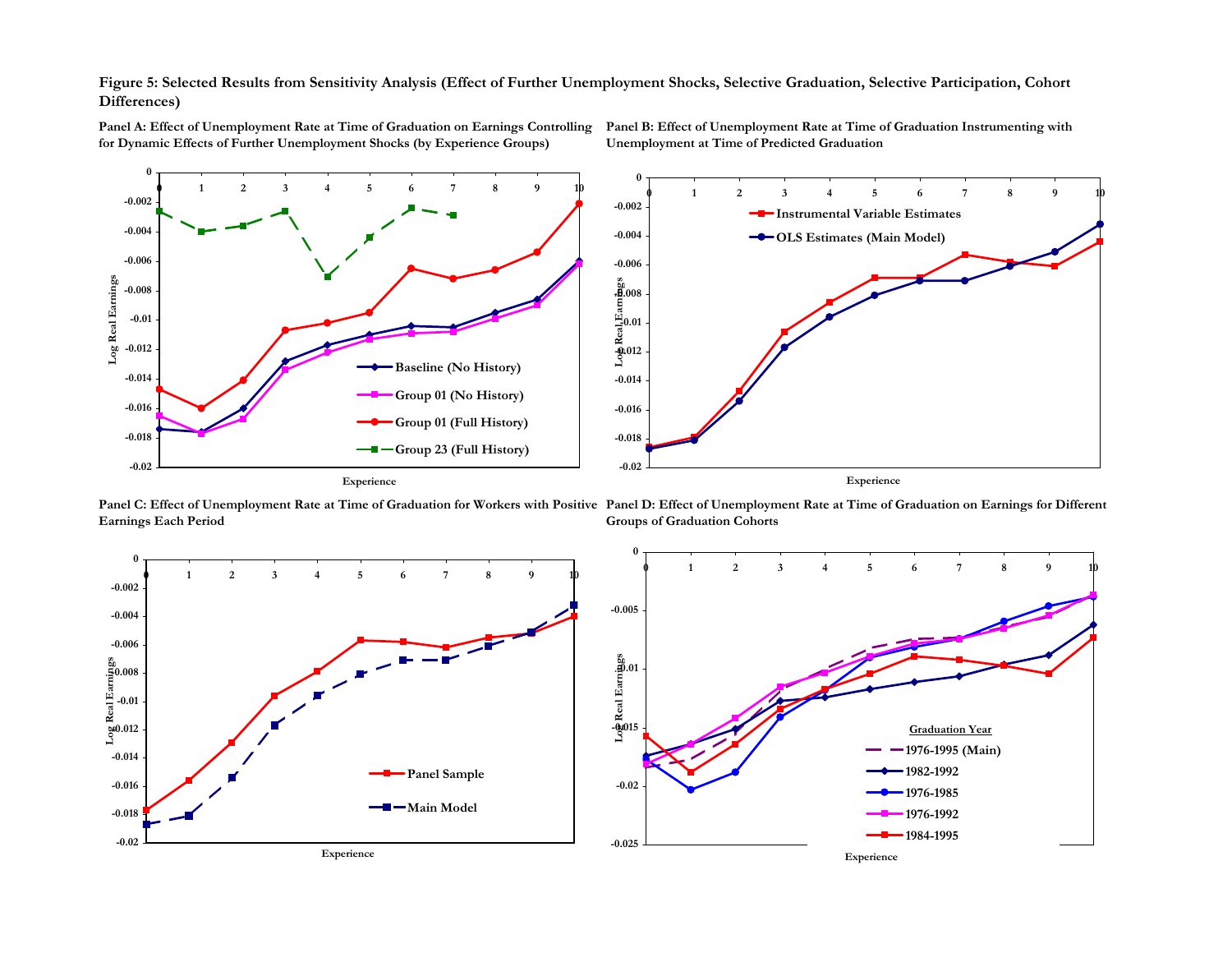**Figure 5: Selected Results from Sensitivity Analysis (Effect of Further Unemployment Shocks, Selective Graduation, Selective Participation, Cohort Differences)**

**Panel A: Effect of Unemployment Rate at Time of Graduation on Earnings Controlling for Dynamic Effects of Further Unemployment Shocks (by Experience Groups)**

**Panel B: Effect of Unemployment Rate at Time of Graduation Instrumenting with Unemployment at Time of Predicted Graduation**

**Panel C: Effect of Unemployment Rate at Time of Graduation for Workers with Positive Earnings Each Period**

**Panel D: Effect of Unemployment Rate at Time of Graduation on Earnings for Different Groups of Graduation Cohorts**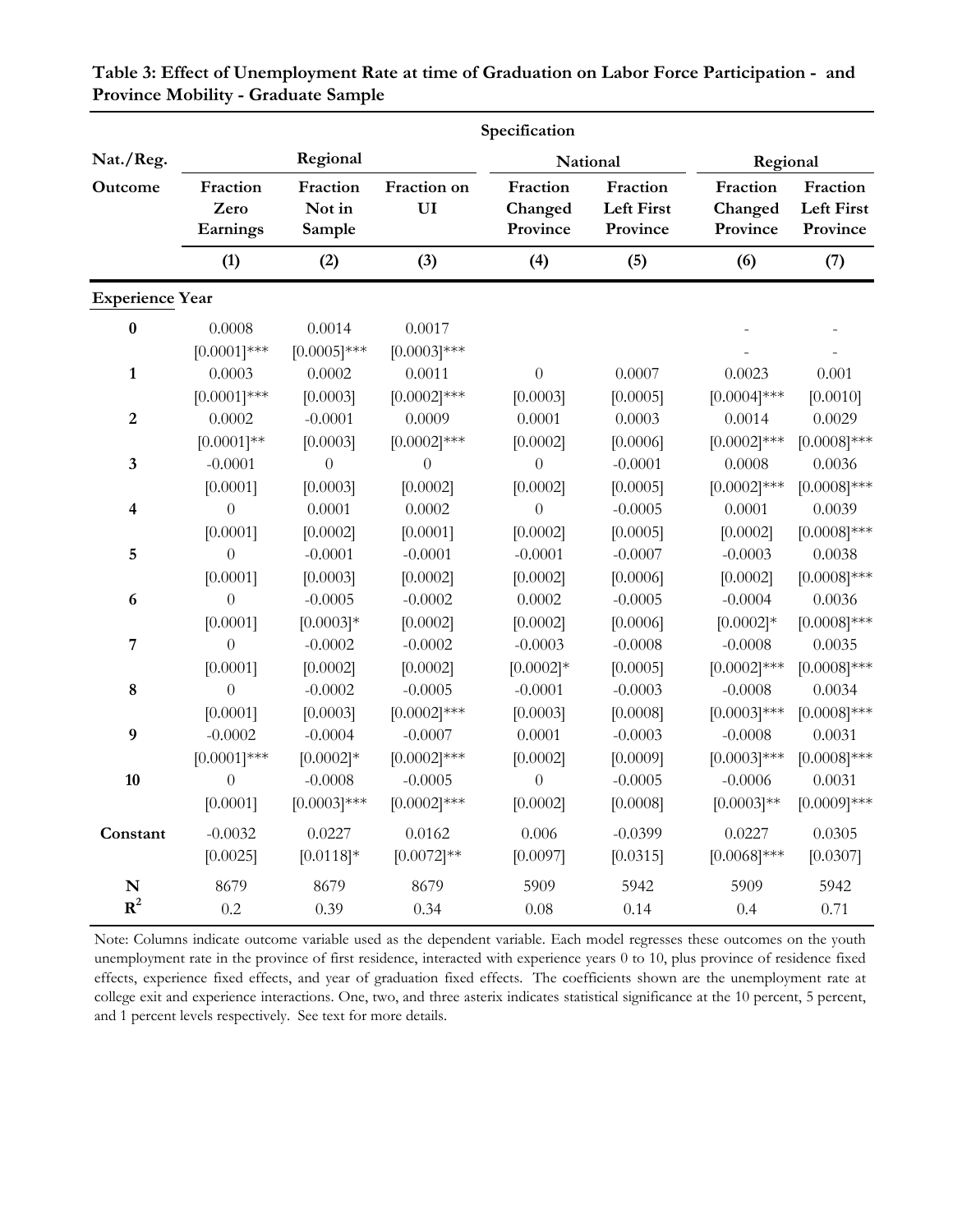**Table 3: Effect of Unemployment Rate at time of Graduation on Labor Force Participation - and Province Mobility - Graduate Sample**

| | Specification | | | | | | |
|---|---|---|---|---|---|---|---|
| Nat./Reg. | Regional | | | National | | Regional | |
| Outcome | Fraction Zero Earnings | Fraction Not in Sample | Fraction on UI | Fraction Changed Province | Fraction Left First Province | Fraction Changed Province | Fraction Left First Province |
| | (1) | (2) | (3) | (4) | (5) | (6) | (7) |
| **Experience Year** | | | | | | | |
| **0** | 0.0008 | 0.0014 | 0.0017 | | | - | - |
| | [0.0001]*** | [0.0005]*** | [0.0003]*** | | | - | - |
| **1** | 0.0003 | 0.0002 | 0.0011 | 0 | 0.0007 | 0.0023 | 0.001 |
| | [0.0001]*** | [0.0003] | [0.0002]*** | [0.0003] | [0.0005] | [0.0004]*** | [0.0010] |
| **2** | 0.0002 | -0.0001 | 0.0009 | 0.0001 | 0.0003 | 0.0014 | 0.0029 |
| | [0.0001]** | [0.0003] | [0.0002]*** | [0.0002] | [0.0006] | [0.0002]*** | [0.0008]*** |
| **3** | -0.0001 | 0 | 0 | 0 | -0.0001 | 0.0008 | 0.0036 |
| | [0.0001] | [0.0003] | [0.0002] | [0.0002] | [0.0005] | [0.0002]*** | [0.0008]*** |
| **4** | 0 | 0.0001 | 0.0002 | 0 | -0.0005 | 0.0001 | 0.0039 |
| | [0.0001] | [0.0002] | [0.0001] | [0.0002] | [0.0005] | [0.0002] | [0.0008]*** |
| **5** | 0 | -0.0001 | -0.0001 | -0.0001 | -0.0007 | -0.0003 | 0.0038 |
| | [0.0001] | [0.0003] | [0.0002] | [0.0002] | [0.0006] | [0.0002] | [0.0008]*** |
| **6** | 0 | -0.0005 | -0.0002 | 0.0002 | -0.0005 | -0.0004 | 0.0036 |
| | [0.0001] | [0.0003]* | [0.0002] | [0.0002] | [0.0006] | [0.0002]* | [0.0008]*** |
| **7** | 0 | -0.0002 | -0.0002 | -0.0003 | -0.0008 | -0.0008 | 0.0035 |
| | [0.0001] | [0.0002] | [0.0002] | [0.0002]* | [0.0005] | [0.0002]*** | [0.0008]*** |
| **8** | 0 | -0.0002 | -0.0005 | -0.0001 | -0.0003 | -0.0008 | 0.0034 |
| | [0.0001] | [0.0003] | [0.0002]*** | [0.0003] | [0.0008] | [0.0003]*** | [0.0008]*** |
| **9** | -0.0002 | -0.0004 | -0.0007 | 0.0001 | -0.0003 | -0.0008 | 0.0031 |
| | [0.0001]*** | [0.0002]* | [0.0002]*** | [0.0002] | [0.0009] | [0.0003]*** | [0.0008]*** |
| **10** | 0 | -0.0008 | -0.0005 | 0 | -0.0005 | -0.0006 | 0.0031 |
| | [0.0001] | [0.0003]*** | [0.0002]*** | [0.0002] | [0.0008] | [0.0003]** | [0.0009]*** |
| **Constant** | -0.0032 | 0.0227 | 0.0162 | 0.006 | -0.0399 | 0.0227 | 0.0305 |
| | [0.0025] | [0.0118]* | [0.0072]** | [0.0097] | [0.0315] | [0.0068]*** | [0.0307] |
| **N** | 8679 | 8679 | 8679 | 5909 | 5942 | 5909 | 5942 |
| $R^2$ | 0.2 | 0.39 | 0.34 | 0.08 | 0.14 | 0.4 | 0.71 |

Note: Columns indicate outcome variable used as the dependent variable. Each model regresses these outcomes on the youth unemployment rate in the province of first residence, interacted with experience years 0 to 10, plus province of residence fixed effects, experience fixed effects, and year of graduation fixed effects. The coefficients shown are the unemployment rate at college exit and experience interactions. One, two, and three asterix indicates statistical significance at the 10 percent, 5 percent, and 1 percent levels respectively. See text for more details.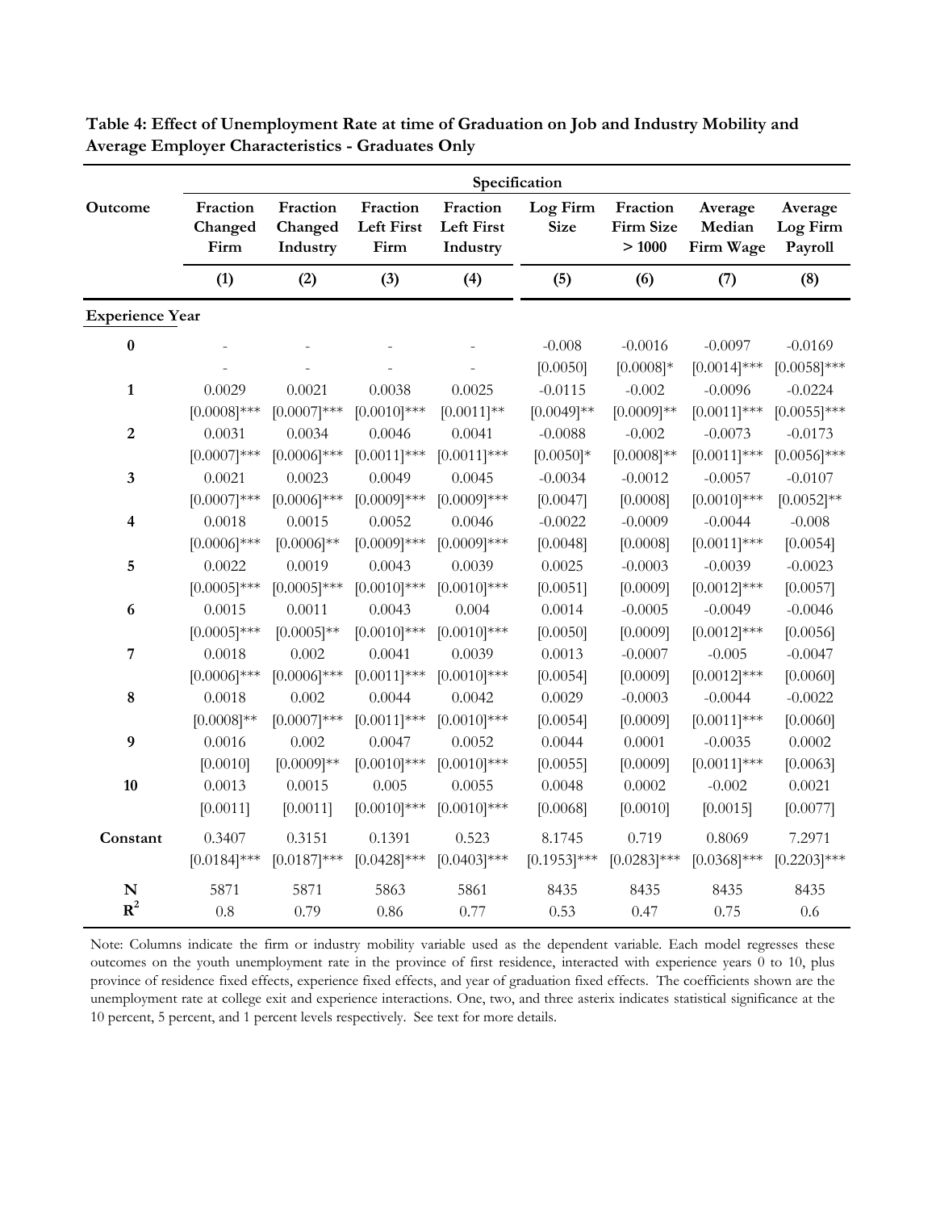**Table 4: Effect of Unemployment Rate at time of Graduation on Job and Industry Mobility and Average Employer Characteristics - Graduates Only**

| Outcome | Fraction Changed Firm | Fraction Changed Industry | Fraction Left First Firm | Fraction Left First Industry | Log Firm Size | Fraction Firm Size > 1000 | Average Median Firm Wage | Average Log Firm Payroll |
|---|---|---|---|---|---|---|---|---|
| | (1) | (2) | (3) | (4) | (5) | (6) | (7) | (8) |
| **Experience Year** | | | | | | | | |
| **0** | - | - | - | - | -0.008 | -0.0016 | -0.0097 | -0.0169 |
| | - | - | - | - | [0.0050] | [0.0008]* | [0.0014]*** | [0.0058]*** |
| **1** | 0.0029 | 0.0021 | 0.0038 | 0.0025 | -0.0115 | -0.002 | -0.0096 | -0.0224 |
| | [0.0008]*** | [0.0007]*** | [0.0010]*** | [0.0011]** | [0.0049]** | [0.0009]** | [0.0011]*** | [0.0055]*** |
| **2** | 0.0031 | 0.0034 | 0.0046 | 0.0041 | -0.0088 | -0.002 | -0.0073 | -0.0173 |
| | [0.0007]*** | [0.0006]*** | [0.0011]*** | [0.0011]*** | [0.0050]* | [0.0008]** | [0.0011]*** | [0.0056]*** |
| **3** | 0.0021 | 0.0023 | 0.0049 | 0.0045 | -0.0034 | -0.0012 | -0.0057 | -0.0107 |
| | [0.0007]*** | [0.0006]*** | [0.0009]*** | [0.0009]*** | [0.0047] | [0.0008] | [0.0010]*** | [0.0052]** |
| **4** | 0.0018 | 0.0015 | 0.0052 | 0.0046 | -0.0022 | -0.0009 | -0.0044 | -0.008 |
| | [0.0006]*** | [0.0006]** | [0.0009]*** | [0.0009]*** | [0.0048] | [0.0008] | [0.0011]*** | [0.0054] |
| **5** | 0.0022 | 0.0019 | 0.0043 | 0.0039 | 0.0025 | -0.0003 | -0.0039 | -0.0023 |
| | [0.0005]*** | [0.0005]*** | [0.0010]*** | [0.0010]*** | [0.0051] | [0.0009] | [0.0012]*** | [0.0057] |
| **6** | 0.0015 | 0.0011 | 0.0043 | 0.004 | 0.0014 | -0.0005 | -0.0049 | -0.0046 |
| | [0.0005]*** | [0.0005]** | [0.0010]*** | [0.0010]*** | [0.0050] | [0.0009] | [0.0012]*** | [0.0056] |
| **7** | 0.0018 | 0.002 | 0.0041 | 0.0039 | 0.0013 | -0.0007 | -0.005 | -0.0047 |
| | [0.0006]*** | [0.0006]*** | [0.0011]*** | [0.0010]*** | [0.0054] | [0.0009] | [0.0012]*** | [0.0060] |
| **8** | 0.0018 | 0.002 | 0.0044 | 0.0042 | 0.0029 | -0.0003 | -0.0044 | -0.0022 |
| | [0.0008]** | [0.0007]*** | [0.0011]*** | [0.0010]*** | [0.0054] | [0.0009] | [0.0011]*** | [0.0060] |
| **9** | 0.0016 | 0.002 | 0.0047 | 0.0052 | 0.0044 | 0.0001 | -0.0035 | 0.0002 |
| | [0.0010] | [0.0009]** | [0.0010]*** | [0.0010]*** | [0.0055] | [0.0009] | [0.0011]*** | [0.0063] |
| **10** | 0.0013 | 0.0015 | 0.005 | 0.0055 | 0.0048 | 0.0002 | -0.002 | 0.0021 |
| | [0.0011] | [0.0011] | [0.0010]*** | [0.0010]*** | [0.0068] | [0.0010] | [0.0015] | [0.0077] |
| **Constant** | 0.3407 | 0.3151 | 0.1391 | 0.523 | 8.1745 | 0.719 | 0.8069 | 7.2971 |
| | [0.0184]*** | [0.0187]*** | [0.0428]*** | [0.0403]*** | [0.1953]*** | [0.0283]*** | [0.0368]*** | [0.2203]*** |
| **N** | 5871 | 5871 | 5863 | 5861 | 8435 | 8435 | 8435 | 8435 |
| $\mathbf{R^2}$ | 0.8 | 0.79 | 0.86 | 0.77 | 0.53 | 0.47 | 0.75 | 0.6 |

Note: Columns indicate the firm or industry mobility variable used as the dependent variable. Each model regresses these outcomes on the youth unemployment rate in the province of first residence, interacted with experience years 0 to 10, plus province of residence fixed effects, experience fixed effects, and year of graduation fixed effects. The coefficients shown are the unemployment rate at college exit and experience interactions. One, two, and three asterix indicates statistical significance at the 10 percent, 5 percent, and 1 percent levels respectively. See text for more details.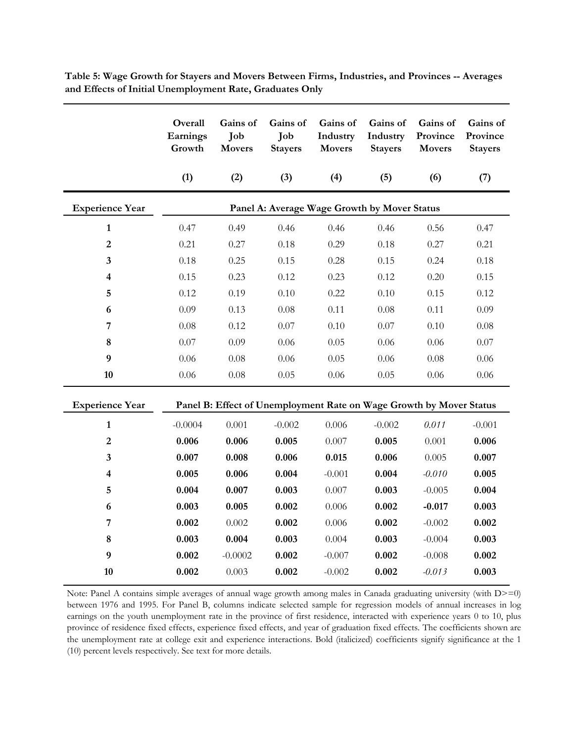**Table 5: Wage Growth for Stayers and Movers Between Firms, Industries, and Provinces -- Averages and Effects of Initial Unemployment Rate, Graduates Only**

| | Overall Earnings Growth | Gains of Job Movers | Gains of Job Stayers | Gains of Industry Movers | Gains of Industry Stayers | Gains of Province Movers | Gains of Province Stayers |
|---|---|---|---|---|---|---|---|
| | (1) | (2) | (3) | (4) | (5) | (6) | (7) |
| **Experience Year** | **Panel A: Average Wage Growth by Mover Status** | | | | | | |
| **1** | 0.47 | 0.49 | 0.46 | 0.46 | 0.46 | 0.56 | 0.47 |
| **2** | 0.21 | 0.27 | 0.18 | 0.29 | 0.18 | 0.27 | 0.21 |
| **3** | 0.18 | 0.25 | 0.15 | 0.28 | 0.15 | 0.24 | 0.18 |
| **4** | 0.15 | 0.23 | 0.12 | 0.23 | 0.12 | 0.20 | 0.15 |
| **5** | 0.12 | 0.19 | 0.10 | 0.22 | 0.10 | 0.15 | 0.12 |
| **6** | 0.09 | 0.13 | 0.08 | 0.11 | 0.08 | 0.11 | 0.09 |
| **7** | 0.08 | 0.12 | 0.07 | 0.10 | 0.07 | 0.10 | 0.08 |
| **8** | 0.07 | 0.09 | 0.06 | 0.05 | 0.06 | 0.06 | 0.07 |
| **9** | 0.06 | 0.08 | 0.06 | 0.05 | 0.06 | 0.08 | 0.06 |
| **10** | 0.06 | 0.08 | 0.05 | 0.06 | 0.05 | 0.06 | 0.06 |
| **Experience Year** | **Panel B: Effect of Unemployment Rate on Wage Growth by Mover Status** | | | | | | |
| **1** | -0.0004 | 0.001 | -0.002 | 0.006 | -0.002 | *0.011* | -0.001 |
| **2** | **0.006** | **0.006** | **0.005** | 0.007 | **0.005** | 0.001 | **0.006** |
| **3** | **0.007** | **0.008** | **0.006** | **0.015** | **0.006** | 0.005 | **0.007** |
| **4** | **0.005** | **0.006** | **0.004** | -0.001 | **0.004** | *-0.010* | **0.005** |
| **5** | **0.004** | **0.007** | **0.003** | 0.007 | **0.003** | -0.005 | **0.004** |
| **6** | **0.003** | **0.005** | **0.002** | 0.006 | **0.002** | **-0.017** | **0.003** |
| **7** | **0.002** | 0.002 | **0.002** | 0.006 | **0.002** | -0.002 | **0.002** |
| **8** | **0.003** | **0.004** | **0.003** | 0.004 | **0.003** | -0.004 | **0.003** |
| **9** | **0.002** | -0.0002 | **0.002** | -0.007 | **0.002** | -0.008 | **0.002** |
| **10** | **0.002** | 0.003 | **0.002** | -0.002 | **0.002** | *-0.013* | **0.003** |

Note: Panel A contains simple averages of annual wage growth among males in Canada graduating university (with D>=0) between 1976 and 1995. For Panel B, columns indicate selected sample for regression models of annual increases in log earnings on the youth unemployment rate in the province of first residence, interacted with experience years 0 to 10, plus province of residence fixed effects, experience fixed effects, and year of graduation fixed effects. The coefficients shown are the unemployment rate at college exit and experience interactions. Bold (italicized) coefficients signify significance at the 1 (10) percent levels respectively. See text for more details.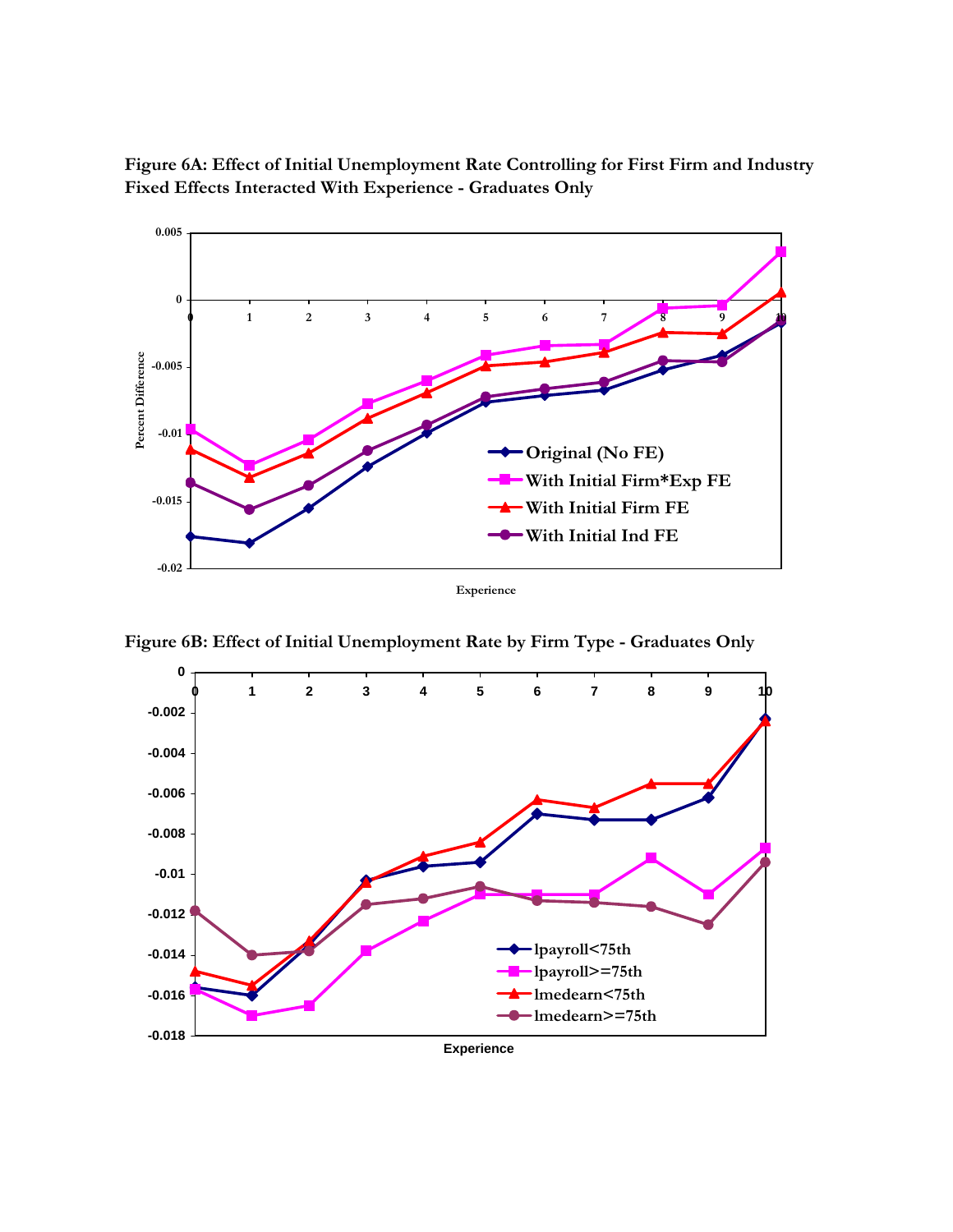**Figure 6A: Effect of Initial Unemployment Rate Controlling for First Firm and Industry Fixed Effects Interacted With Experience - Graduates Only**

**Figure 6B: Effect of Initial Unemployment Rate by Firm Type - Graduates Only**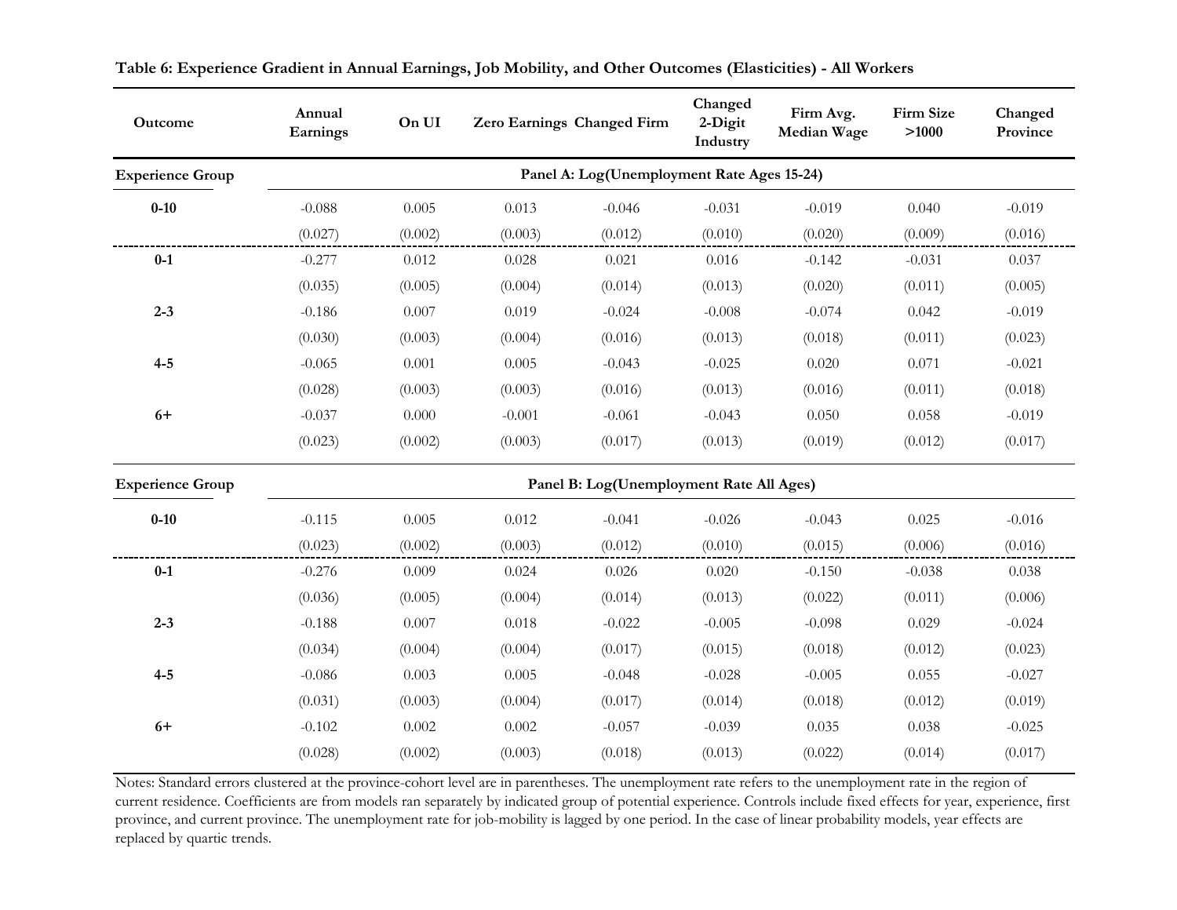**Table 6: Experience Gradient in Annual Earnings, Job Mobility, and Other Outcomes (Elasticities) - All Workers**

| Outcome | Annual Earnings | On UI | Zero Earnings | Changed Firm | Changed 2-Digit Industry | Firm Avg. Median Wage | Firm Size >1000 | Changed Province |
|---|---|---|---|---|---|---|---|---|
| **Experience Group** | **Panel A: Log(Unemployment Rate Ages 15-24)** | | | | | | | |
| **0-10** | -0.088 | 0.005 | 0.013 | -0.046 | -0.031 | -0.019 | 0.040 | -0.019 |
| | (0.027) | (0.002) | (0.003) | (0.012) | (0.010) | (0.020) | (0.009) | (0.016) |
| **0-1** | -0.277 | 0.012 | 0.028 | 0.021 | 0.016 | -0.142 | -0.031 | 0.037 |
| | (0.035) | (0.005) | (0.004) | (0.014) | (0.013) | (0.020) | (0.011) | (0.005) |
| **2-3** | -0.186 | 0.007 | 0.019 | -0.024 | -0.008 | -0.074 | 0.042 | -0.019 |
| | (0.030) | (0.003) | (0.004) | (0.016) | (0.013) | (0.018) | (0.011) | (0.023) |
| **4-5** | -0.065 | 0.001 | 0.005 | -0.043 | -0.025 | 0.020 | 0.071 | -0.021 |
| | (0.028) | (0.003) | (0.003) | (0.016) | (0.013) | (0.016) | (0.011) | (0.018) |
| **6+** | -0.037 | 0.000 | -0.001 | -0.061 | -0.043 | 0.050 | 0.058 | -0.019 |
| | (0.023) | (0.002) | (0.003) | (0.017) | (0.013) | (0.019) | (0.012) | (0.017) |
| **Experience Group** | **Panel B: Log(Unemployment Rate All Ages)** | | | | | | | |
| **0-10** | -0.115 | 0.005 | 0.012 | -0.041 | -0.026 | -0.043 | 0.025 | -0.016 |
| | (0.023) | (0.002) | (0.003) | (0.012) | (0.010) | (0.015) | (0.006) | (0.016) |
| **0-1** | -0.276 | 0.009 | 0.024 | 0.026 | 0.020 | -0.150 | -0.038 | 0.038 |
| | (0.036) | (0.005) | (0.004) | (0.014) | (0.013) | (0.022) | (0.011) | (0.006) |
| **2-3** | -0.188 | 0.007 | 0.018 | -0.022 | -0.005 | -0.098 | 0.029 | -0.024 |
| | (0.034) | (0.004) | (0.004) | (0.017) | (0.015) | (0.018) | (0.012) | (0.023) |
| **4-5** | -0.086 | 0.003 | 0.005 | -0.048 | -0.028 | -0.005 | 0.055 | -0.027 |
| | (0.031) | (0.003) | (0.004) | (0.017) | (0.014) | (0.018) | (0.012) | (0.019) |
| **6+** | -0.102 | 0.002 | 0.002 | -0.057 | -0.039 | 0.035 | 0.038 | -0.025 |
| | (0.028) | (0.002) | (0.003) | (0.018) | (0.013) | (0.022) | (0.014) | (0.017) |

Notes: Standard errors clustered at the province-cohort level are in parentheses. The unemployment rate refers to the unemployment rate in the region of current residence. Coefficients are from models ran separately by indicated group of potential experience. Controls include fixed effects for year, experience, first province, and current province. The unemployment rate for job-mobility is lagged by one period. In the case of linear probability models, year effects are replaced by quartic trends.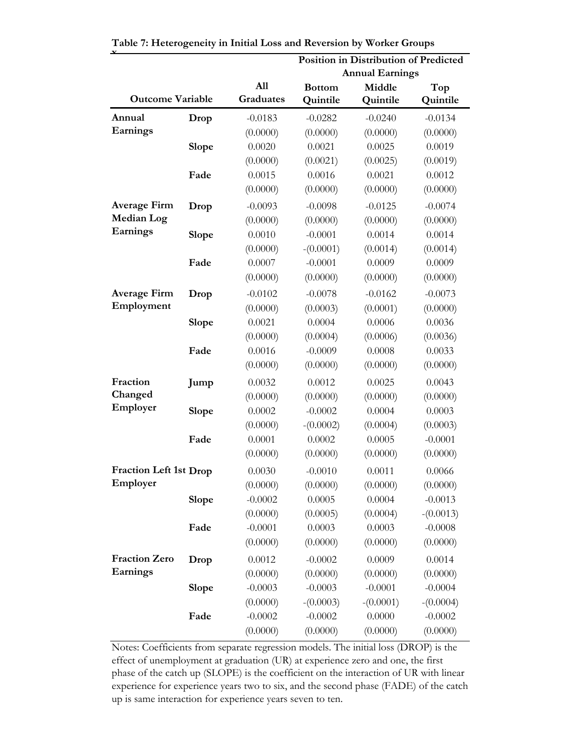**Table 7: Heterogeneity in Initial Loss and Reversion by Worker Groups**

| Outcome Variable | | All Graduates | Position in Distribution of Predicted Annual Earnings | | |
|---|---|---|---|---|---|
| | | | Bottom Quintile | Middle Quintile | Top Quintile |
| Annual Earnings | Drop | -0.0183 | -0.0282 | -0.0240 | -0.0134 |
| | | (0.0000) | (0.0000) | (0.0000) | (0.0000) |
| | Slope | 0.0020 | 0.0021 | 0.0025 | 0.0019 |
| | | (0.0000) | (0.0021) | (0.0025) | (0.0019) |
| | Fade | 0.0015 | 0.0016 | 0.0021 | 0.0012 |
| | | (0.0000) | (0.0000) | (0.0000) | (0.0000) |
| Average Firm Median Log Earnings | Drop | -0.0093 | -0.0098 | -0.0125 | -0.0074 |
| | | (0.0000) | (0.0000) | (0.0000) | (0.0000) |
| | Slope | 0.0010 | -0.0001 | 0.0014 | 0.0014 |
| | | (0.0000) | -(0.0001) | (0.0014) | (0.0014) |
| | Fade | 0.0007 | -0.0001 | 0.0009 | 0.0009 |
| | | (0.0000) | (0.0000) | (0.0000) | (0.0000) |
| Average Firm Employment | Drop | -0.0102 | -0.0078 | -0.0162 | -0.0073 |
| | | (0.0000) | (0.0003) | (0.0001) | (0.0000) |
| | Slope | 0.0021 | 0.0004 | 0.0006 | 0.0036 |
| | | (0.0000) | (0.0004) | (0.0006) | (0.0036) |
| | Fade | 0.0016 | -0.0009 | 0.0008 | 0.0033 |
| | | (0.0000) | (0.0000) | (0.0000) | (0.0000) |
| Fraction Changed Employer | Jump | 0.0032 | 0.0012 | 0.0025 | 0.0043 |
| | | (0.0000) | (0.0000) | (0.0000) | (0.0000) |
| | Slope | 0.0002 | -0.0002 | 0.0004 | 0.0003 |
| | | (0.0000) | -(0.0002) | (0.0004) | (0.0003) |
| | Fade | 0.0001 | 0.0002 | 0.0005 | -0.0001 |
| | | (0.0000) | (0.0000) | (0.0000) | (0.0000) |
| Fraction Left 1st Employer | Drop | 0.0030 | -0.0010 | 0.0011 | 0.0066 |
| | | (0.0000) | (0.0000) | (0.0000) | (0.0000) |
| | Slope | -0.0002 | 0.0005 | 0.0004 | -0.0013 |
| | | (0.0000) | (0.0005) | (0.0004) | -(0.0013) |
| | Fade | -0.0001 | 0.0003 | 0.0003 | -0.0008 |
| | | (0.0000) | (0.0000) | (0.0000) | (0.0000) |
| Fraction Zero Earnings | Drop | 0.0012 | -0.0002 | 0.0009 | 0.0014 |
| | | (0.0000) | (0.0000) | (0.0000) | (0.0000) |
| | Slope | -0.0003 | -0.0003 | -0.0001 | -0.0004 |
| | | (0.0000) | -(0.0003) | -(0.0001) | -(0.0004) |
| | Fade | -0.0002 | -0.0002 | 0.0000 | -0.0002 |
| | | (0.0000) | (0.0000) | (0.0000) | (0.0000) |

Notes: Coefficients from separate regression models. The initial loss (DROP) is the effect of unemployment at graduation (UR) at experience zero and one, the first phase of the catch up (SLOPE) is the coefficient on the interaction of UR with linear experience for experience years two to six, and the second phase (FADE) of the catch up is same interaction for experience years seven to ten.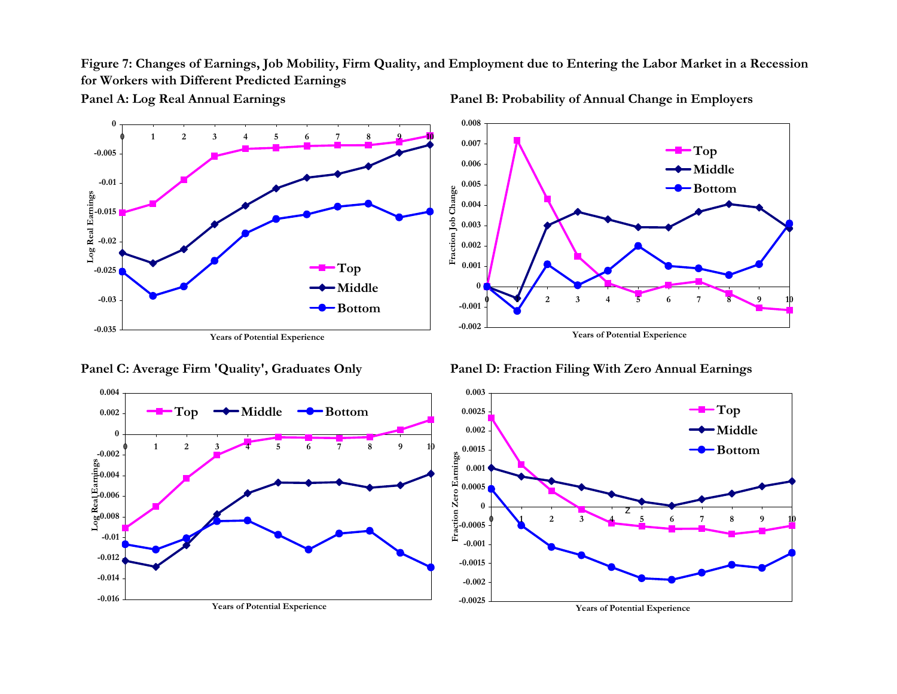**Figure 7: Changes of Earnings, Job Mobility, Firm Quality, and Employment due to Entering the Labor Market in a Recession for Workers with Different Predicted Earnings**

**Panel A: Log Real Annual Earnings**

**Panel B: Probability of Annual Change in Employers**

**Panel C: Average Firm 'Quality', Graduates Only**

**Panel D: Fraction Filing With Zero Annual Earnings**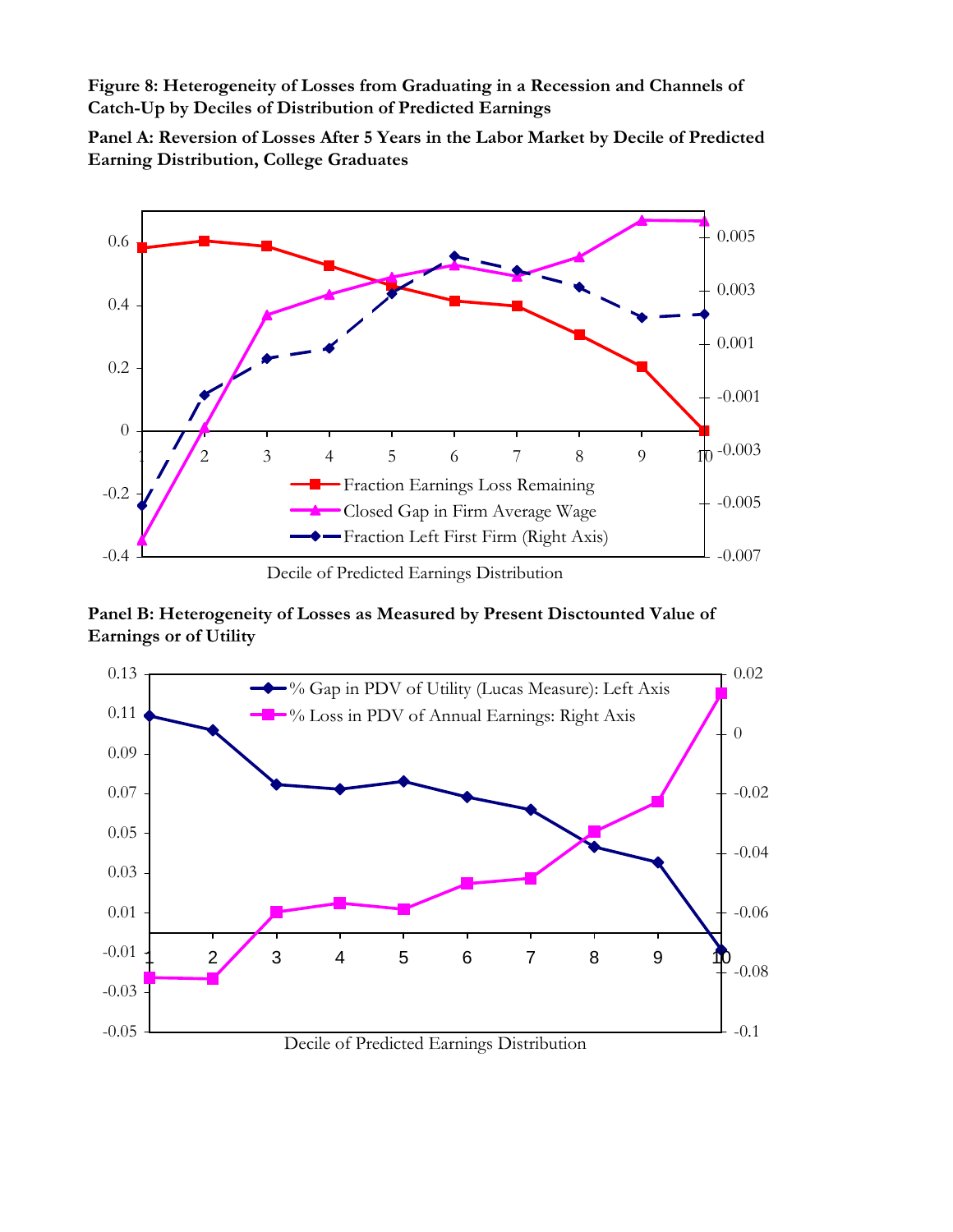**Figure 8: Heterogeneity of Losses from Graduating in a Recession and Channels of Catch-Up by Deciles of Distribution of Predicted Earnings**

**Panel A: Reversion of Losses After 5 Years in the Labor Market by Decile of Predicted Earning Distribution, College Graduates**

**Panel B: Heterogeneity of Losses as Measured by Present Disctounted Value of Earnings or of Utility**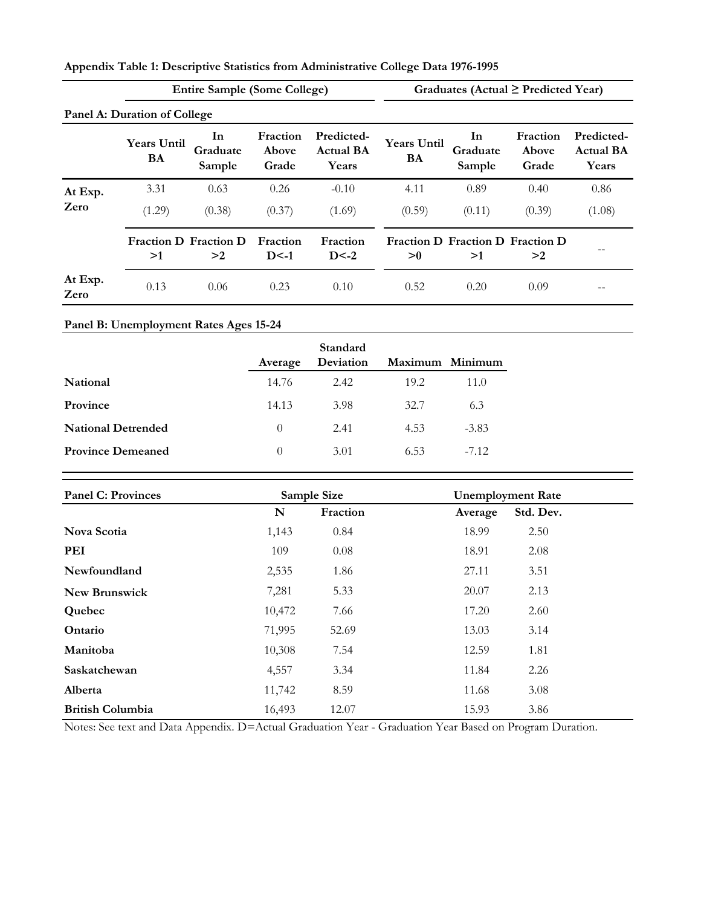**Appendix Table 1: Descriptive Statistics from Administrative College Data 1976-1995**

| | Entire Sample (Some College) | | | | Graduates (Actual ≥ Predicted Year) | | | |
|---|---|---|---|---|---|---|---|---|
| **Panel A: Duration of College** | | | | | | | | |
| | Years Until BA | In Graduate Sample | Fraction Above Grade | Predicted-Actual BA Years | Years Until BA | In Graduate Sample | Fraction Above Grade | Predicted-Actual BA Years |
| At Exp. Zero | 3.31 | 0.63 | 0.26 | -0.10 | 4.11 | 0.89 | 0.40 | 0.86 |
| | (1.29) | (0.38) | (0.37) | (1.69) | (0.59) | (0.11) | (0.39) | (1.08) |
| | Fraction D >1 | Fraction D >2 | Fraction D<-1 | Fraction D<-2 | Fraction D >0 | Fraction D >1 | Fraction D >2 | -- |
| At Exp. Zero | 0.13 | 0.06 | 0.23 | 0.10 | 0.52 | 0.20 | 0.09 | -- |

**Panel B: Unemployment Rates Ages 15-24**

| | Average | Standard Deviation | Maximum | Minimum |
|---|---|---|---|---|
| National | 14.76 | 2.42 | 19.2 | 11.0 |
| Province | 14.13 | 3.98 | 32.7 | 6.3 |
| National Detrended | 0 | 2.41 | 4.53 | -3.83 |
| Province Demeaned | 0 | 3.01 | 6.53 | -7.12 |

| Panel C: Provinces | Sample Size | | Unemployment Rate | |
|---|---|---|---|---|
| | N | Fraction | Average | Std. Dev. |
| Nova Scotia | 1,143 | 0.84 | 18.99 | 2.50 |
| PEI | 109 | 0.08 | 18.91 | 2.08 |
| Newfoundland | 2,535 | 1.86 | 27.11 | 3.51 |
| New Brunswick | 7,281 | 5.33 | 20.07 | 2.13 |
| Quebec | 10,472 | 7.66 | 17.20 | 2.60 |
| Ontario | 71,995 | 52.69 | 13.03 | 3.14 |
| Manitoba | 10,308 | 7.54 | 12.59 | 1.81 |
| Saskatchewan | 4,557 | 3.34 | 11.84 | 2.26 |
| Alberta | 11,742 | 8.59 | 11.68 | 3.08 |
| British Columbia | 16,493 | 12.07 | 15.93 | 3.86 |

Notes: See text and Data Appendix. D=Actual Graduation Year - Graduation Year Based on Program Duration.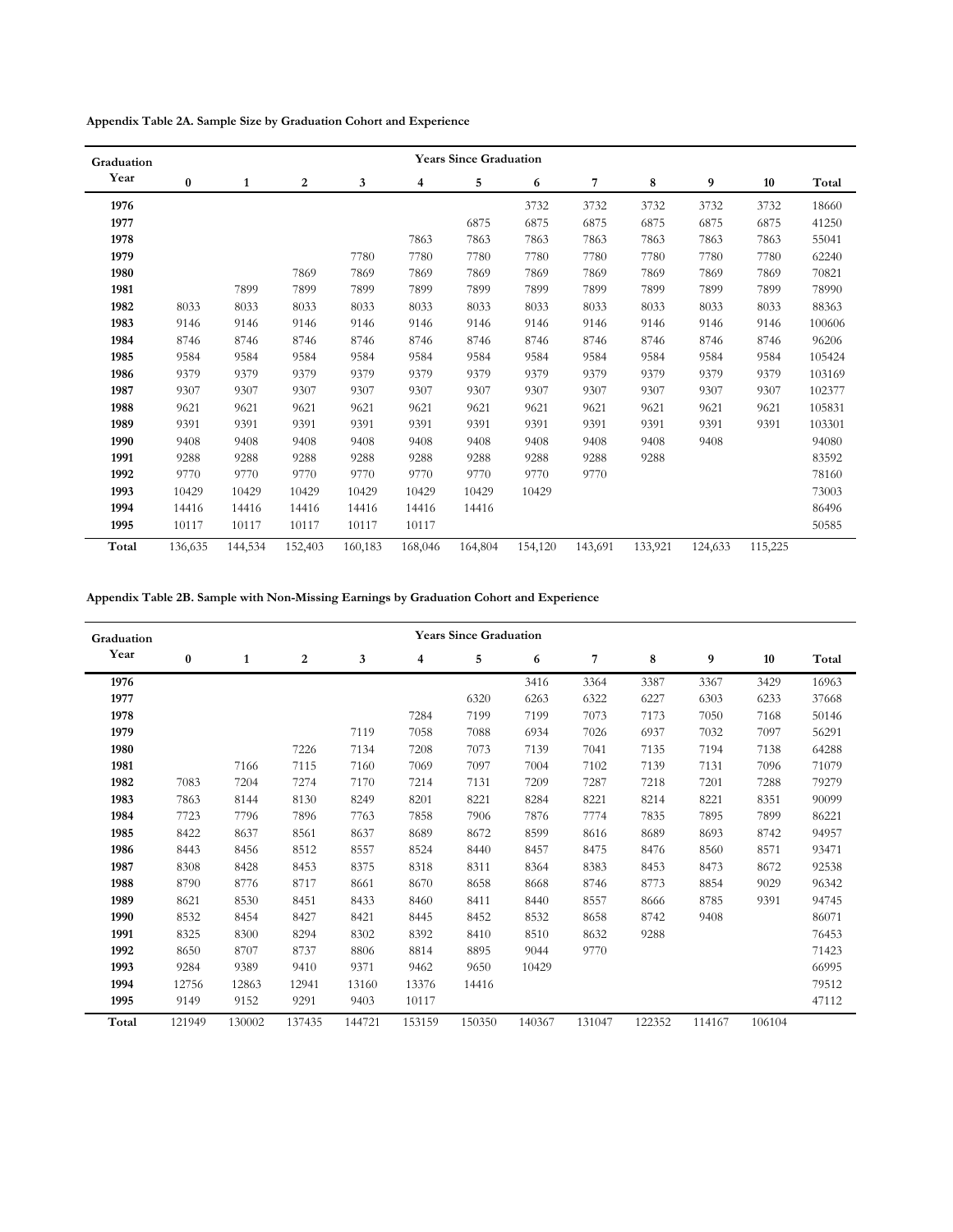**Appendix Table 2A. Sample Size by Graduation Cohort and Experience**

| Graduation Year | Years Since Graduation | | | | | | | | | | | |
|---|---|---|---|---|---|---|---|---|---|---|---|---|
| | 0 | 1 | 2 | 3 | 4 | 5 | 6 | 7 | 8 | 9 | 10 | Total |
| 1976 | | | | | | | 3732 | 3732 | 3732 | 3732 | 3732 | 18660 |
| 1977 | | | | | | 6875 | 6875 | 6875 | 6875 | 6875 | 6875 | 41250 |
| 1978 | | | | | 7863 | 7863 | 7863 | 7863 | 7863 | 7863 | 7863 | 55041 |
| 1979 | | | | 7780 | 7780 | 7780 | 7780 | 7780 | 7780 | 7780 | 7780 | 62240 |
| 1980 | | | 7869 | 7869 | 7869 | 7869 | 7869 | 7869 | 7869 | 7869 | 7869 | 70821 |
| 1981 | | 7899 | 7899 | 7899 | 7899 | 7899 | 7899 | 7899 | 7899 | 7899 | 7899 | 78990 |
| 1982 | 8033 | 8033 | 8033 | 8033 | 8033 | 8033 | 8033 | 8033 | 8033 | 8033 | 8033 | 88363 |
| 1983 | 9146 | 9146 | 9146 | 9146 | 9146 | 9146 | 9146 | 9146 | 9146 | 9146 | 9146 | 100606 |
| 1984 | 8746 | 8746 | 8746 | 8746 | 8746 | 8746 | 8746 | 8746 | 8746 | 8746 | 8746 | 96206 |
| 1985 | 9584 | 9584 | 9584 | 9584 | 9584 | 9584 | 9584 | 9584 | 9584 | 9584 | 9584 | 105424 |
| 1986 | 9379 | 9379 | 9379 | 9379 | 9379 | 9379 | 9379 | 9379 | 9379 | 9379 | 9379 | 103169 |
| 1987 | 9307 | 9307 | 9307 | 9307 | 9307 | 9307 | 9307 | 9307 | 9307 | 9307 | 9307 | 102377 |
| 1988 | 9621 | 9621 | 9621 | 9621 | 9621 | 9621 | 9621 | 9621 | 9621 | 9621 | 9621 | 105831 |
| 1989 | 9391 | 9391 | 9391 | 9391 | 9391 | 9391 | 9391 | 9391 | 9391 | 9391 | 9391 | 103301 |
| 1990 | 9408 | 9408 | 9408 | 9408 | 9408 | 9408 | 9408 | 9408 | 9408 | 9408 | | 94080 |
| 1991 | 9288 | 9288 | 9288 | 9288 | 9288 | 9288 | 9288 | 9288 | 9288 | | | 83592 |
| 1992 | 9770 | 9770 | 9770 | 9770 | 9770 | 9770 | 9770 | 9770 | | | | 78160 |
| 1993 | 10429 | 10429 | 10429 | 10429 | 10429 | 10429 | 10429 | | | | | 73003 |
| 1994 | 14416 | 14416 | 14416 | 14416 | 14416 | 14416 | | | | | | 86496 |
| 1995 | 10117 | 10117 | 10117 | 10117 | 10117 | | | | | | | 50585 |
| Total | 136,635 | 144,534 | 152,403 | 160,183 | 168,046 | 164,804 | 154,120 | 143,691 | 133,921 | 124,633 | 115,225 | |

**Appendix Table 2B. Sample with Non-Missing Earnings by Graduation Cohort and Experience**

| Graduation Year | Years Since Graduation | | | | | | | | | | | |
|---|---|---|---|---|---|---|---|---|---|---|---|---|
| | 0 | 1 | 2 | 3 | 4 | 5 | 6 | 7 | 8 | 9 | 10 | Total |
| 1976 | | | | | | | 3416 | 3364 | 3387 | 3367 | 3429 | 16963 |
| 1977 | | | | | | 6320 | 6263 | 6322 | 6227 | 6303 | 6233 | 37668 |
| 1978 | | | | | 7284 | 7199 | 7199 | 7073 | 7173 | 7050 | 7168 | 50146 |
| 1979 | | | | 7119 | 7058 | 7088 | 6934 | 7026 | 6937 | 7032 | 7097 | 56291 |
| 1980 | | | 7226 | 7134 | 7208 | 7073 | 7139 | 7041 | 7135 | 7194 | 7138 | 64288 |
| 1981 | | 7166 | 7115 | 7160 | 7069 | 7097 | 7004 | 7102 | 7139 | 7131 | 7096 | 71079 |
| 1982 | 7083 | 7204 | 7274 | 7170 | 7214 | 7131 | 7209 | 7287 | 7218 | 7201 | 7288 | 79279 |
| 1983 | 7863 | 8144 | 8130 | 8249 | 8201 | 8221 | 8284 | 8221 | 8214 | 8221 | 8351 | 90099 |
| 1984 | 7723 | 7796 | 7896 | 7763 | 7858 | 7906 | 7876 | 7774 | 7835 | 7895 | 7899 | 86221 |
| 1985 | 8422 | 8637 | 8561 | 8637 | 8689 | 8672 | 8599 | 8616 | 8689 | 8693 | 8742 | 94957 |
| 1986 | 8443 | 8456 | 8512 | 8557 | 8524 | 8440 | 8457 | 8475 | 8476 | 8560 | 8571 | 93471 |
| 1987 | 8308 | 8428 | 8453 | 8375 | 8318 | 8311 | 8364 | 8383 | 8453 | 8473 | 8672 | 92538 |
| 1988 | 8790 | 8776 | 8717 | 8661 | 8670 | 8658 | 8668 | 8746 | 8773 | 8854 | 9029 | 96342 |
| 1989 | 8621 | 8530 | 8451 | 8433 | 8460 | 8411 | 8440 | 8557 | 8666 | 8785 | 9391 | 94745 |
| 1990 | 8532 | 8454 | 8427 | 8421 | 8445 | 8452 | 8532 | 8658 | 8742 | 9408 | | 86071 |
| 1991 | 8325 | 8300 | 8294 | 8302 | 8392 | 8410 | 8510 | 8632 | 9288 | | | 76453 |
| 1992 | 8650 | 8707 | 8737 | 8806 | 8814 | 8895 | 9044 | 9770 | | | | 71423 |
| 1993 | 9284 | 9389 | 9410 | 9371 | 9462 | 9650 | 10429 | | | | | 66995 |
| 1994 | 12756 | 12863 | 12941 | 13160 | 13376 | 14416 | | | | | | 79512 |
| 1995 | 9149 | 9152 | 9291 | 9403 | 10117 | | | | | | | 47112 |
| Total | 121949 | 130002 | 137435 | 144721 | 153159 | 150350 | 140367 | 131047 | 122352 | 114167 | 106104 | |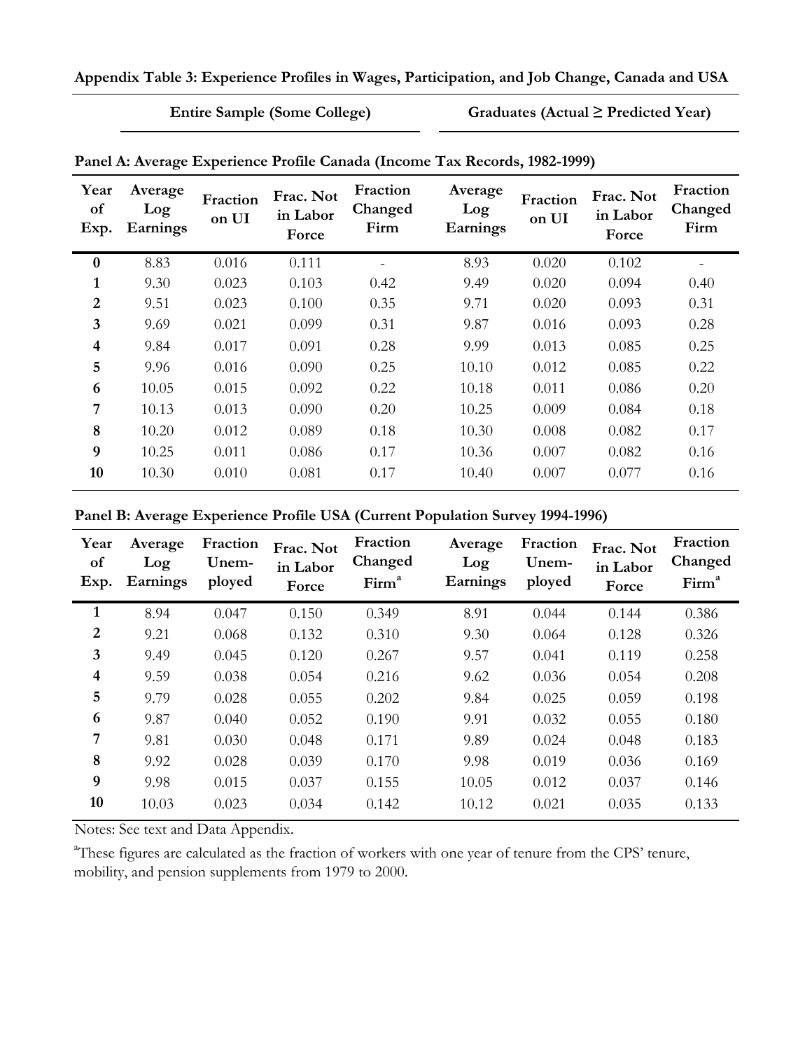**Appendix Table 3: Experience Profiles in Wages, Participation, and Job Change, Canada and USA**

**Panel A: Average Experience Profile Canada (Income Tax Records, 1982-1999)**

| | Entire Sample (Some College) | | | | Graduates (Actual ≥ Predicted Year) | | | |
|---|---|---|---|---|---|---|---|---|
| Year of Exp. | Average Log Earnings | Fraction on UI | Frac. Not in Labor Force | Fraction Changed Firm | Average Log Earnings | Fraction on UI | Frac. Not in Labor Force | Fraction Changed Firm |
| **0** | 8.83 | 0.016 | 0.111 | - | 8.93 | 0.020 | 0.102 | - |
| **1** | 9.30 | 0.023 | 0.103 | 0.42 | 9.49 | 0.020 | 0.094 | 0.40 |
| **2** | 9.51 | 0.023 | 0.100 | 0.35 | 9.71 | 0.020 | 0.093 | 0.31 |
| **3** | 9.69 | 0.021 | 0.099 | 0.31 | 9.87 | 0.016 | 0.093 | 0.28 |
| **4** | 9.84 | 0.017 | 0.091 | 0.28 | 9.99 | 0.013 | 0.085 | 0.25 |
| **5** | 9.96 | 0.016 | 0.090 | 0.25 | 10.10 | 0.012 | 0.085 | 0.22 |
| **6** | 10.05 | 0.015 | 0.092 | 0.22 | 10.18 | 0.011 | 0.086 | 0.20 |
| **7** | 10.13 | 0.013 | 0.090 | 0.20 | 10.25 | 0.009 | 0.084 | 0.18 |
| **8** | 10.20 | 0.012 | 0.089 | 0.18 | 10.30 | 0.008 | 0.082 | 0.17 |
| **9** | 10.25 | 0.011 | 0.086 | 0.17 | 10.36 | 0.007 | 0.082 | 0.16 |
| **10** | 10.30 | 0.010 | 0.081 | 0.17 | 10.40 | 0.007 | 0.077 | 0.16 |

**Panel B: Average Experience Profile USA (Current Population Survey 1994-1996)**

| | Entire Sample (Some College) | | | | Graduates (Actual ≥ Predicted Year) | | | |
|---|---|---|---|---|---|---|---|---|
| Year of Exp. | Average Log Earnings | Fraction Unemployed | Frac. Not in Labor Force | Fraction Changed Firm[a] | Average Log Earnings | Fraction Unemployed | Frac. Not in Labor Force | Fraction Changed Firm[a] |
| **1** | 8.94 | 0.047 | 0.150 | 0.349 | 8.91 | 0.044 | 0.144 | 0.386 |
| **2** | 9.21 | 0.068 | 0.132 | 0.310 | 9.30 | 0.064 | 0.128 | 0.326 |
| **3** | 9.49 | 0.045 | 0.120 | 0.267 | 9.57 | 0.041 | 0.119 | 0.258 |
| **4** | 9.59 | 0.038 | 0.054 | 0.216 | 9.62 | 0.036 | 0.054 | 0.208 |
| **5** | 9.79 | 0.028 | 0.055 | 0.202 | 9.84 | 0.025 | 0.059 | 0.198 |
| **6** | 9.87 | 0.040 | 0.052 | 0.190 | 9.91 | 0.032 | 0.055 | 0.180 |
| **7** | 9.81 | 0.030 | 0.048 | 0.171 | 9.89 | 0.024 | 0.048 | 0.183 |
| **8** | 9.92 | 0.028 | 0.039 | 0.170 | 9.98 | 0.019 | 0.036 | 0.169 |
| **9** | 9.98 | 0.015 | 0.037 | 0.155 | 10.05 | 0.012 | 0.037 | 0.146 |
| **10** | 10.03 | 0.023 | 0.034 | 0.142 | 10.12 | 0.021 | 0.035 | 0.133 |

Notes: See text and Data Appendix.

[a]These figures are calculated as the fraction of workers with one year of tenure from the CPS' tenure, mobility, and pension supplements from 1979 to 2000.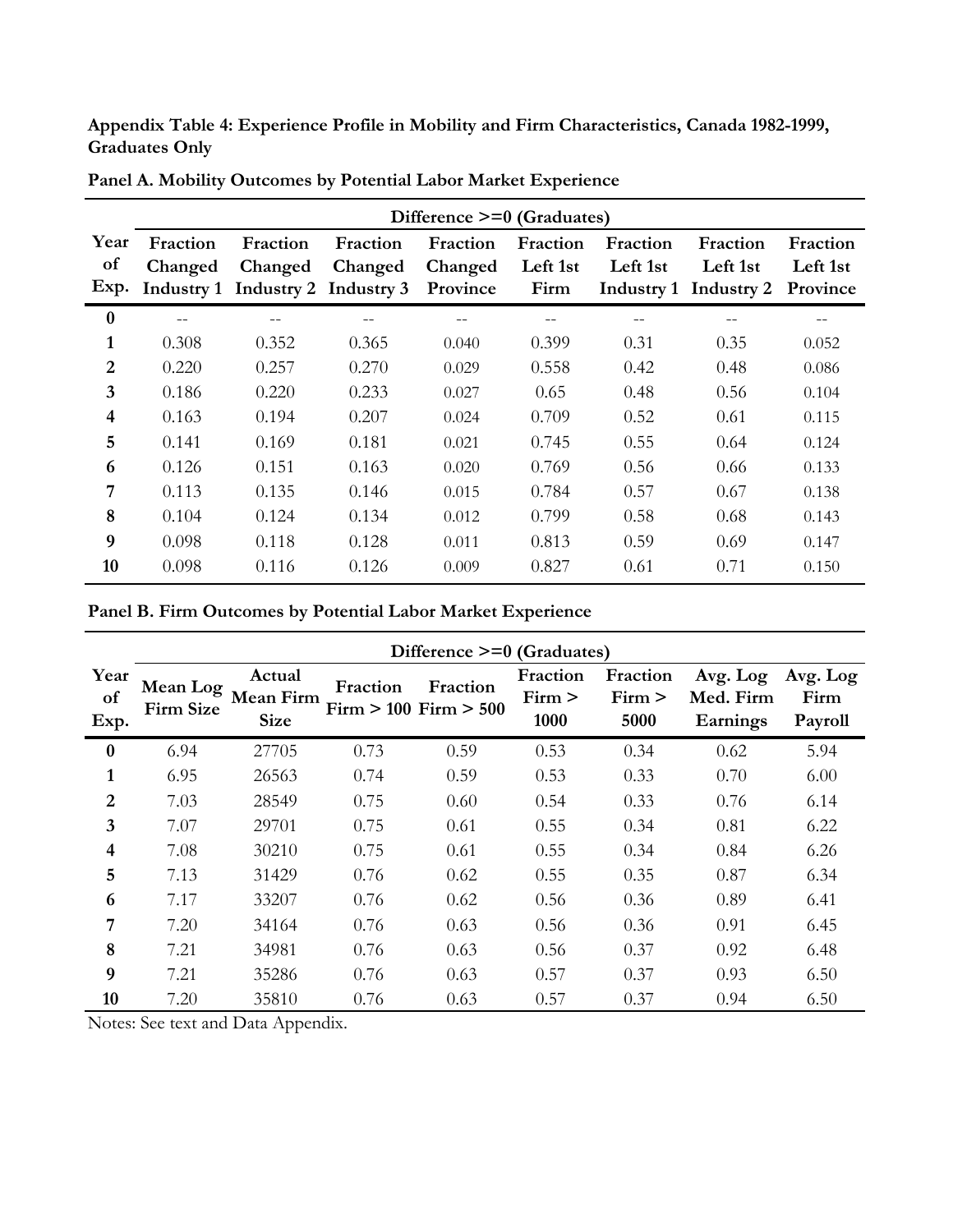**Appendix Table 4: Experience Profile in Mobility and Firm Characteristics, Canada 1982-1999, Graduates Only**

**Panel A. Mobility Outcomes by Potential Labor Market Experience**

| | Difference >=0 (Graduates) | | | | | | | |
|---|---|---|---|---|---|---|---|---|
| Year of Exp. | Fraction Changed Industry 1 | Fraction Changed Industry 2 | Fraction Changed Industry 3 | Fraction Changed Province | Fraction Left 1st Firm | Fraction Left 1st Industry 1 | Fraction Left 1st Industry 2 | Fraction Left 1st Province |
| **0** | -- | -- | -- | -- | -- | -- | -- | -- |
| **1** | 0.308 | 0.352 | 0.365 | 0.040 | 0.399 | 0.31 | 0.35 | 0.052 |
| **2** | 0.220 | 0.257 | 0.270 | 0.029 | 0.558 | 0.42 | 0.48 | 0.086 |
| **3** | 0.186 | 0.220 | 0.233 | 0.027 | 0.65 | 0.48 | 0.56 | 0.104 |
| **4** | 0.163 | 0.194 | 0.207 | 0.024 | 0.709 | 0.52 | 0.61 | 0.115 |
| **5** | 0.141 | 0.169 | 0.181 | 0.021 | 0.745 | 0.55 | 0.64 | 0.124 |
| **6** | 0.126 | 0.151 | 0.163 | 0.020 | 0.769 | 0.56 | 0.66 | 0.133 |
| **7** | 0.113 | 0.135 | 0.146 | 0.015 | 0.784 | 0.57 | 0.67 | 0.138 |
| **8** | 0.104 | 0.124 | 0.134 | 0.012 | 0.799 | 0.58 | 0.68 | 0.143 |
| **9** | 0.098 | 0.118 | 0.128 | 0.011 | 0.813 | 0.59 | 0.69 | 0.147 |
| **10** | 0.098 | 0.116 | 0.126 | 0.009 | 0.827 | 0.61 | 0.71 | 0.150 |

**Panel B. Firm Outcomes by Potential Labor Market Experience**

| | Difference >=0 (Graduates) | | | | | | | |
|---|---|---|---|---|---|---|---|---|
| Year of Exp. | Mean Log Firm Size | Actual Mean Firm Size | Fraction Firm > 100 | Fraction Firm > 500 | Fraction Firm > 1000 | Fraction Firm > 5000 | Avg. Log Med. Firm Earnings | Avg. Log Firm Payroll |
| **0** | 6.94 | 27705 | 0.73 | 0.59 | 0.53 | 0.34 | 0.62 | 5.94 |
| **1** | 6.95 | 26563 | 0.74 | 0.59 | 0.53 | 0.33 | 0.70 | 6.00 |
| **2** | 7.03 | 28549 | 0.75 | 0.60 | 0.54 | 0.33 | 0.76 | 6.14 |
| **3** | 7.07 | 29701 | 0.75 | 0.61 | 0.55 | 0.34 | 0.81 | 6.22 |
| **4** | 7.08 | 30210 | 0.75 | 0.61 | 0.55 | 0.34 | 0.84 | 6.26 |
| **5** | 7.13 | 31429 | 0.76 | 0.62 | 0.55 | 0.35 | 0.87 | 6.34 |
| **6** | 7.17 | 33207 | 0.76 | 0.62 | 0.56 | 0.36 | 0.89 | 6.41 |
| **7** | 7.20 | 34164 | 0.76 | 0.63 | 0.56 | 0.36 | 0.91 | 6.45 |
| **8** | 7.21 | 34981 | 0.76 | 0.63 | 0.56 | 0.37 | 0.92 | 6.48 |
| **9** | 7.21 | 35286 | 0.76 | 0.63 | 0.57 | 0.37 | 0.93 | 6.50 |
| **10** | 7.20 | 35810 | 0.76 | 0.63 | 0.57 | 0.37 | 0.94 | 6.50 |

Notes: See text and Data Appendix.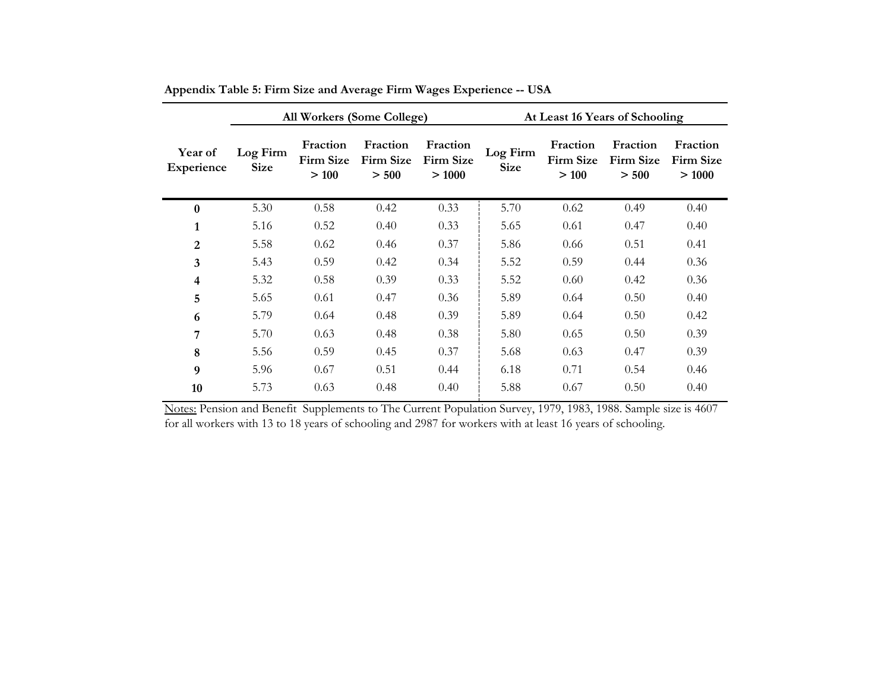**Appendix Table 5: Firm Size and Average Firm Wages Experience -- USA**

| Year of Experience | All Workers (Some College) | | | | At Least 16 Years of Schooling | | | |
|---|---|---|---|---|---|---|---|---|
| | Log Firm Size | Fraction Firm Size > 100 | Fraction Firm Size > 500 | Fraction Firm Size > 1000 | Log Firm Size | Fraction Firm Size > 100 | Fraction Firm Size > 500 | Fraction Firm Size > 1000 |
| **0** | 5.30 | 0.58 | 0.42 | 0.33 | 5.70 | 0.62 | 0.49 | 0.40 |
| **1** | 5.16 | 0.52 | 0.40 | 0.33 | 5.65 | 0.61 | 0.47 | 0.40 |
| **2** | 5.58 | 0.62 | 0.46 | 0.37 | 5.86 | 0.66 | 0.51 | 0.41 |
| **3** | 5.43 | 0.59 | 0.42 | 0.34 | 5.52 | 0.59 | 0.44 | 0.36 |
| **4** | 5.32 | 0.58 | 0.39 | 0.33 | 5.52 | 0.60 | 0.42 | 0.36 |
| **5** | 5.65 | 0.61 | 0.47 | 0.36 | 5.89 | 0.64 | 0.50 | 0.40 |
| **6** | 5.79 | 0.64 | 0.48 | 0.39 | 5.89 | 0.64 | 0.50 | 0.42 |
| **7** | 5.70 | 0.63 | 0.48 | 0.38 | 5.80 | 0.65 | 0.50 | 0.39 |
| **8** | 5.56 | 0.59 | 0.45 | 0.37 | 5.68 | 0.63 | 0.47 | 0.39 |
| **9** | 5.96 | 0.67 | 0.51 | 0.44 | 6.18 | 0.71 | 0.54 | 0.46 |
| **10** | 5.73 | 0.63 | 0.48 | 0.40 | 5.88 | 0.67 | 0.50 | 0.40 |

Notes: Pension and Benefit Supplements to The Current Population Survey, 1979, 1983, 1988. Sample size is 4607 for all workers with 13 to 18 years of schooling and 2987 for workers with at least 16 years of schooling.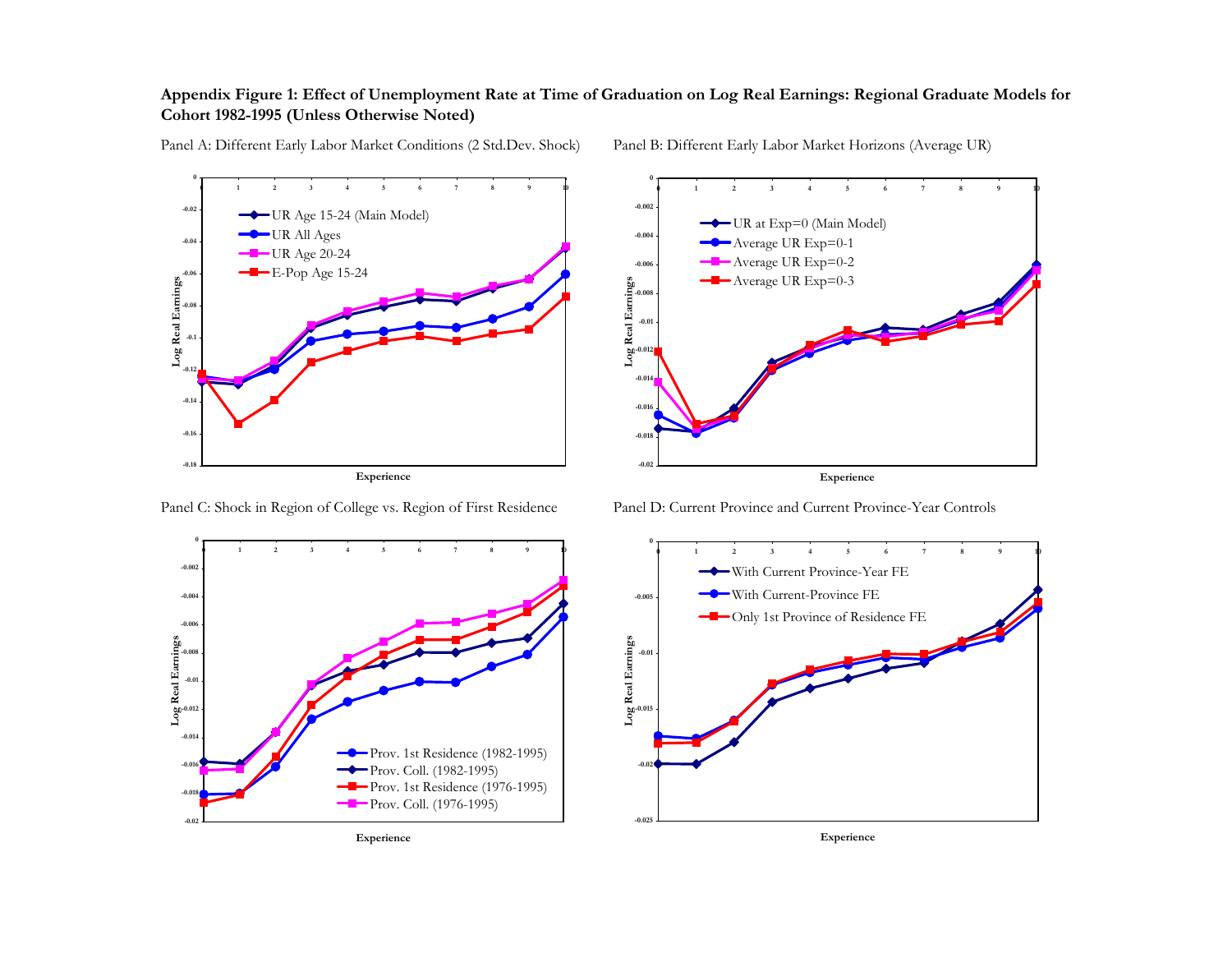**Appendix Figure 1: Effect of Unemployment Rate at Time of Graduation on Log Real Earnings: Regional Graduate Models for Cohort 1982-1995 (Unless Otherwise Noted)**

Panel A: Different Early Labor Market Conditions (2 Std.Dev. Shock)

Panel B: Different Early Labor Market Horizons (Average UR)

Panel C: Shock in Region of College vs. Region of First Residence

Panel D: Current Province and Current Province-Year Controls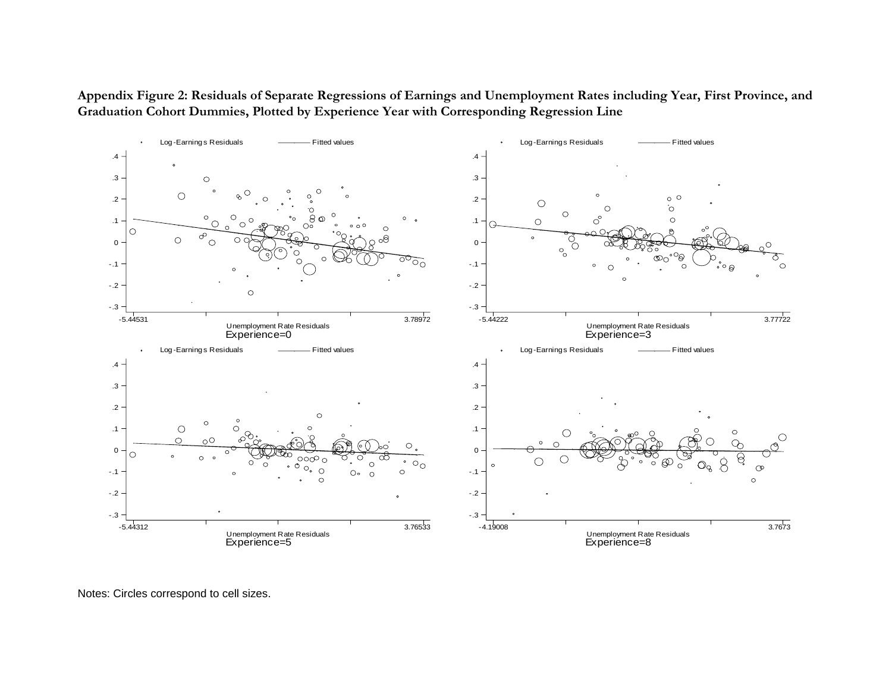**Appendix Figure 2: Residuals of Separate Regressions of Earnings and Unemployment Rates including Year, First Province, and Graduation Cohort Dummies, Plotted by Experience Year with Corresponding Regression Line**

Notes: Circles correspond to cell sizes.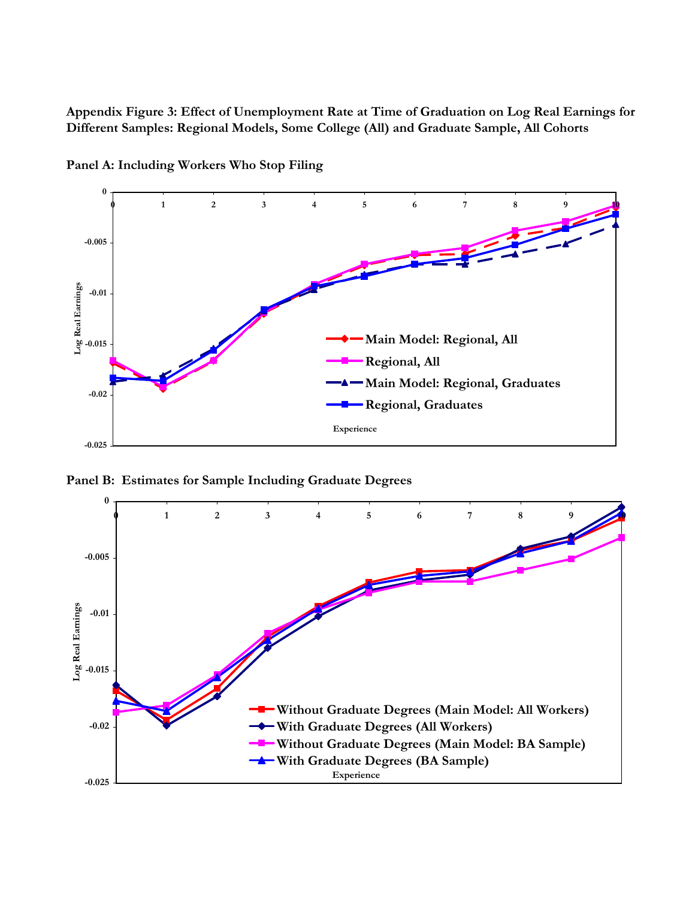**Appendix Figure 3: Effect of Unemployment Rate at Time of Graduation on Log Real Earnings for Different Samples: Regional Models, Some College (All) and Graduate Sample, All Cohorts**

**Panel A: Including Workers Who Stop Filing**

Log Real Earnings

Experience

- Main Model: Regional, All
- Regional, All
- Main Model: Regional, Graduates
- Regional, Graduates

**Panel B: Estimates for Sample Including Graduate Degrees**

Log Real Earnings

Experience

- Without Graduate Degrees (Main Model: All Workers)
- With Graduate Degrees (All Workers)
- Without Graduate Degrees (Main Model: BA Sample)
- With Graduate Degrees (BA Sample)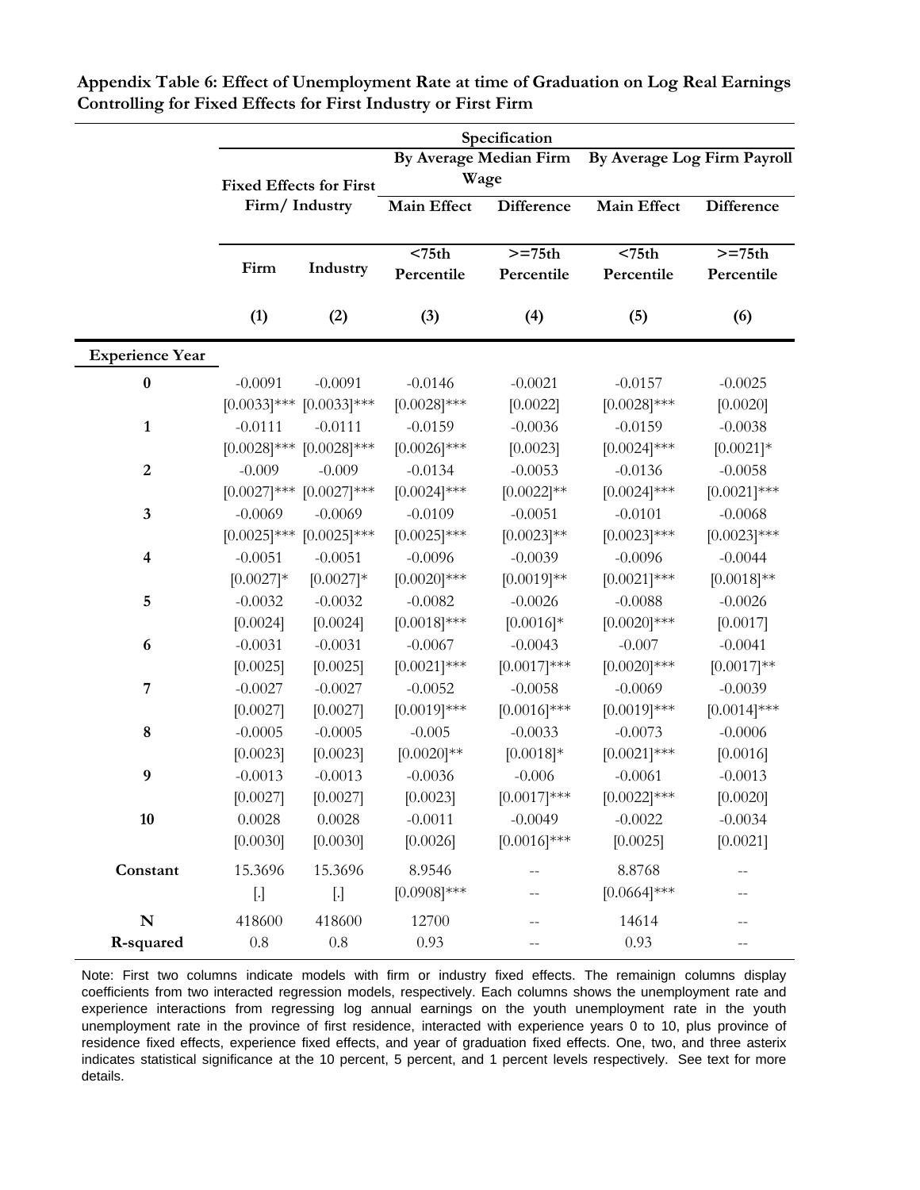**Appendix Table 6: Effect of Unemployment Rate at time of Graduation on Log Real Earnings Controlling for Fixed Effects for First Industry or First Firm**

| | Specification | | | | | |
|---|---|---|---|---|---|---|
| | Fixed Effects for First Firm/ Industry | | By Average Median Firm Wage | | By Average Log Firm Payroll | |
| | | | Main Effect | Difference | Main Effect | Difference |
| | Firm | Industry | <75th Percentile | >=75th Percentile | <75th Percentile | >=75th Percentile |
| | (1) | (2) | (3) | (4) | (5) | (6) |
| **Experience Year** | | | | | | |
| **0** | -0.0091 | -0.0091 | -0.0146 | -0.0021 | -0.0157 | -0.0025 |
| | [0.0033]*** | [0.0033]*** | [0.0028]*** | [0.0022] | [0.0028]*** | [0.0020] |
| **1** | -0.0111 | -0.0111 | -0.0159 | -0.0036 | -0.0159 | -0.0038 |
| | [0.0028]*** | [0.0028]*** | [0.0026]*** | [0.0023] | [0.0024]*** | [0.0021]* |
| **2** | -0.009 | -0.009 | -0.0134 | -0.0053 | -0.0136 | -0.0058 |
| | [0.0027]*** | [0.0027]*** | [0.0024]*** | [0.0022]** | [0.0024]*** | [0.0021]*** |
| **3** | -0.0069 | -0.0069 | -0.0109 | -0.0051 | -0.0101 | -0.0068 |
| | [0.0025]*** | [0.0025]*** | [0.0025]*** | [0.0023]** | [0.0023]*** | [0.0023]*** |
| **4** | -0.0051 | -0.0051 | -0.0096 | -0.0039 | -0.0096 | -0.0044 |
| | [0.0027]* | [0.0027]* | [0.0020]*** | [0.0019]** | [0.0021]*** | [0.0018]** |
| **5** | -0.0032 | -0.0032 | -0.0082 | -0.0026 | -0.0088 | -0.0026 |
| | [0.0024] | [0.0024] | [0.0018]*** | [0.0016]* | [0.0020]*** | [0.0017] |
| **6** | -0.0031 | -0.0031 | -0.0067 | -0.0043 | -0.007 | -0.0041 |
| | [0.0025] | [0.0025] | [0.0021]*** | [0.0017]*** | [0.0020]*** | [0.0017]** |
| **7** | -0.0027 | -0.0027 | -0.0052 | -0.0058 | -0.0069 | -0.0039 |
| | [0.0027] | [0.0027] | [0.0019]*** | [0.0016]*** | [0.0019]*** | [0.0014]*** |
| **8** | -0.0005 | -0.0005 | -0.005 | -0.0033 | -0.0073 | -0.0006 |
| | [0.0023] | [0.0023] | [0.0020]** | [0.0018]* | [0.0021]*** | [0.0016] |
| **9** | -0.0013 | -0.0013 | -0.0036 | -0.006 | -0.0061 | -0.0013 |
| | [0.0027] | [0.0027] | [0.0023] | [0.0017]*** | [0.0022]*** | [0.0020] |
| **10** | 0.0028 | 0.0028 | -0.0011 | -0.0049 | -0.0022 | -0.0034 |
| | [0.0030] | [0.0030] | [0.0026] | [0.0016]*** | [0.0025] | [0.0021] |
| **Constant** | 15.3696 | 15.3696 | 8.9546 | -- | 8.8768 | -- |
| | [.] | [.] | [0.0908]*** | -- | [0.0664]*** | -- |
| **N** | 418600 | 418600 | 12700 | -- | 14614 | -- |
| **R-squared** | 0.8 | 0.8 | 0.93 | -- | 0.93 | -- |

Note: First two columns indicate models with firm or industry fixed effects. The remainign columns display coefficients from two interacted regression models, respectively. Each columns shows the unemployment rate and experience interactions from regressing log annual earnings on the youth unemployment rate in the youth unemployment rate in the province of first residence, interacted with experience years 0 to 10, plus province of residence fixed effects, experience fixed effects, and year of graduation fixed effects. One, two, and three asterix indicates statistical significance at the 10 percent, 5 percent, and 1 percent levels respectively. See text for more details.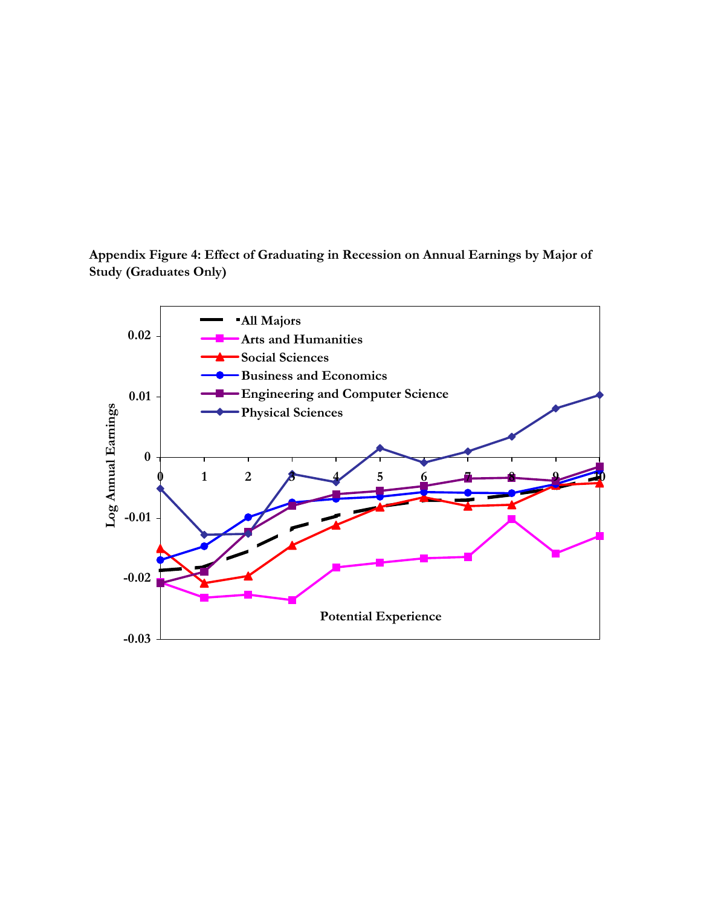**Appendix Figure 4: Effect of Graduating in Recession on Annual Earnings by Major of Study (Graduates Only)**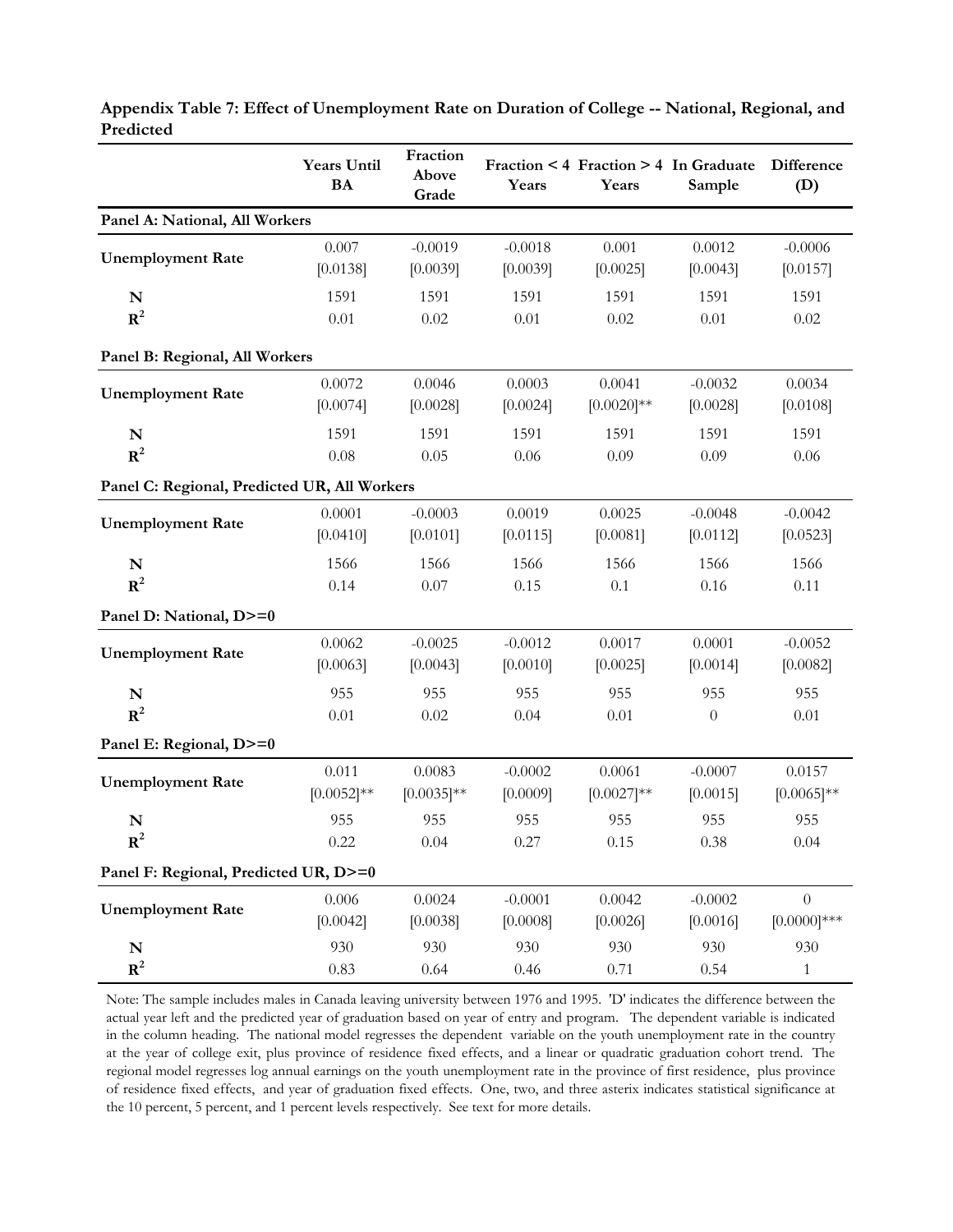**Appendix Table 7: Effect of Unemployment Rate on Duration of College -- National, Regional, and Predicted**

| | Years Until BA | Fraction Above Grade | Fraction < 4 Years | Fraction > 4 Years | In Graduate Sample | Difference (D) |
|---|---|---|---|---|---|---|
| **Panel A: National, All Workers** | | | | | | |
| **Unemployment Rate** | 0.007 | -0.0019 | -0.0018 | 0.001 | 0.0012 | -0.0006 |
| | [0.0138] | [0.0039] | [0.0039] | [0.0025] | [0.0043] | [0.0157] |
| **N** | 1591 | 1591 | 1591 | 1591 | 1591 | 1591 |
| $\mathbf{R^2}$ | 0.01 | 0.02 | 0.01 | 0.02 | 0.01 | 0.02 |
| **Panel B: Regional, All Workers** | | | | | | |
| **Unemployment Rate** | 0.0072 | 0.0046 | 0.0003 | 0.0041 | -0.0032 | 0.0034 |
| | [0.0074] | [0.0028] | [0.0024] | [0.0020]** | [0.0028] | [0.0108] |
| **N** | 1591 | 1591 | 1591 | 1591 | 1591 | 1591 |
| $\mathbf{R^2}$ | 0.08 | 0.05 | 0.06 | 0.09 | 0.09 | 0.06 |
| **Panel C: Regional, Predicted UR, All Workers** | | | | | | |
| **Unemployment Rate** | 0.0001 | -0.0003 | 0.0019 | 0.0025 | -0.0048 | -0.0042 |
| | [0.0410] | [0.0101] | [0.0115] | [0.0081] | [0.0112] | [0.0523] |
| **N** | 1566 | 1566 | 1566 | 1566 | 1566 | 1566 |
| $\mathbf{R^2}$ | 0.14 | 0.07 | 0.15 | 0.1 | 0.16 | 0.11 |
| **Panel D: National, D>=0** | | | | | | |
| **Unemployment Rate** | 0.0062 | -0.0025 | -0.0012 | 0.0017 | 0.0001 | -0.0052 |
| | [0.0063] | [0.0043] | [0.0010] | [0.0025] | [0.0014] | [0.0082] |
| **N** | 955 | 955 | 955 | 955 | 955 | 955 |
| $\mathbf{R^2}$ | 0.01 | 0.02 | 0.04 | 0.01 | 0 | 0.01 |
| **Panel E: Regional, D>=0** | | | | | | |
| **Unemployment Rate** | 0.011 | 0.0083 | -0.0002 | 0.0061 | -0.0007 | 0.0157 |
| | [0.0052]** | [0.0035]** | [0.0009] | [0.0027]** | [0.0015] | [0.0065]** |
| **N** | 955 | 955 | 955 | 955 | 955 | 955 |
| $\mathbf{R^2}$ | 0.22 | 0.04 | 0.27 | 0.15 | 0.38 | 0.04 |
| **Panel F: Regional, Predicted UR, D>=0** | | | | | | |
| **Unemployment Rate** | 0.006 | 0.0024 | -0.0001 | 0.0042 | -0.0002 | 0 |
| | [0.0042] | [0.0038] | [0.0008] | [0.0026] | [0.0016] | [0.0000]*** |
| **N** | 930 | 930 | 930 | 930 | 930 | 930 |
| $\mathbf{R^2}$ | 0.83 | 0.64 | 0.46 | 0.71 | 0.54 | 1 |

Note: The sample includes males in Canada leaving university between 1976 and 1995. 'D' indicates the difference between the actual year left and the predicted year of graduation based on year of entry and program. The dependent variable is indicated in the column heading. The national model regresses the dependent variable on the youth unemployment rate in the country at the year of college exit, plus province of residence fixed effects, and a linear or quadratic graduation cohort trend. The regional model regresses log annual earnings on the youth unemployment rate in the province of first residence, plus province of residence fixed effects, and year of graduation fixed effects. One, two, and three asterix indicates statistical significance at the 10 percent, 5 percent, and 1 percent levels respectively. See text for more details.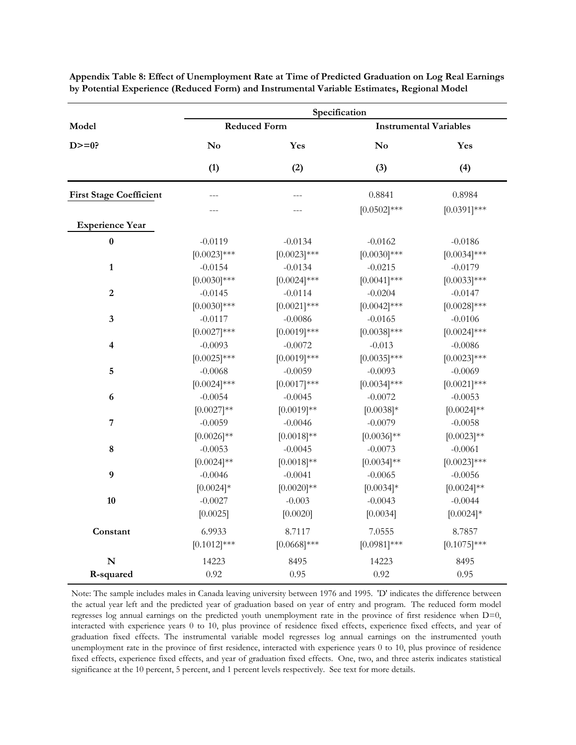**Appendix Table 8: Effect of Unemployment Rate at Time of Predicted Graduation on Log Real Earnings by Potential Experience (Reduced Form) and Instrumental Variable Estimates, Regional Model**

| | Specification | | | |
|---|---|---|---|---|
| **Model** | **Reduced Form** | | **Instrumental Variables** | |
| **D>=0?** | **No** | **Yes** | **No** | **Yes** |
| | **(1)** | **(2)** | **(3)** | **(4)** |
| **First Stage Coefficient** | --- | --- | 0.8841 | 0.8984 |
| | --- | --- | [0.0502]*** | [0.0391]*** |
| **Experience Year** | | | | |
| **0** | -0.0119 | -0.0134 | -0.0162 | -0.0186 |
| | [0.0023]*** | [0.0023]*** | [0.0030]*** | [0.0034]*** |
| **1** | -0.0154 | -0.0134 | -0.0215 | -0.0179 |
| | [0.0030]*** | [0.0024]*** | [0.0041]*** | [0.0033]*** |
| **2** | -0.0145 | -0.0114 | -0.0204 | -0.0147 |
| | [0.0030]*** | [0.0021]*** | [0.0042]*** | [0.0028]*** |
| **3** | -0.0117 | -0.0086 | -0.0165 | -0.0106 |
| | [0.0027]*** | [0.0019]*** | [0.0038]*** | [0.0024]*** |
| **4** | -0.0093 | -0.0072 | -0.013 | -0.0086 |
| | [0.0025]*** | [0.0019]*** | [0.0035]*** | [0.0023]*** |
| **5** | -0.0068 | -0.0059 | -0.0093 | -0.0069 |
| | [0.0024]*** | [0.0017]*** | [0.0034]*** | [0.0021]*** |
| **6** | -0.0054 | -0.0045 | -0.0072 | -0.0053 |
| | [0.0027]** | [0.0019]** | [0.0038]* | [0.0024]** |
| **7** | -0.0059 | -0.0046 | -0.0079 | -0.0058 |
| | [0.0026]** | [0.0018]** | [0.0036]** | [0.0023]** |
| **8** | -0.0053 | -0.0045 | -0.0073 | -0.0061 |
| | [0.0024]** | [0.0018]** | [0.0034]** | [0.0023]*** |
| **9** | -0.0046 | -0.0041 | -0.0065 | -0.0056 |
| | [0.0024]* | [0.0020]** | [0.0034]* | [0.0024]** |
| **10** | -0.0027 | -0.003 | -0.0043 | -0.0044 |
| | [0.0025] | [0.0020] | [0.0034] | [0.0024]* |
| **Constant** | 6.9933 | 8.7117 | 7.0555 | 8.7857 |
| | [0.1012]*** | [0.0668]*** | [0.0981]*** | [0.1075]*** |
| **N** | 14223 | 8495 | 14223 | 8495 |
| **R-squared** | 0.92 | 0.95 | 0.92 | 0.95 |

Note: The sample includes males in Canada leaving university between 1976 and 1995. 'D' indicates the difference between the actual year left and the predicted year of graduation based on year of entry and program. The reduced form model regresses log annual earnings on the predicted youth unemployment rate in the province of first residence when D=0, interacted with experience years 0 to 10, plus province of residence fixed effects, experience fixed effects, and year of graduation fixed effects. The instrumental variable model regresses log annual earnings on the instrumented youth unemployment rate in the province of first residence, interacted with experience years 0 to 10, plus province of residence fixed effects, experience fixed effects, and year of graduation fixed effects. One, two, and three asterix indicates statistical significance at the 10 percent, 5 percent, and 1 percent levels respectively. See text for more details.